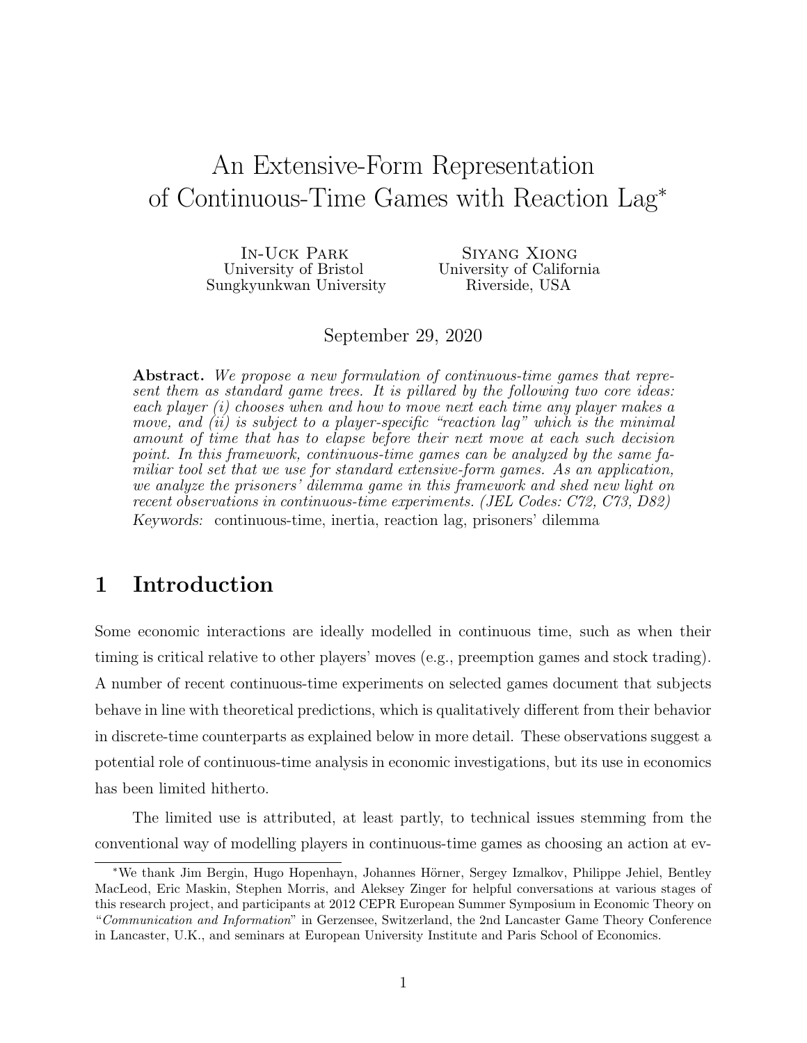# An Extensive-Form Representation of Continuous-Time Games with Reaction Lag*

In-Uck Park
University of Bristol
Sungkyunkwan University

Siyang Xiong
University of California
Riverside, USA

September 29, 2020

**Abstract.** *We propose a new formulation of continuous-time games that represent them as standard game trees. It is pillared by the following two core ideas: each player (i) chooses when and how to move next each time any player makes a move, and (ii) is subject to a player-specific "reaction lag" which is the minimal amount of time that has to elapse before their next move at each such decision point. In this framework, continuous-time games can be analyzed by the same familiar tool set that we use for standard extensive-form games. As an application, we analyze the prisoners' dilemma game in this framework and shed new light on recent observations in continuous-time experiments. (JEL Codes: C72, C73, D82)*

*Keywords:* continuous-time, inertia, reaction lag, prisoners' dilemma

## 1 Introduction

Some economic interactions are ideally modelled in continuous time, such as when their timing is critical relative to other players' moves (e.g., preemption games and stock trading). A number of recent continuous-time experiments on selected games document that subjects behave in line with theoretical predictions, which is qualitatively different from their behavior in discrete-time counterparts as explained below in more detail. These observations suggest a potential role of continuous-time analysis in economic investigations, but its use in economics has been limited hitherto.

The limited use is attributed, at least partly, to technical issues stemming from the conventional way of modelling players in continuous-time games as choosing an action at ev-

*We thank Jim Bergin, Hugo Hopenhayn, Johannes Hörner, Sergey Izmalkov, Philippe Jehiel, Bentley MacLeod, Eric Maskin, Stephen Morris, and Aleksey Zinger for helpful conversations at various stages of this research project, and participants at 2012 CEPR European Summer Symposium in Economic Theory on "*Communication and Information*" in Gerzensee, Switzerland, the 2nd Lancaster Game Theory Conference in Lancaster, U.K., and seminars at European University Institute and Paris School of Economics.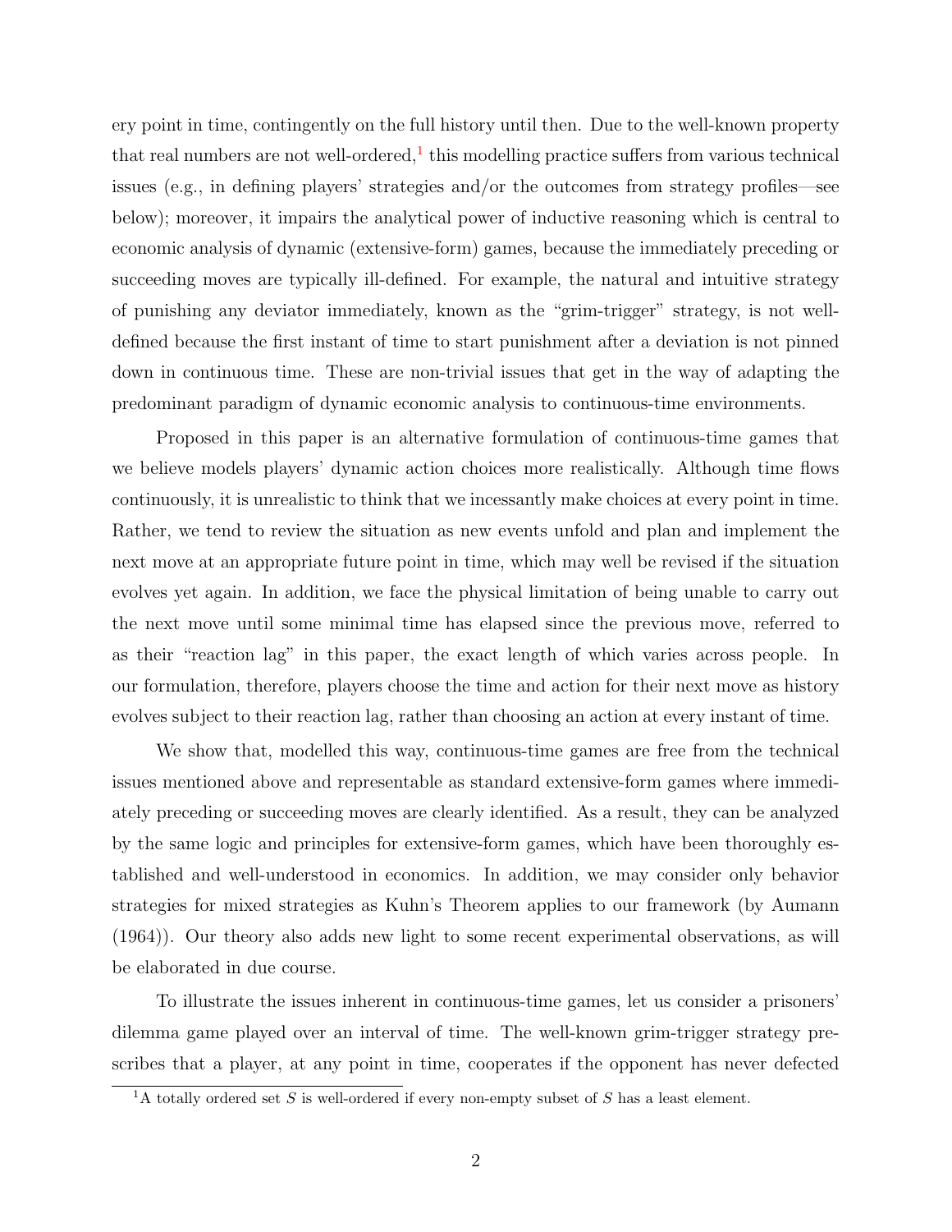ery point in time, contingently on the full history until then. Due to the well-known property that real numbers are not well-ordered,[1] this modelling practice suffers from various technical issues (e.g., in defining players' strategies and/or the outcomes from strategy profiles—see below); moreover, it impairs the analytical power of inductive reasoning which is central to economic analysis of dynamic (extensive-form) games, because the immediately preceding or succeeding moves are typically ill-defined. For example, the natural and intuitive strategy of punishing any deviator immediately, known as the "grim-trigger" strategy, is not well-defined because the first instant of time to start punishment after a deviation is not pinned down in continuous time. These are non-trivial issues that get in the way of adapting the predominant paradigm of dynamic economic analysis to continuous-time environments.

Proposed in this paper is an alternative formulation of continuous-time games that we believe models players' dynamic action choices more realistically. Although time flows continuously, it is unrealistic to think that we incessantly make choices at every point in time. Rather, we tend to review the situation as new events unfold and plan and implement the next move at an appropriate future point in time, which may well be revised if the situation evolves yet again. In addition, we face the physical limitation of being unable to carry out the next move until some minimal time has elapsed since the previous move, referred to as their "reaction lag" in this paper, the exact length of which varies across people. In our formulation, therefore, players choose the time and action for their next move as history evolves subject to their reaction lag, rather than choosing an action at every instant of time.

We show that, modelled this way, continuous-time games are free from the technical issues mentioned above and representable as standard extensive-form games where immediately preceding or succeeding moves are clearly identified. As a result, they can be analyzed by the same logic and principles for extensive-form games, which have been thoroughly established and well-understood in economics. In addition, we may consider only behavior strategies for mixed strategies as Kuhn's Theorem applies to our framework (by Aumann (1964)). Our theory also adds new light to some recent experimental observations, as will be elaborated in due course.

To illustrate the issues inherent in continuous-time games, let us consider a prisoners' dilemma game played over an interval of time. The well-known grim-trigger strategy prescribes that a player, at any point in time, cooperates if the opponent has never defected

[1] A totally ordered set $S$ is well-ordered if every non-empty subset of $S$ has a least element.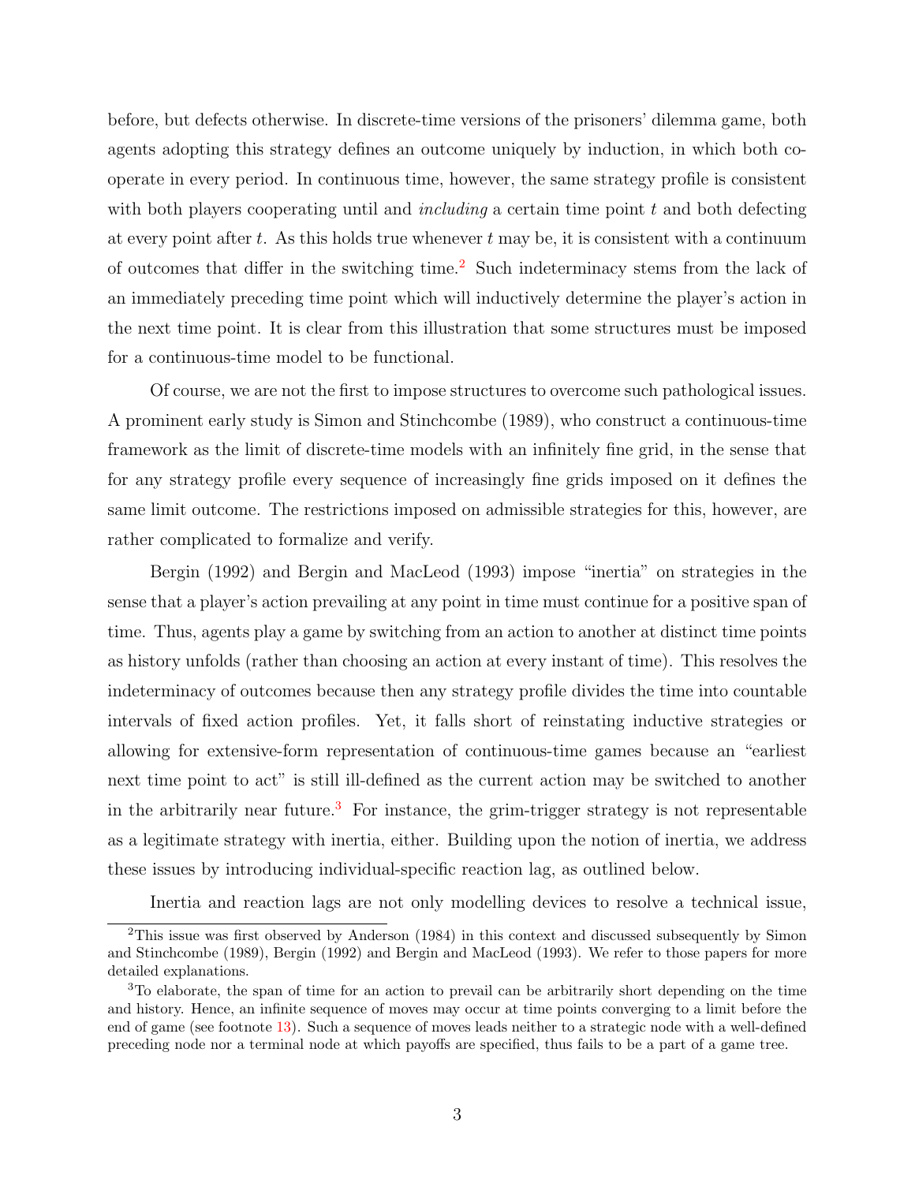before, but defects otherwise. In discrete-time versions of the prisoners' dilemma game, both agents adopting this strategy defines an outcome uniquely by induction, in which both cooperate in every period. In continuous time, however, the same strategy profile is consistent with both players cooperating until and *including* a certain time point $t$ and both defecting at every point after $t$. As this holds true whenever $t$ may be, it is consistent with a continuum of outcomes that differ in the switching time.[2] Such indeterminacy stems from the lack of an immediately preceding time point which will inductively determine the player's action in the next time point. It is clear from this illustration that some structures must be imposed for a continuous-time model to be functional.

Of course, we are not the first to impose structures to overcome such pathological issues. A prominent early study is Simon and Stinchcombe (1989), who construct a continuous-time framework as the limit of discrete-time models with an infinitely fine grid, in the sense that for any strategy profile every sequence of increasingly fine grids imposed on it defines the same limit outcome. The restrictions imposed on admissible strategies for this, however, are rather complicated to formalize and verify.

Bergin (1992) and Bergin and MacLeod (1993) impose "inertia" on strategies in the sense that a player's action prevailing at any point in time must continue for a positive span of time. Thus, agents play a game by switching from an action to another at distinct time points as history unfolds (rather than choosing an action at every instant of time). This resolves the indeterminacy of outcomes because then any strategy profile divides the time into countable intervals of fixed action profiles. Yet, it falls short of reinstating inductive strategies or allowing for extensive-form representation of continuous-time games because an "earliest next time point to act" is still ill-defined as the current action may be switched to another in the arbitrarily near future.[3] For instance, the grim-trigger strategy is not representable as a legitimate strategy with inertia, either. Building upon the notion of inertia, we address these issues by introducing individual-specific reaction lag, as outlined below.

Inertia and reaction lags are not only modelling devices to resolve a technical issue,

---

[2] This issue was first observed by Anderson (1984) in this context and discussed subsequently by Simon and Stinchcombe (1989), Bergin (1992) and Bergin and MacLeod (1993). We refer to those papers for more detailed explanations.

[3] To elaborate, the span of time for an action to prevail can be arbitrarily short depending on the time and history. Hence, an infinite sequence of moves may occur at time points converging to a limit before the end of game (see footnote 13). Such a sequence of moves leads neither to a strategic node with a well-defined preceding node nor a terminal node at which payoffs are specified, thus fails to be a part of a game tree.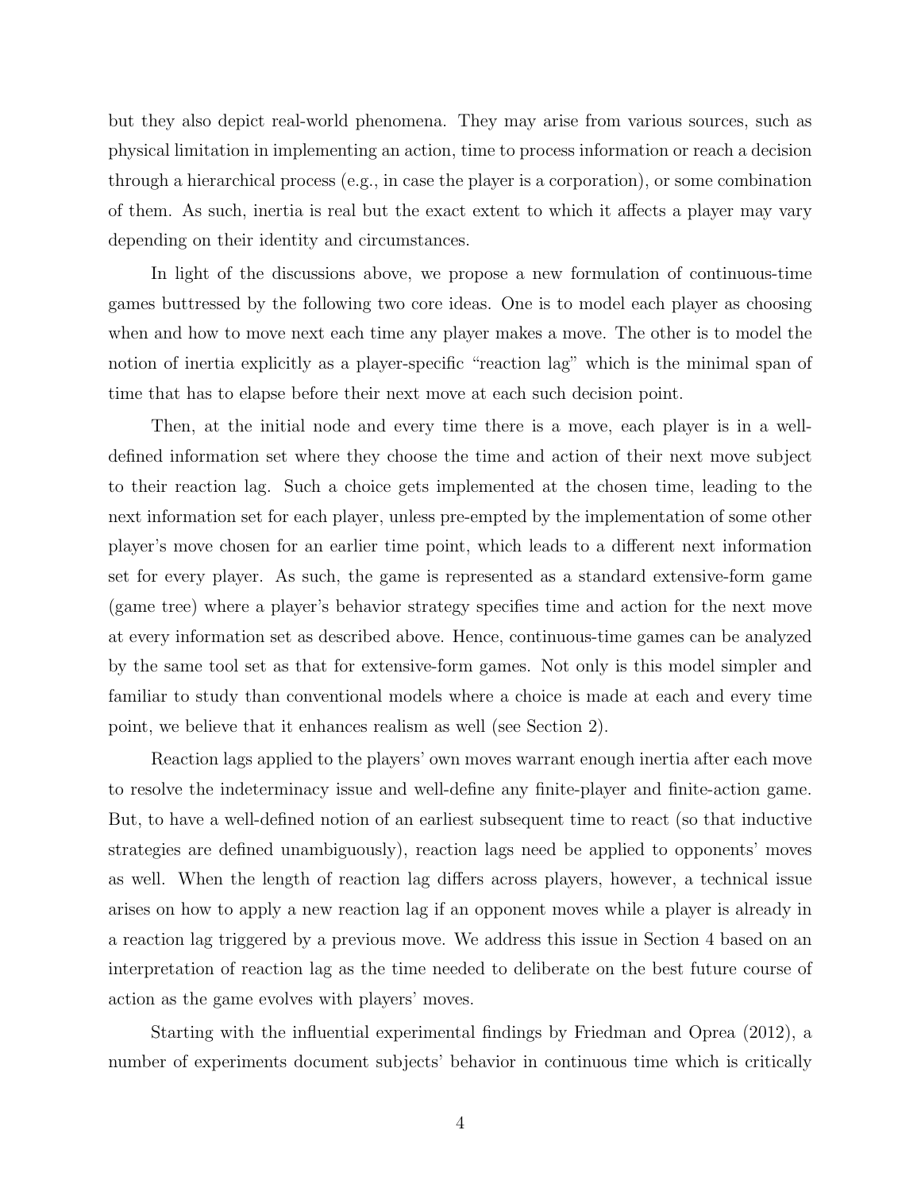but they also depict real-world phenomena. They may arise from various sources, such as physical limitation in implementing an action, time to process information or reach a decision through a hierarchical process (e.g., in case the player is a corporation), or some combination of them. As such, inertia is real but the exact extent to which it affects a player may vary depending on their identity and circumstances.

In light of the discussions above, we propose a new formulation of continuous-time games buttressed by the following two core ideas. One is to model each player as choosing when and how to move next each time any player makes a move. The other is to model the notion of inertia explicitly as a player-specific "reaction lag" which is the minimal span of time that has to elapse before their next move at each such decision point.

Then, at the initial node and every time there is a move, each player is in a well-defined information set where they choose the time and action of their next move subject to their reaction lag. Such a choice gets implemented at the chosen time, leading to the next information set for each player, unless pre-empted by the implementation of some other player's move chosen for an earlier time point, which leads to a different next information set for every player. As such, the game is represented as a standard extensive-form game (game tree) where a player's behavior strategy specifies time and action for the next move at every information set as described above. Hence, continuous-time games can be analyzed by the same tool set as that for extensive-form games. Not only is this model simpler and familiar to study than conventional models where a choice is made at each and every time point, we believe that it enhances realism as well (see Section 2).

Reaction lags applied to the players' own moves warrant enough inertia after each move to resolve the indeterminacy issue and well-define any finite-player and finite-action game. But, to have a well-defined notion of an earliest subsequent time to react (so that inductive strategies are defined unambiguously), reaction lags need be applied to opponents' moves as well. When the length of reaction lag differs across players, however, a technical issue arises on how to apply a new reaction lag if an opponent moves while a player is already in a reaction lag triggered by a previous move. We address this issue in Section 4 based on an interpretation of reaction lag as the time needed to deliberate on the best future course of action as the game evolves with players' moves.

Starting with the influential experimental findings by Friedman and Oprea (2012), a number of experiments document subjects' behavior in continuous time which is critically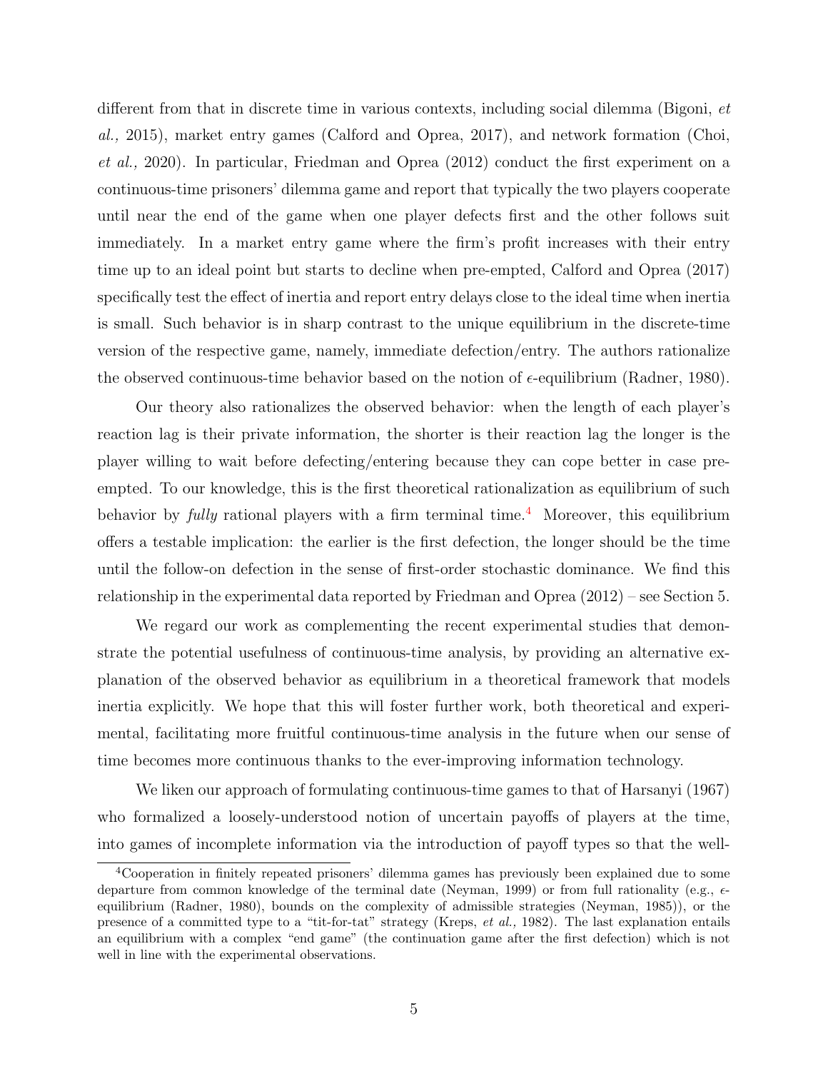different from that in discrete time in various contexts, including social dilemma (Bigoni, *et al.,* 2015), market entry games (Calford and Oprea, 2017), and network formation (Choi, *et al.,* 2020). In particular, Friedman and Oprea (2012) conduct the first experiment on a continuous-time prisoners' dilemma game and report that typically the two players cooperate until near the end of the game when one player defects first and the other follows suit immediately. In a market entry game where the firm's profit increases with their entry time up to an ideal point but starts to decline when pre-empted, Calford and Oprea (2017) specifically test the effect of inertia and report entry delays close to the ideal time when inertia is small. Such behavior is in sharp contrast to the unique equilibrium in the discrete-time version of the respective game, namely, immediate defection/entry. The authors rationalize the observed continuous-time behavior based on the notion of $\epsilon$-equilibrium (Radner, 1980).

Our theory also rationalizes the observed behavior: when the length of each player's reaction lag is their private information, the shorter is their reaction lag the longer is the player willing to wait before defecting/entering because they can cope better in case pre-empted. To our knowledge, this is the first theoretical rationalization as equilibrium of such behavior by *fully* rational players with a firm terminal time.[4] Moreover, this equilibrium offers a testable implication: the earlier is the first defection, the longer should be the time until the follow-on defection in the sense of first-order stochastic dominance. We find this relationship in the experimental data reported by Friedman and Oprea (2012) – see Section 5.

We regard our work as complementing the recent experimental studies that demonstrate the potential usefulness of continuous-time analysis, by providing an alternative explanation of the observed behavior as equilibrium in a theoretical framework that models inertia explicitly. We hope that this will foster further work, both theoretical and experimental, facilitating more fruitful continuous-time analysis in the future when our sense of time becomes more continuous thanks to the ever-improving information technology.

We liken our approach of formulating continuous-time games to that of Harsanyi (1967) who formalized a loosely-understood notion of uncertain payoffs of players at the time, into games of incomplete information via the introduction of payoff types so that the well-

[4] Cooperation in finitely repeated prisoners' dilemma games has previously been explained due to some departure from common knowledge of the terminal date (Neyman, 1999) or from full rationality (e.g., $\epsilon$-equilibrium (Radner, 1980), bounds on the complexity of admissible strategies (Neyman, 1985)), or the presence of a committed type to a "tit-for-tat" strategy (Kreps, *et al.,* 1982). The last explanation entails an equilibrium with a complex "end game" (the continuation game after the first defection) which is not well in line with the experimental observations.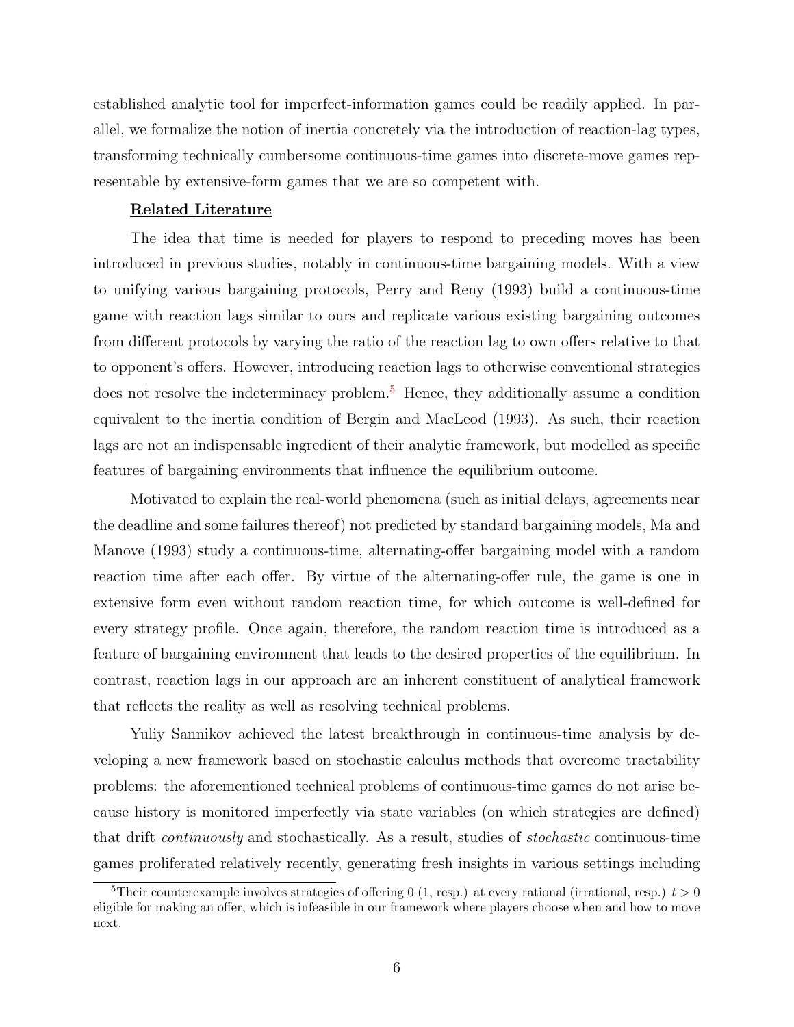established analytic tool for imperfect-information games could be readily applied. In parallel, we formalize the notion of inertia concretely via the introduction of reaction-lag types, transforming technically cumbersome continuous-time games into discrete-move games representable by extensive-form games that we are so competent with.

**Related Literature**

The idea that time is needed for players to respond to preceding moves has been introduced in previous studies, notably in continuous-time bargaining models. With a view to unifying various bargaining protocols, Perry and Reny (1993) build a continuous-time game with reaction lags similar to ours and replicate various existing bargaining outcomes from different protocols by varying the ratio of the reaction lag to own offers relative to that to opponent's offers. However, introducing reaction lags to otherwise conventional strategies does not resolve the indeterminacy problem.[5] Hence, they additionally assume a condition equivalent to the inertia condition of Bergin and MacLeod (1993). As such, their reaction lags are not an indispensable ingredient of their analytic framework, but modelled as specific features of bargaining environments that influence the equilibrium outcome.

Motivated to explain the real-world phenomena (such as initial delays, agreements near the deadline and some failures thereof) not predicted by standard bargaining models, Ma and Manove (1993) study a continuous-time, alternating-offer bargaining model with a random reaction time after each offer. By virtue of the alternating-offer rule, the game is one in extensive form even without random reaction time, for which outcome is well-defined for every strategy profile. Once again, therefore, the random reaction time is introduced as a feature of bargaining environment that leads to the desired properties of the equilibrium. In contrast, reaction lags in our approach are an inherent constituent of analytical framework that reflects the reality as well as resolving technical problems.

Yuliy Sannikov achieved the latest breakthrough in continuous-time analysis by developing a new framework based on stochastic calculus methods that overcome tractability problems: the aforementioned technical problems of continuous-time games do not arise because history is monitored imperfectly via state variables (on which strategies are defined) that drift *continuously* and stochastically. As a result, studies of *stochastic* continuous-time games proliferated relatively recently, generating fresh insights in various settings including

[5] Their counterexample involves strategies of offering 0 (1, resp.) at every rational (irrational, resp.) $t > 0$ eligible for making an offer, which is infeasible in our framework where players choose when and how to move next.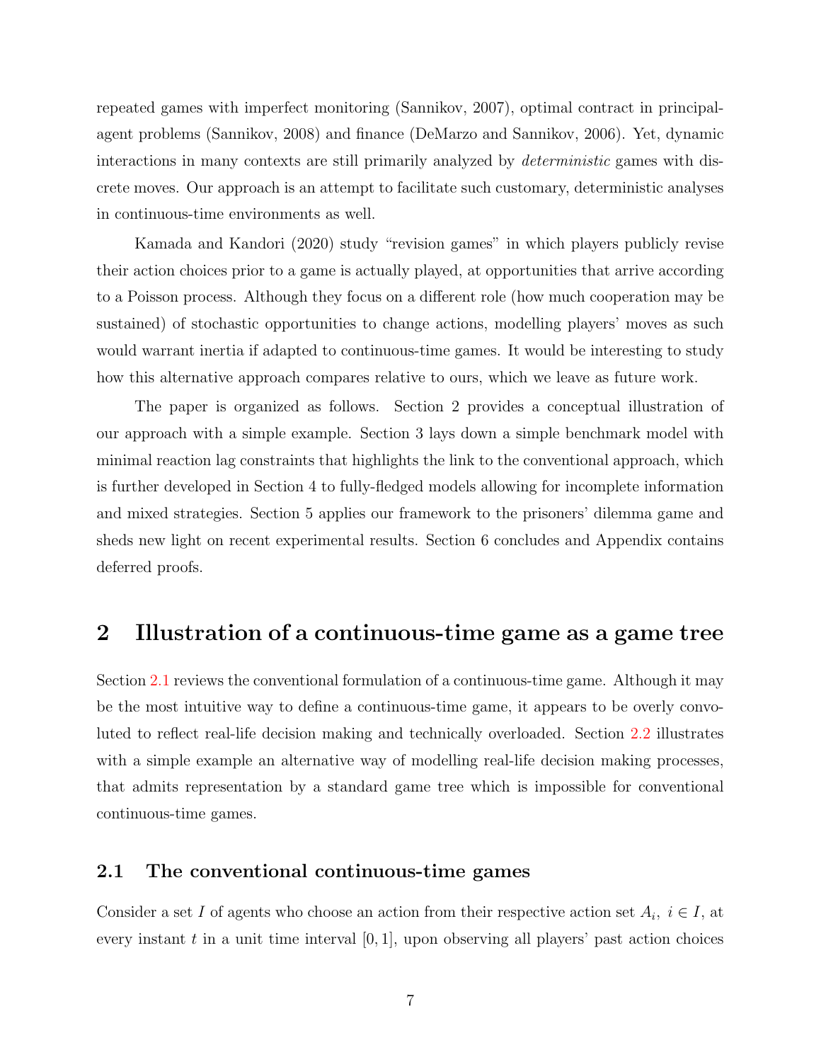repeated games with imperfect monitoring (Sannikov, 2007), optimal contract in principal-agent problems (Sannikov, 2008) and finance (DeMarzo and Sannikov, 2006). Yet, dynamic interactions in many contexts are still primarily analyzed by *deterministic* games with discrete moves. Our approach is an attempt to facilitate such customary, deterministic analyses in continuous-time environments as well.

Kamada and Kandori (2020) study "revision games" in which players publicly revise their action choices prior to a game is actually played, at opportunities that arrive according to a Poisson process. Although they focus on a different role (how much cooperation may be sustained) of stochastic opportunities to change actions, modelling players' moves as such would warrant inertia if adapted to continuous-time games. It would be interesting to study how this alternative approach compares relative to ours, which we leave as future work.

The paper is organized as follows. Section 2 provides a conceptual illustration of our approach with a simple example. Section 3 lays down a simple benchmark model with minimal reaction lag constraints that highlights the link to the conventional approach, which is further developed in Section 4 to fully-fledged models allowing for incomplete information and mixed strategies. Section 5 applies our framework to the prisoners' dilemma game and sheds new light on recent experimental results. Section 6 concludes and Appendix contains deferred proofs.

# 2 Illustration of a continuous-time game as a game tree

Section 2.1 reviews the conventional formulation of a continuous-time game. Although it may be the most intuitive way to define a continuous-time game, it appears to be overly convoluted to reflect real-life decision making and technically overloaded. Section 2.2 illustrates with a simple example an alternative way of modelling real-life decision making processes, that admits representation by a standard game tree which is impossible for conventional continuous-time games.

## 2.1 The conventional continuous-time games

Consider a set $I$ of agents who choose an action from their respective action set $A_i,\ i \in I$, at every instant $t$ in a unit time interval $[0, 1]$, upon observing all players' past action choices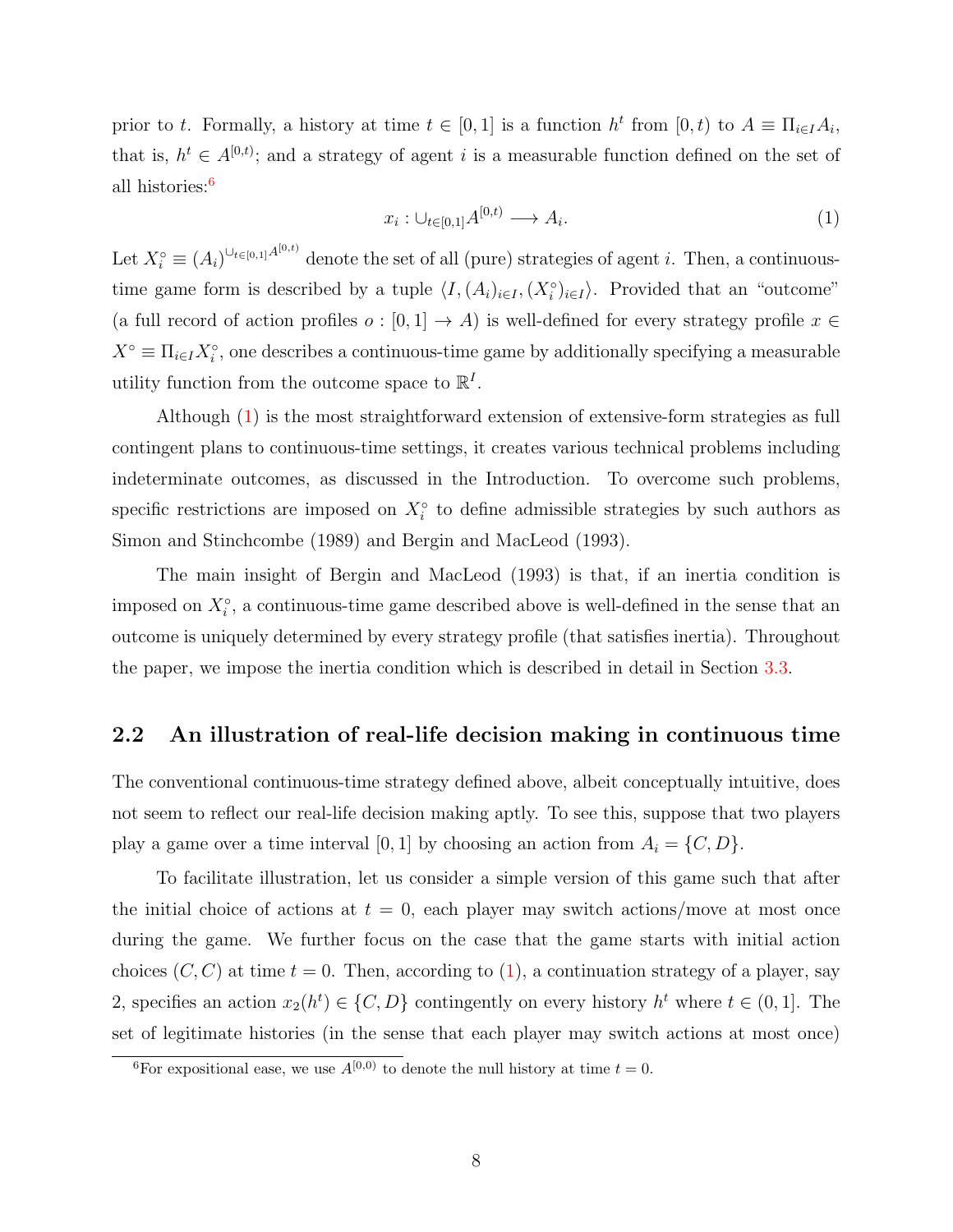prior to $t$. Formally, a history at time $t \in [0,1]$ is a function $h^t$ from $[0,t)$ to $A \equiv \Pi_{i \in I} A_i$, that is, $h^t \in A^{[0,t)}$; and a strategy of agent $i$ is a measurable function defined on the set of all histories:[6]

$$x_i : \cup_{t \in [0,1]} A^{[0,t)} \longrightarrow A_i. \tag{1}$$

Let $X_i^\circ \equiv (A_i)^{\cup_{t \in [0,1]} A^{[0,t)}}$ denote the set of all (pure) strategies of agent $i$. Then, a continuous-time game form is described by a tuple $\langle I, (A_i)_{i \in I}, (X_i^\circ)_{i \in I} \rangle$. Provided that an "outcome" (a full record of action profiles $o : [0,1] \to A$) is well-defined for every strategy profile $x \in X^\circ \equiv \Pi_{i \in I} X_i^\circ$, one describes a continuous-time game by additionally specifying a measurable utility function from the outcome space to $\mathbb{R}^I$.

Although (1) is the most straightforward extension of extensive-form strategies as full contingent plans to continuous-time settings, it creates various technical problems including indeterminate outcomes, as discussed in the Introduction. To overcome such problems, specific restrictions are imposed on $X_i^\circ$ to define admissible strategies by such authors as Simon and Stinchcombe (1989) and Bergin and MacLeod (1993).

The main insight of Bergin and MacLeod (1993) is that, if an inertia condition is imposed on $X_i^\circ$, a continuous-time game described above is well-defined in the sense that an outcome is uniquely determined by every strategy profile (that satisfies inertia). Throughout the paper, we impose the inertia condition which is described in detail in Section 3.3.

## 2.2 An illustration of real-life decision making in continuous time

The conventional continuous-time strategy defined above, albeit conceptually intuitive, does not seem to reflect our real-life decision making aptly. To see this, suppose that two players play a game over a time interval $[0,1]$ by choosing an action from $A_i = \{C, D\}$.

To facilitate illustration, let us consider a simple version of this game such that after the initial choice of actions at $t = 0$, each player may switch actions/move at most once during the game. We further focus on the case that the game starts with initial action choices $(C, C)$ at time $t = 0$. Then, according to (1), a continuation strategy of a player, say 2, specifies an action $x_2(h^t) \in \{C, D\}$ contingently on every history $h^t$ where $t \in (0,1]$. The set of legitimate histories (in the sense that each player may switch actions at most once)

[6] For expositional ease, we use $A^{[0,0)}$ to denote the null history at time $t = 0$.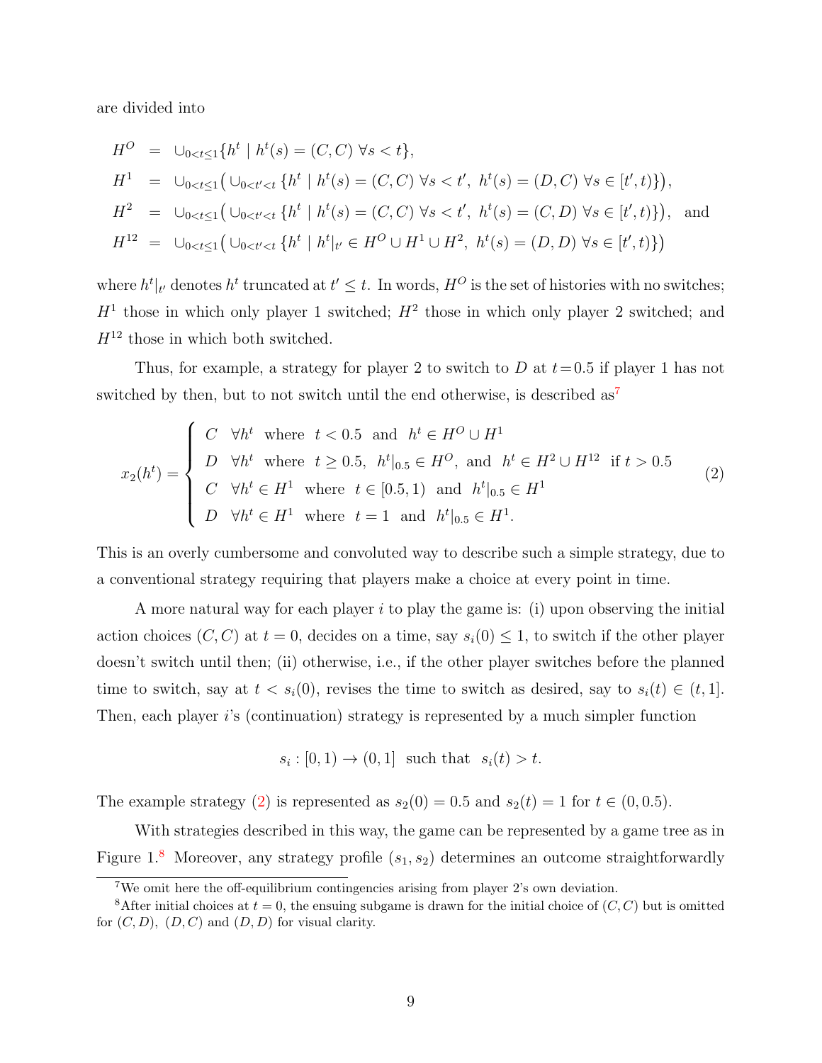are divided into

$$
\begin{aligned}
H^O &= \cup_{0<t\leq 1}\{h^t \mid h^t(s) = (C,C)\ \forall s < t\},\\
H^1 &= \cup_{0<t\leq 1}\big(\cup_{0<t'<t}\{h^t \mid h^t(s) = (C,C)\ \forall s < t',\ h^t(s) = (D,C)\ \forall s \in [t',t)\}\big),\\
H^2 &= \cup_{0<t\leq 1}\big(\cup_{0<t'<t}\{h^t \mid h^t(s) = (C,C)\ \forall s < t',\ h^t(s) = (C,D)\ \forall s \in [t',t)\}\big),\quad \text{and}\\
H^{12} &= \cup_{0<t\leq 1}\big(\cup_{0<t'<t}\{h^t \mid h^t|_{t'} \in H^O \cup H^1 \cup H^2,\ h^t(s) = (D,D)\ \forall s \in [t',t)\}\big)
\end{aligned}
$$

where $h^t|_{t'}$ denotes $h^t$ truncated at $t' \leq t$. In words, $H^O$ is the set of histories with no switches; $H^1$ those in which only player 1 switched; $H^2$ those in which only player 2 switched; and $H^{12}$ those in which both switched.

Thus, for example, a strategy for player 2 to switch to $D$ at $t=0.5$ if player 1 has not switched by then, but to not switch until the end otherwise, is described as[7]

$$
x_2(h^t) = \begin{cases}
C \quad \forall h^t \text{ where } t < 0.5 \text{ and } h^t \in H^O \cup H^1 \\
D \quad \forall h^t \text{ where } t \geq 0.5,\ h^t|_{0.5} \in H^O, \text{ and } h^t \in H^2 \cup H^{12} \text{ if } t > 0.5 \\
C \quad \forall h^t \in H^1 \text{ where } t \in [0.5, 1) \text{ and } h^t|_{0.5} \in H^1 \\
D \quad \forall h^t \in H^1 \text{ where } t = 1 \text{ and } h^t|_{0.5} \in H^1.
\end{cases} \tag{2}
$$

This is an overly cumbersome and convoluted way to describe such a simple strategy, due to a conventional strategy requiring that players make a choice at every point in time.

A more natural way for each player $i$ to play the game is: (i) upon observing the initial action choices $(C,C)$ at $t=0$, decides on a time, say $s_i(0) \leq 1$, to switch if the other player doesn't switch until then; (ii) otherwise, i.e., if the other player switches before the planned time to switch, say at $t < s_i(0)$, revises the time to switch as desired, say to $s_i(t) \in (t, 1]$. Then, each player $i$'s (continuation) strategy is represented by a much simpler function

$$s_i : [0,1) \to (0,1] \text{ such that } s_i(t) > t.$$

The example strategy (2) is represented as $s_2(0) = 0.5$ and $s_2(t) = 1$ for $t \in (0, 0.5)$.

With strategies described in this way, the game can be represented by a game tree as in Figure 1.[8] Moreover, any strategy profile $(s_1, s_2)$ determines an outcome straightforwardly

[7] We omit here the off-equilibrium contingencies arising from player 2's own deviation.

[8] After initial choices at $t = 0$, the ensuing subgame is drawn for the initial choice of $(C,C)$ but is omitted for $(C,D)$, $(D,C)$ and $(D,D)$ for visual clarity.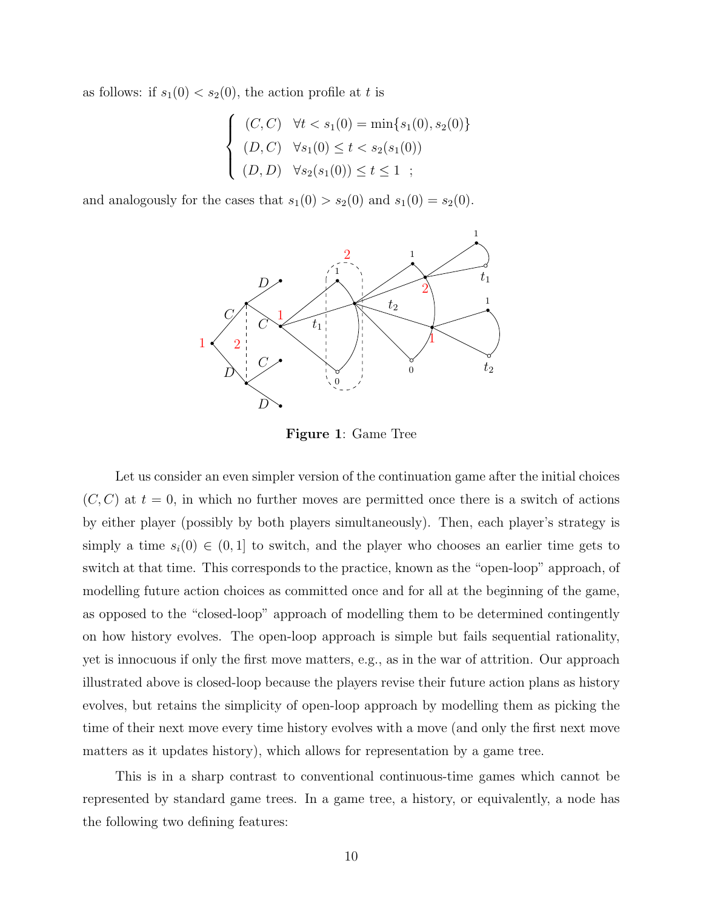as follows: if $s_1(0) < s_2(0)$, the action profile at $t$ is

$$\begin{cases} (C, C) & \forall t < s_1(0) = \min\{s_1(0), s_2(0)\} \\ (D, C) & \forall s_1(0) \le t < s_2(s_1(0)) \\ (D, D) & \forall s_2(s_1(0)) \le t \le 1 \quad ; \end{cases}$$

and analogously for the cases that $s_1(0) > s_2(0)$ and $s_1(0) = s_2(0)$.

**Figure 1**: Game Tree

Let us consider an even simpler version of the continuation game after the initial choices $(C, C)$ at $t = 0$, in which no further moves are permitted once there is a switch of actions by either player (possibly by both players simultaneously). Then, each player's strategy is simply a time $s_i(0) \in (0, 1]$ to switch, and the player who chooses an earlier time gets to switch at that time. This corresponds to the practice, known as the "open-loop" approach, of modelling future action choices as committed once and for all at the beginning of the game, as opposed to the "closed-loop" approach of modelling them to be determined contingently on how history evolves. The open-loop approach is simple but fails sequential rationality, yet is innocuous if only the first move matters, e.g., as in the war of attrition. Our approach illustrated above is closed-loop because the players revise their future action plans as history evolves, but retains the simplicity of open-loop approach by modelling them as picking the time of their next move every time history evolves with a move (and only the first next move matters as it updates history), which allows for representation by a game tree.

This is in a sharp contrast to conventional continuous-time games which cannot be represented by standard game trees. In a game tree, a history, or equivalently, a node has the following two defining features: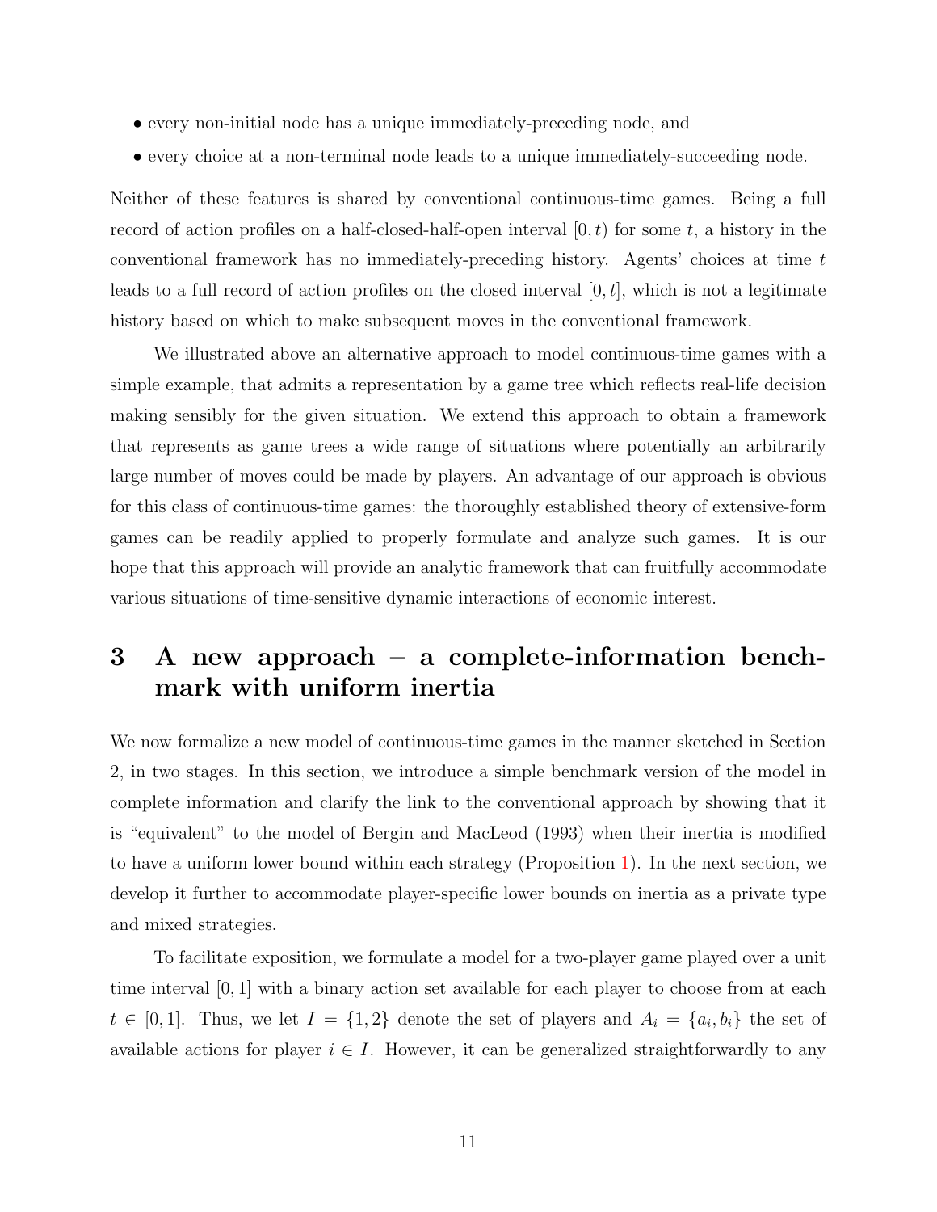- every non-initial node has a unique immediately-preceding node, and
- every choice at a non-terminal node leads to a unique immediately-succeeding node.

Neither of these features is shared by conventional continuous-time games. Being a full record of action profiles on a half-closed-half-open interval $[0,t)$ for some $t$, a history in the conventional framework has no immediately-preceding history. Agents' choices at time $t$ leads to a full record of action profiles on the closed interval $[0,t]$, which is not a legitimate history based on which to make subsequent moves in the conventional framework.

We illustrated above an alternative approach to model continuous-time games with a simple example, that admits a representation by a game tree which reflects real-life decision making sensibly for the given situation. We extend this approach to obtain a framework that represents as game trees a wide range of situations where potentially an arbitrarily large number of moves could be made by players. An advantage of our approach is obvious for this class of continuous-time games: the thoroughly established theory of extensive-form games can be readily applied to properly formulate and analyze such games. It is our hope that this approach will provide an analytic framework that can fruitfully accommodate various situations of time-sensitive dynamic interactions of economic interest.

# 3 A new approach – a complete-information benchmark with uniform inertia

We now formalize a new model of continuous-time games in the manner sketched in Section 2, in two stages. In this section, we introduce a simple benchmark version of the model in complete information and clarify the link to the conventional approach by showing that it is "equivalent" to the model of Bergin and MacLeod (1993) when their inertia is modified to have a uniform lower bound within each strategy (Proposition 1). In the next section, we develop it further to accommodate player-specific lower bounds on inertia as a private type and mixed strategies.

To facilitate exposition, we formulate a model for a two-player game played over a unit time interval $[0,1]$ with a binary action set available for each player to choose from at each $t \in [0,1]$. Thus, we let $I = \{1,2\}$ denote the set of players and $A_i = \{a_i, b_i\}$ the set of available actions for player $i \in I$. However, it can be generalized straightforwardly to any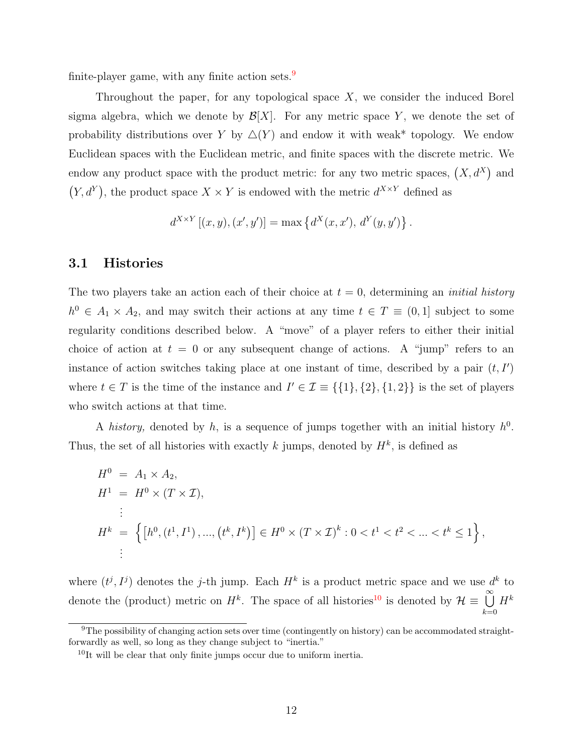finite-player game, with any finite action sets.[9]

Throughout the paper, for any topological space $X$, we consider the induced Borel sigma algebra, which we denote by $\mathcal{B}[X]$. For any metric space $Y$, we denote the set of probability distributions over $Y$ by $\triangle(Y)$ and endow it with weak* topology. We endow Euclidean spaces with the Euclidean metric, and finite spaces with the discrete metric. We endow any product space with the product metric: for any two metric spaces, $\left(X, d^X\right)$ and $\left(Y, d^Y\right)$, the product space $X \times Y$ is endowed with the metric $d^{X\times Y}$ defined as

$$d^{X\times Y}\left[(x,y),(x',y')\right] = \max\left\{d^X(x,x'),\, d^Y(y,y')\right\}.$$

## 3.1 Histories

The two players take an action each of their choice at $t=0$, determining an *initial history* $h^0 \in A_1 \times A_2$, and may switch their actions at any time $t \in T \equiv (0,1]$ subject to some regularity conditions described below. A "move" of a player refers to either their initial choice of action at $t=0$ or any subsequent change of actions. A "jump" refers to an instance of action switches taking place at one instant of time, described by a pair $(t, I')$ where $t \in T$ is the time of the instance and $I' \in \mathcal{I} \equiv \{\{1\},\{2\},\{1,2\}\}$ is the set of players who switch actions at that time.

A *history,* denoted by $h$, is a sequence of jumps together with an initial history $h^0$. Thus, the set of all histories with exactly $k$ jumps, denoted by $H^k$, is defined as

$$
\begin{aligned}
H^0 &= A_1 \times A_2, \\
H^1 &= H^0 \times (T \times \mathcal{I}), \\
&\vdots \\
H^k &= \left\{\left[h^0, \left(t^1, I^1\right), ..., \left(t^k, I^k\right)\right] \in H^0 \times (T\times\mathcal{I})^k : 0 < t^1 < t^2 < ... < t^k \le 1\right\}, \\
&\vdots
\end{aligned}
$$

where $(t^j, I^j)$ denotes the $j$-th jump. Each $H^k$ is a product metric space and we use $d^k$ to denote the (product) metric on $H^k$. The space of all histories[10] is denoted by $\mathcal{H} \equiv \bigcup_{k=0}^{\infty} H^k$

[9] The possibility of changing action sets over time (contingently on history) can be accommodated straightforwardly as well, so long as they change subject to "inertia."

[10] It will be clear that only finite jumps occur due to uniform inertia.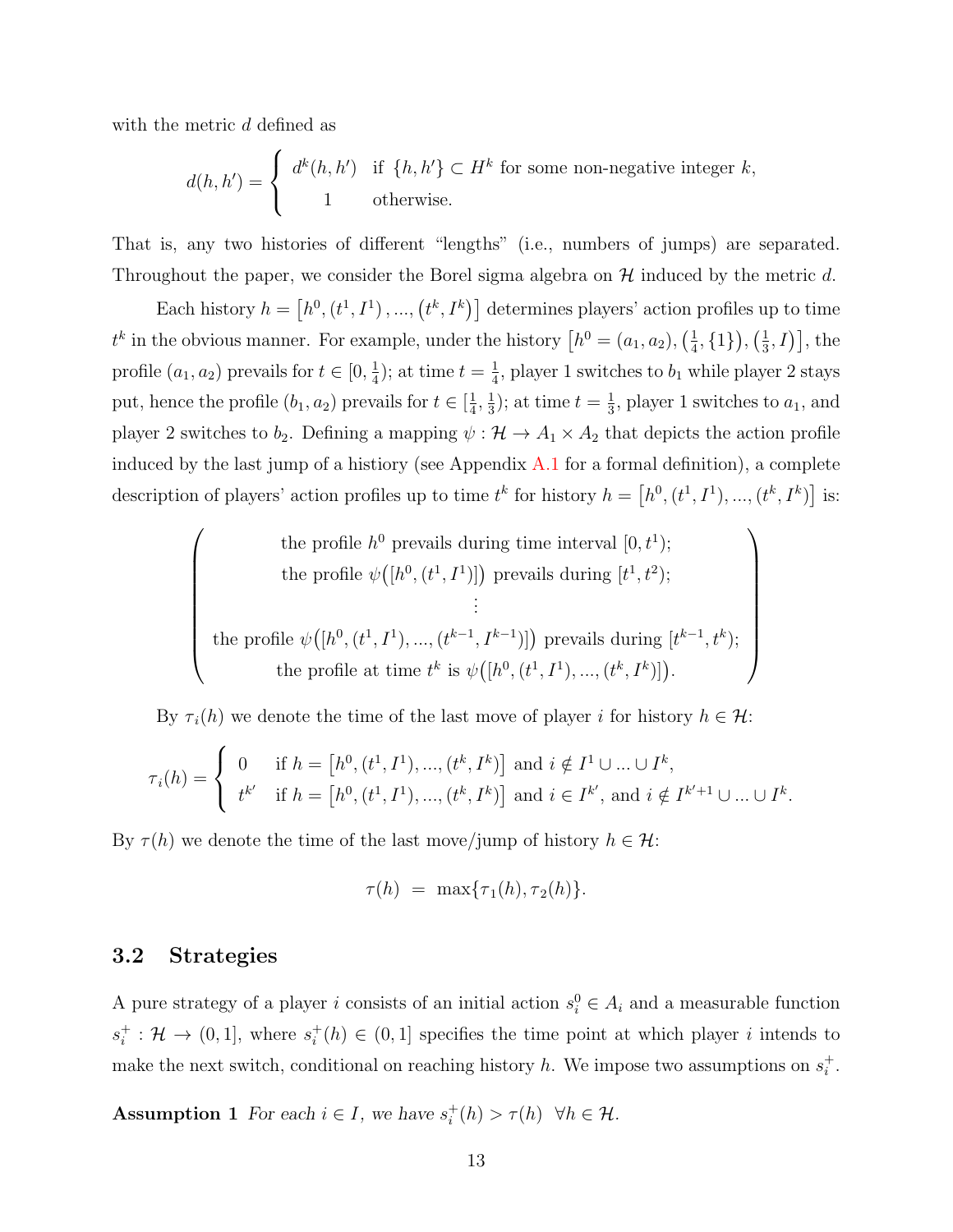with the metric $d$ defined as

$$d(h, h') = \begin{cases} d^k(h, h') & \text{if } \{h, h'\} \subset H^k \text{ for some non-negative integer } k, \\ 1 & \text{otherwise.} \end{cases}$$

That is, any two histories of different "lengths" (i.e., numbers of jumps) are separated. Throughout the paper, we consider the Borel sigma algebra on $\mathcal{H}$ induced by the metric $d$.

Each history $h = \left[h^0, (t^1, I^1), ..., (t^k, I^k)\right]$ determines players' action profiles up to time $t^k$ in the obvious manner. For example, under the history $\left[h^0 = (a_1, a_2), \left(\frac{1}{4}, \{1\}\right), \left(\frac{1}{3}, I\right)\right]$, the profile $(a_1, a_2)$ prevails for $t \in [0, \frac{1}{4})$; at time $t = \frac{1}{4}$, player 1 switches to $b_1$ while player 2 stays put, hence the profile $(b_1, a_2)$ prevails for $t \in [\frac{1}{4}, \frac{1}{3})$; at time $t = \frac{1}{3}$, player 1 switches to $a_1$, and player 2 switches to $b_2$. Defining a mapping $\psi : \mathcal{H} \to A_1 \times A_2$ that depicts the action profile induced by the last jump of a histiory (see Appendix A.1 for a formal definition), a complete description of players' action profiles up to time $t^k$ for history $h = \left[h^0, (t^1, I^1), ..., (t^k, I^k)\right]$ is:

$$\left(\begin{array}{c} \text{the profile } h^0 \text{ prevails during time interval } [0, t^1); \\ \text{the profile } \psi\big([h^0, (t^1, I^1)]\big) \text{ prevails during } [t^1, t^2); \\ \vdots \\ \text{the profile } \psi\big([h^0, (t^1, I^1), ..., (t^{k-1}, I^{k-1})]\big) \text{ prevails during } [t^{k-1}, t^k); \\ \text{the profile at time } t^k \text{ is } \psi\big([h^0, (t^1, I^1), ..., (t^k, I^k)]\big). \end{array}\right)$$

By $\tau_i(h)$ we denote the time of the last move of player $i$ for history $h \in \mathcal{H}$:

$$\tau_i(h) = \begin{cases} 0 & \text{if } h = \left[h^0, (t^1, I^1), ..., (t^k, I^k)\right] \text{ and } i \notin I^1 \cup ... \cup I^k, \\ t^{k'} & \text{if } h = \left[h^0, (t^1, I^1), ..., (t^k, I^k)\right] \text{ and } i \in I^{k'}, \text{ and } i \notin I^{k'+1} \cup ... \cup I^k. \end{cases}$$

By $\tau(h)$ we denote the time of the last move/jump of history $h \in \mathcal{H}$:

$$\tau(h) \;=\; \max\{\tau_1(h), \tau_2(h)\}.$$

### 3.2 Strategies

A pure strategy of a player $i$ consists of an initial action $s_i^0 \in A_i$ and a measurable function $s_i^+ : \mathcal{H} \to (0, 1]$, where $s_i^+(h) \in (0, 1]$ specifies the time point at which player $i$ intends to make the next switch, conditional on reaching history $h$. We impose two assumptions on $s_i^+$.

**Assumption 1** *For each $i \in I$, we have $s_i^+(h) > \tau(h) \;\; \forall h \in \mathcal{H}$.*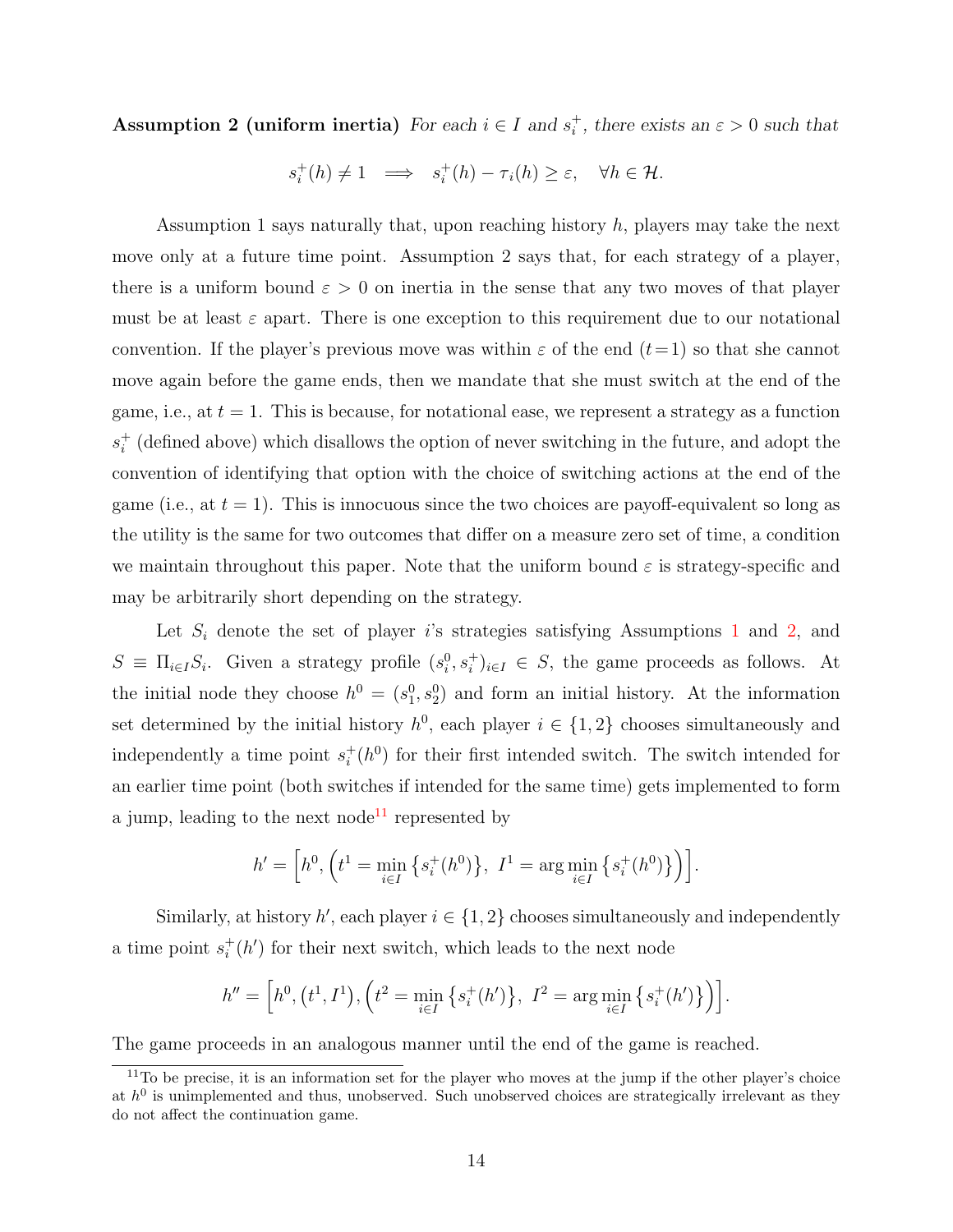**Assumption 2 (uniform inertia)** *For each $i \in I$ and $s_i^+$, there exists an $\varepsilon > 0$ such that*

$$s_i^+(h) \neq 1 \implies s_i^+(h) - \tau_i(h) \geq \varepsilon, \quad \forall h \in \mathcal{H}.$$

Assumption 1 says naturally that, upon reaching history $h$, players may take the next move only at a future time point. Assumption 2 says that, for each strategy of a player, there is a uniform bound $\varepsilon > 0$ on inertia in the sense that any two moves of that player must be at least $\varepsilon$ apart. There is one exception to this requirement due to our notational convention. If the player's previous move was within $\varepsilon$ of the end ($t = 1$) so that she cannot move again before the game ends, then we mandate that she must switch at the end of the game, i.e., at $t = 1$. This is because, for notational ease, we represent a strategy as a function $s_i^+$ (defined above) which disallows the option of never switching in the future, and adopt the convention of identifying that option with the choice of switching actions at the end of the game (i.e., at $t = 1$). This is innocuous since the two choices are payoff-equivalent so long as the utility is the same for two outcomes that differ on a measure zero set of time, a condition we maintain throughout this paper. Note that the uniform bound $\varepsilon$ is strategy-specific and may be arbitrarily short depending on the strategy.

Let $S_i$ denote the set of player $i$'s strategies satisfying Assumptions 1 and 2, and $S \equiv \Pi_{i \in I} S_i$. Given a strategy profile $(s_i^0, s_i^+)_{i \in I} \in S$, the game proceeds as follows. At the initial node they choose $h^0 = (s_1^0, s_2^0)$ and form an initial history. At the information set determined by the initial history $h^0$, each player $i \in \{1, 2\}$ chooses simultaneously and independently a time point $s_i^+(h^0)$ for their first intended switch. The switch intended for an earlier time point (both switches if intended for the same time) gets implemented to form a jump, leading to the next node[11] represented by

$$h' = \left[h^0, \left(t^1 = \min_{i \in I} \left\{s_i^+(h^0)\right\},\ I^1 = \arg\min_{i \in I} \left\{s_i^+(h^0)\right\}\right)\right].$$

Similarly, at history $h'$, each player $i \in \{1, 2\}$ chooses simultaneously and independently a time point $s_i^+(h')$ for their next switch, which leads to the next node

$$h'' = \left[h^0, \left(t^1, I^1\right), \left(t^2 = \min_{i \in I} \left\{s_i^+(h')\right\},\ I^2 = \arg\min_{i \in I} \left\{s_i^+(h')\right\}\right)\right].$$

The game proceeds in an analogous manner until the end of the game is reached.

[11] To be precise, it is an information set for the player who moves at the jump if the other player's choice at $h^0$ is unimplemented and thus, unobserved. Such unobserved choices are strategically irrelevant as they do not affect the continuation game.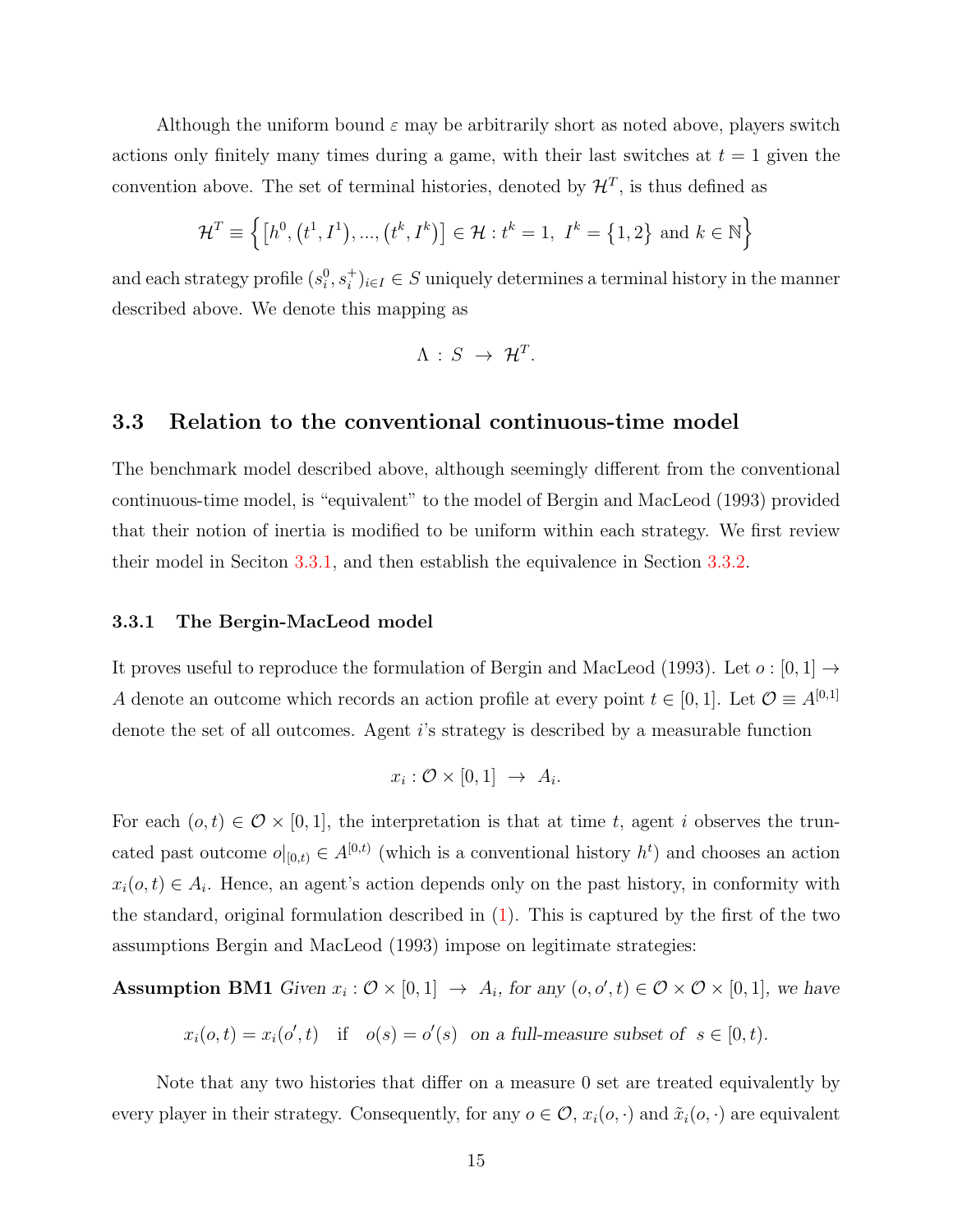Although the uniform bound $\varepsilon$ may be arbitrarily short as noted above, players switch actions only finitely many times during a game, with their last switches at $t = 1$ given the convention above. The set of terminal histories, denoted by $\mathcal{H}^T$, is thus defined as

$$\mathcal{H}^T \equiv \left\{ \left[h^0, (t^1, I^1), ..., (t^k, I^k)\right] \in \mathcal{H} : t^k = 1,\ I^k = \{1, 2\} \text{ and } k \in \mathbb{N} \right\}$$

and each strategy profile $(s_i^0, s_i^+)_{i \in I} \in S$ uniquely determines a terminal history in the manner described above. We denote this mapping as

$$\Lambda \,:\, S \;\to\; \mathcal{H}^T.$$

## 3.3 Relation to the conventional continuous-time model

The benchmark model described above, although seemingly different from the conventional continuous-time model, is "equivalent" to the model of Bergin and MacLeod (1993) provided that their notion of inertia is modified to be uniform within each strategy. We first review their model in Seciton 3.3.1, and then establish the equivalence in Section 3.3.2.

### 3.3.1 The Bergin-MacLeod model

It proves useful to reproduce the formulation of Bergin and MacLeod (1993). Let $o : [0, 1] \to A$ denote an outcome which records an action profile at every point $t \in [0, 1]$. Let $\mathcal{O} \equiv A^{[0,1]}$ denote the set of all outcomes. Agent $i$'s strategy is described by a measurable function

$$x_i : \mathcal{O} \times [0, 1] \;\to\; A_i.$$

For each $(o, t) \in \mathcal{O} \times [0, 1]$, the interpretation is that at time $t$, agent $i$ observes the truncated past outcome $o|_{[0,t)} \in A^{[0,t)}$ (which is a conventional history $h^t$) and chooses an action $x_i(o, t) \in A_i$. Hence, an agent's action depends only on the past history, in conformity with the standard, original formulation described in (1). This is captured by the first of the two assumptions Bergin and MacLeod (1993) impose on legitimate strategies:

**Assumption BM1** *Given $x_i : \mathcal{O} \times [0, 1] \;\to\; A_i$, for any $(o, o', t) \in \mathcal{O} \times \mathcal{O} \times [0, 1]$, we have*

$$x_i(o, t) = x_i(o', t) \quad \text{if} \quad o(s) = o'(s) \;\; \textit{on a full-measure subset of} \;\; s \in [0, t).$$

Note that any two histories that differ on a measure 0 set are treated equivalently by every player in their strategy. Consequently, for any $o \in \mathcal{O}$, $x_i(o, \cdot)$ and $\tilde{x}_i(o, \cdot)$ are equivalent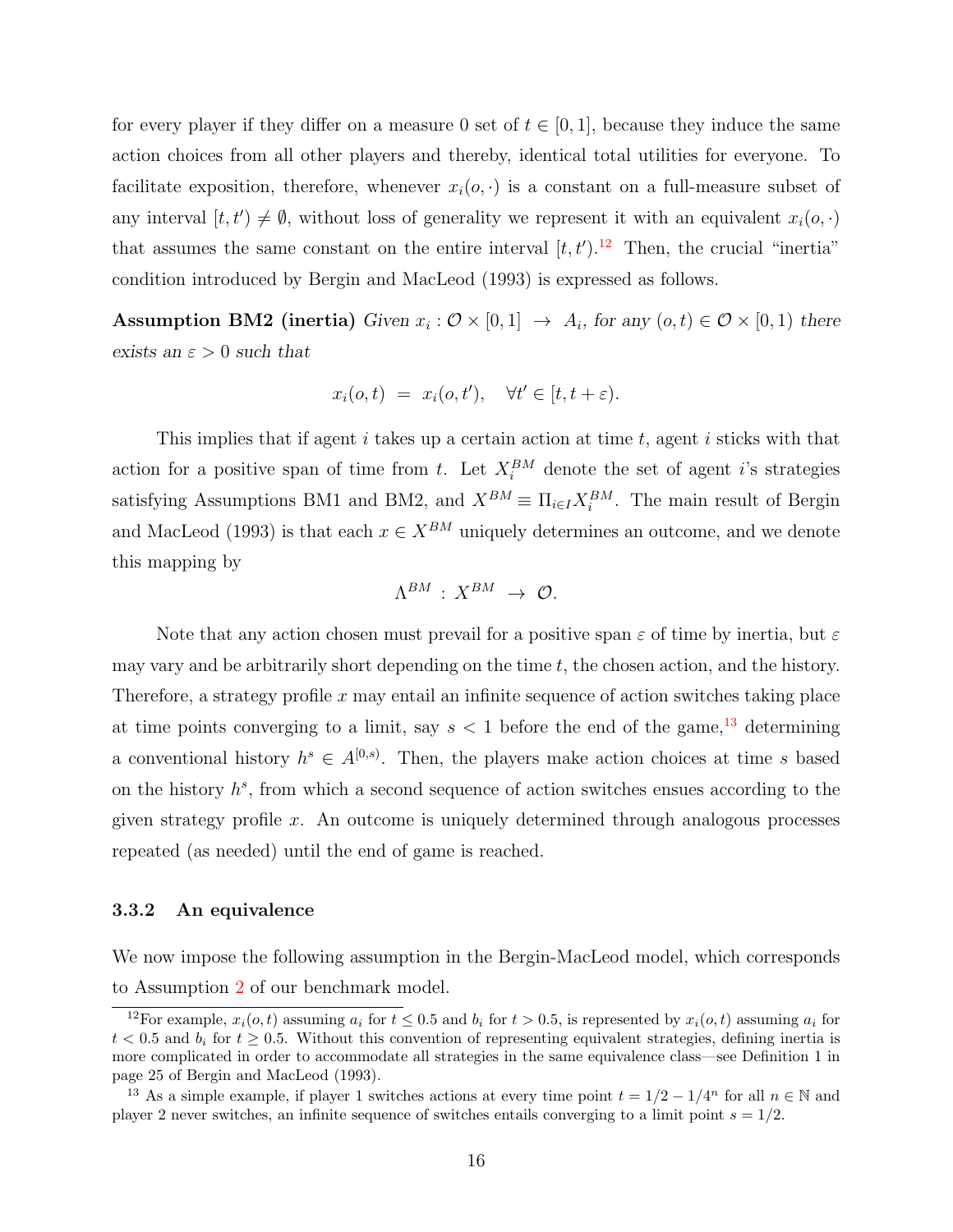for every player if they differ on a measure 0 set of $t \in [0,1]$, because they induce the same action choices from all other players and thereby, identical total utilities for everyone. To facilitate exposition, therefore, whenever $x_i(o,\cdot)$ is a constant on a full-measure subset of any interval $[t,t') \neq \emptyset$, without loss of generality we represent it with an equivalent $x_i(o,\cdot)$ that assumes the same constant on the entire interval $[t,t')$.[12] Then, the crucial "inertia" condition introduced by Bergin and MacLeod (1993) is expressed as follows.

**Assumption BM2 (inertia)** *Given $x_i : \mathcal{O} \times [0,1] \to A_i$, for any $(o,t) \in \mathcal{O} \times [0,1)$ there exists an $\varepsilon > 0$ such that*

$$x_i(o,t) \;=\; x_i(o,t'), \quad \forall t' \in [t, t+\varepsilon).$$

This implies that if agent $i$ takes up a certain action at time $t$, agent $i$ sticks with that action for a positive span of time from $t$. Let $X_i^{BM}$ denote the set of agent $i$'s strategies satisfying Assumptions BM1 and BM2, and $X^{BM} \equiv \Pi_{i \in I} X_i^{BM}$. The main result of Bergin and MacLeod (1993) is that each $x \in X^{BM}$ uniquely determines an outcome, and we denote this mapping by

$$\Lambda^{BM} \,:\, X^{BM} \;\to\; \mathcal{O}.$$

Note that any action chosen must prevail for a positive span $\varepsilon$ of time by inertia, but $\varepsilon$ may vary and be arbitrarily short depending on the time $t$, the chosen action, and the history. Therefore, a strategy profile $x$ may entail an infinite sequence of action switches taking place at time points converging to a limit, say $s < 1$ before the end of the game,[13] determining a conventional history $h^s \in A^{[0,s)}$. Then, the players make action choices at time $s$ based on the history $h^s$, from which a second sequence of action switches ensues according to the given strategy profile $x$. An outcome is uniquely determined through analogous processes repeated (as needed) until the end of game is reached.

### 3.3.2 An equivalence

We now impose the following assumption in the Bergin-MacLeod model, which corresponds to Assumption 2 of our benchmark model.

---

[12] For example, $x_i(o,t)$ assuming $a_i$ for $t \leq 0.5$ and $b_i$ for $t > 0.5$, is represented by $x_i(o,t)$ assuming $a_i$ for $t < 0.5$ and $b_i$ for $t \geq 0.5$. Without this convention of representing equivalent strategies, defining inertia is more complicated in order to accommodate all strategies in the same equivalence class—see Definition 1 in page 25 of Bergin and MacLeod (1993).

[13] As a simple example, if player 1 switches actions at every time point $t = 1/2 - 1/4^n$ for all $n \in \mathbb{N}$ and player 2 never switches, an infinite sequence of switches entails converging to a limit point $s = 1/2$.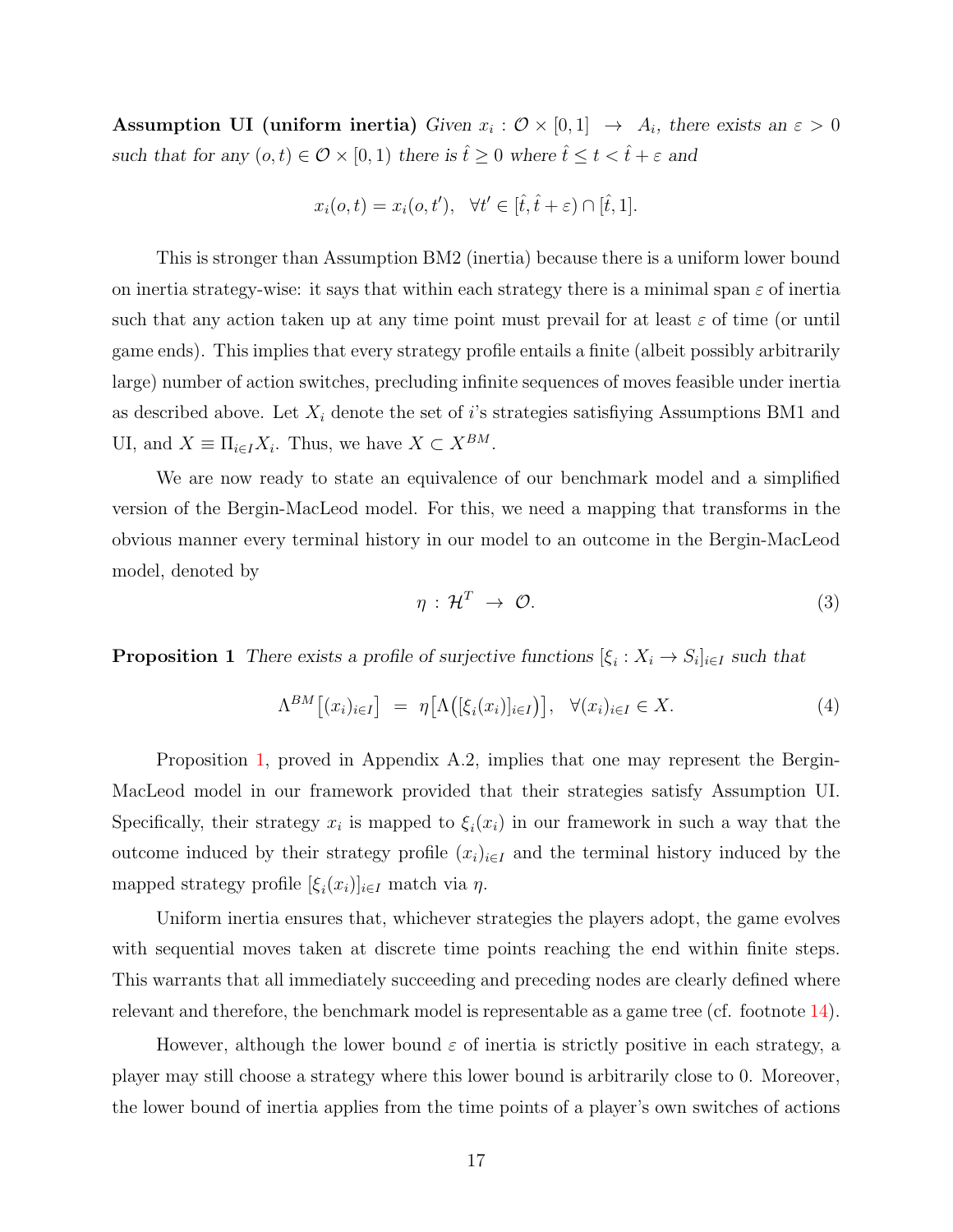**Assumption UI (uniform inertia)** *Given $x_i : \mathcal{O} \times [0,1] \rightarrow A_i$, there exists an $\varepsilon > 0$ such that for any $(o,t) \in \mathcal{O} \times [0,1)$ there is $\hat{t} \geq 0$ where $\hat{t} \leq t < \hat{t} + \varepsilon$ and*

$$x_i(o,t) = x_i(o,t'), \quad \forall t' \in [\hat{t}, \hat{t}+\varepsilon) \cap [\hat{t}, 1].$$

This is stronger than Assumption BM2 (inertia) because there is a uniform lower bound on inertia strategy-wise: it says that within each strategy there is a minimal span $\varepsilon$ of inertia such that any action taken up at any time point must prevail for at least $\varepsilon$ of time (or until game ends). This implies that every strategy profile entails a finite (albeit possibly arbitrarily large) number of action switches, precluding infinite sequences of moves feasible under inertia as described above. Let $X_i$ denote the set of $i$'s strategies satisfiying Assumptions BM1 and UI, and $X \equiv \Pi_{i \in I} X_i$. Thus, we have $X \subset X^{BM}$.

We are now ready to state an equivalence of our benchmark model and a simplified version of the Bergin-MacLeod model. For this, we need a mapping that transforms in the obvious manner every terminal history in our model to an outcome in the Bergin-MacLeod model, denoted by

$$\eta : \mathcal{H}^T \rightarrow \mathcal{O}. \tag{3}$$

**Proposition 1** *There exists a profile of surjective functions $[\xi_i : X_i \rightarrow S_i]_{i \in I}$ such that*

$$\Lambda^{BM}\big[(x_i)_{i \in I}\big] = \eta\big[\Lambda\big([\xi_i(x_i)]_{i \in I}\big)\big], \quad \forall (x_i)_{i \in I} \in X. \tag{4}$$

Proposition 1, proved in Appendix A.2, implies that one may represent the Bergin-MacLeod model in our framework provided that their strategies satisfy Assumption UI. Specifically, their strategy $x_i$ is mapped to $\xi_i(x_i)$ in our framework in such a way that the outcome induced by their strategy profile $(x_i)_{i \in I}$ and the terminal history induced by the mapped strategy profile $[\xi_i(x_i)]_{i \in I}$ match via $\eta$.

Uniform inertia ensures that, whichever strategies the players adopt, the game evolves with sequential moves taken at discrete time points reaching the end within finite steps. This warrants that all immediately succeeding and preceding nodes are clearly defined where relevant and therefore, the benchmark model is representable as a game tree (cf. footnote 14).

However, although the lower bound $\varepsilon$ of inertia is strictly positive in each strategy, a player may still choose a strategy where this lower bound is arbitrarily close to 0. Moreover, the lower bound of inertia applies from the time points of a player's own switches of actions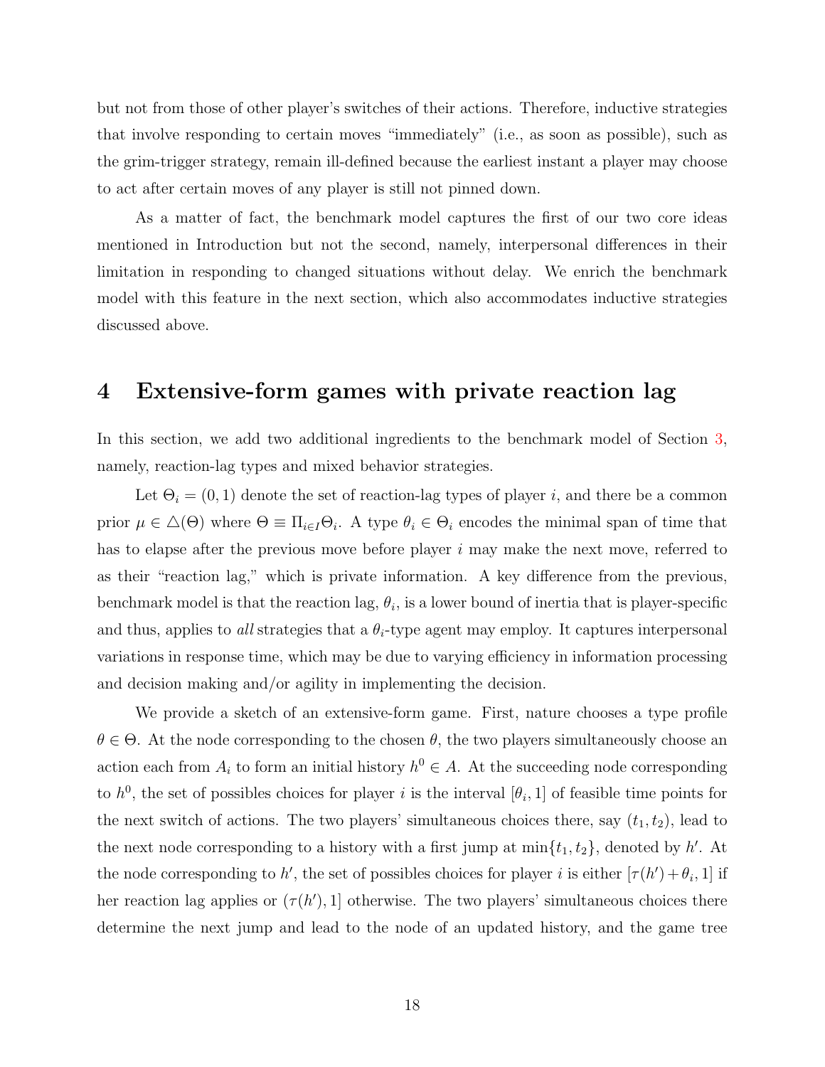but not from those of other player's switches of their actions. Therefore, inductive strategies that involve responding to certain moves "immediately" (i.e., as soon as possible), such as the grim-trigger strategy, remain ill-defined because the earliest instant a player may choose to act after certain moves of any player is still not pinned down.

As a matter of fact, the benchmark model captures the first of our two core ideas mentioned in Introduction but not the second, namely, interpersonal differences in their limitation in responding to changed situations without delay. We enrich the benchmark model with this feature in the next section, which also accommodates inductive strategies discussed above.

# 4 Extensive-form games with private reaction lag

In this section, we add two additional ingredients to the benchmark model of Section 3, namely, reaction-lag types and mixed behavior strategies.

Let $\Theta_i = (0, 1)$ denote the set of reaction-lag types of player $i$, and there be a common prior $\mu \in \triangle(\Theta)$ where $\Theta \equiv \Pi_{i \in I} \Theta_i$. A type $\theta_i \in \Theta_i$ encodes the minimal span of time that has to elapse after the previous move before player $i$ may make the next move, referred to as their "reaction lag," which is private information. A key difference from the previous, benchmark model is that the reaction lag, $\theta_i$, is a lower bound of inertia that is player-specific and thus, applies to *all* strategies that a $\theta_i$-type agent may employ. It captures interpersonal variations in response time, which may be due to varying efficiency in information processing and decision making and/or agility in implementing the decision.

We provide a sketch of an extensive-form game. First, nature chooses a type profile $\theta \in \Theta$. At the node corresponding to the chosen $\theta$, the two players simultaneously choose an action each from $A_i$ to form an initial history $h^0 \in A$. At the succeeding node corresponding to $h^0$, the set of possibles choices for player $i$ is the interval $[\theta_i, 1]$ of feasible time points for the next switch of actions. The two players' simultaneous choices there, say $(t_1, t_2)$, lead to the next node corresponding to a history with a first jump at $\min\{t_1, t_2\}$, denoted by $h'$. At the node corresponding to $h'$, the set of possibles choices for player $i$ is either $[\tau(h') + \theta_i, 1]$ if her reaction lag applies or $(\tau(h'), 1]$ otherwise. The two players' simultaneous choices there determine the next jump and lead to the node of an updated history, and the game tree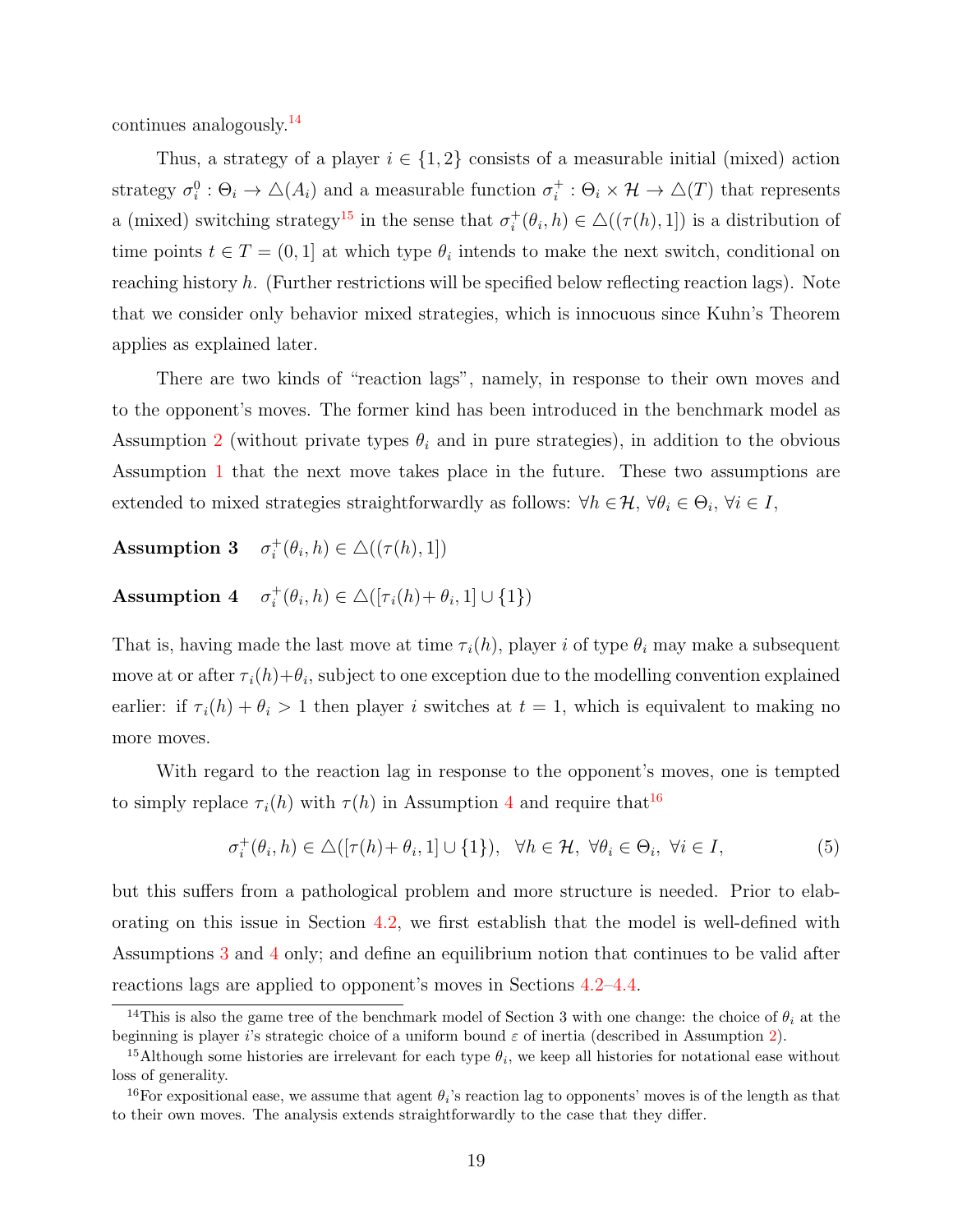continues analogously.[14]

Thus, a strategy of a player $i \in \{1, 2\}$ consists of a measurable initial (mixed) action strategy $\sigma_i^0 : \Theta_i \to \triangle(A_i)$ and a measurable function $\sigma_i^+ : \Theta_i \times \mathcal{H} \to \triangle(T)$ that represents a (mixed) switching strategy[15] in the sense that $\sigma_i^+(\theta_i, h) \in \triangle((\tau(h), 1])$ is a distribution of time points $t \in T = (0, 1]$ at which type $\theta_i$ intends to make the next switch, conditional on reaching history $h$. (Further restrictions will be specified below reflecting reaction lags). Note that we consider only behavior mixed strategies, which is innocuous since Kuhn's Theorem applies as explained later.

There are two kinds of "reaction lags", namely, in response to their own moves and to the opponent's moves. The former kind has been introduced in the benchmark model as Assumption 2 (without private types $\theta_i$ and in pure strategies), in addition to the obvious Assumption 1 that the next move takes place in the future. These two assumptions are extended to mixed strategies straightforwardly as follows: $\forall h \in \mathcal{H}$, $\forall \theta_i \in \Theta_i$, $\forall i \in I$,

**Assumption 3** $\quad \sigma_i^+(\theta_i, h) \in \triangle((\tau(h), 1])$

**Assumption 4** $\quad \sigma_i^+(\theta_i, h) \in \triangle([\tau_i(h) + \theta_i, 1] \cup \{1\})$

That is, having made the last move at time $\tau_i(h)$, player $i$ of type $\theta_i$ may make a subsequent move at or after $\tau_i(h) + \theta_i$, subject to one exception due to the modelling convention explained earlier: if $\tau_i(h) + \theta_i > 1$ then player $i$ switches at $t = 1$, which is equivalent to making no more moves.

With regard to the reaction lag in response to the opponent's moves, one is tempted to simply replace $\tau_i(h)$ with $\tau(h)$ in Assumption 4 and require that[16]

$$\sigma_i^+(\theta_i, h) \in \triangle([\tau(h) + \theta_i, 1] \cup \{1\}), \quad \forall h \in \mathcal{H}, \ \forall \theta_i \in \Theta_i, \ \forall i \in I, \tag{5}$$

but this suffers from a pathological problem and more structure is needed. Prior to elaborating on this issue in Section 4.2, we first establish that the model is well-defined with Assumptions 3 and 4 only; and define an equilibrium notion that continues to be valid after reactions lags are applied to opponent's moves in Sections 4.2–4.4.

---

[14] This is also the game tree of the benchmark model of Section 3 with one change: the choice of $\theta_i$ at the beginning is player $i$'s strategic choice of a uniform bound $\varepsilon$ of inertia (described in Assumption 2).

[15] Although some histories are irrelevant for each type $\theta_i$, we keep all histories for notational ease without loss of generality.

[16] For expositional ease, we assume that agent $\theta_i$'s reaction lag to opponents' moves is of the length as that to their own moves. The analysis extends straightforwardly to the case that they differ.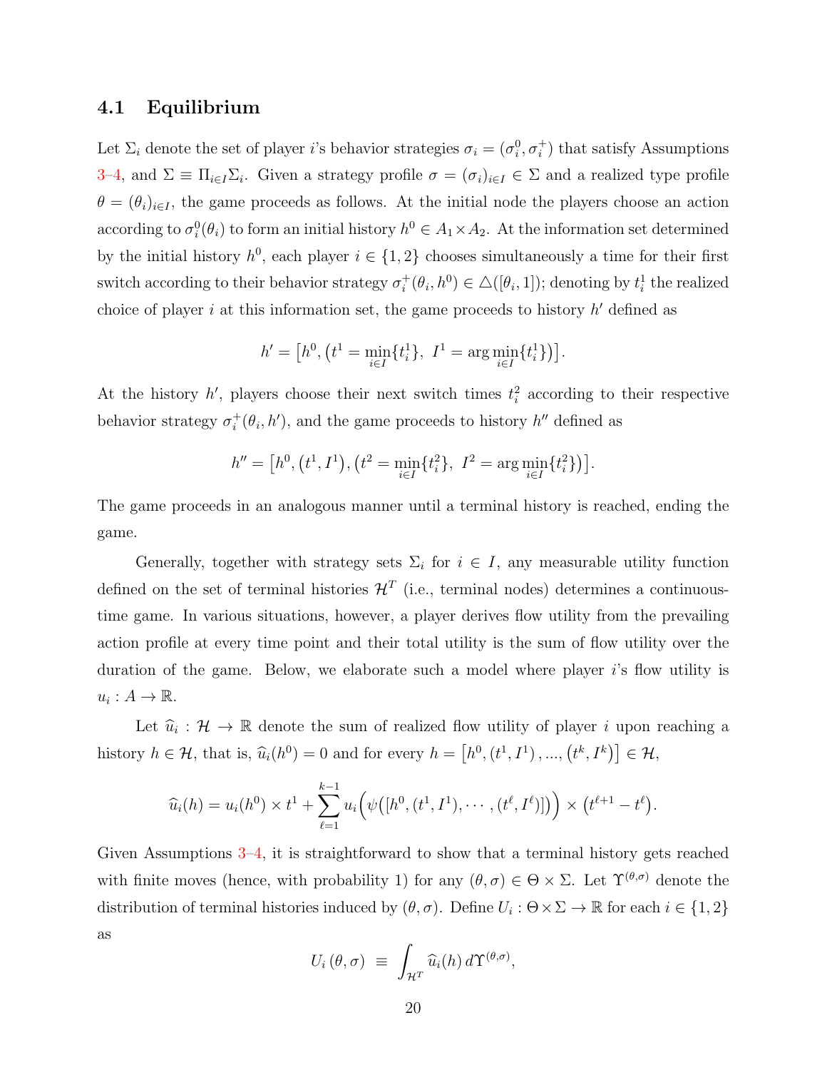### 4.1 Equilibrium

Let $\Sigma_i$ denote the set of player $i$'s behavior strategies $\sigma_i = (\sigma_i^0, \sigma_i^+)$ that satisfy Assumptions 3–4, and $\Sigma \equiv \Pi_{i\in I}\Sigma_i$. Given a strategy profile $\sigma = (\sigma_i)_{i\in I} \in \Sigma$ and a realized type profile $\theta = (\theta_i)_{i\in I}$, the game proceeds as follows. At the initial node the players choose an action according to $\sigma_i^0(\theta_i)$ to form an initial history $h^0 \in A_1 \times A_2$. At the information set determined by the initial history $h^0$, each player $i \in \{1, 2\}$ chooses simultaneously a time for their first switch according to their behavior strategy $\sigma_i^+(\theta_i, h^0) \in \triangle([\theta_i, 1])$; denoting by $t_i^1$ the realized choice of player $i$ at this information set, the game proceeds to history $h'$ defined as

$$h' = \left[h^0, \left(t^1 = \min_{i\in I}\{t_i^1\},\ I^1 = \arg\min_{i\in I}\{t_i^1\}\right)\right].$$

At the history $h'$, players choose their next switch times $t_i^2$ according to their respective behavior strategy $\sigma_i^+(\theta_i, h')$, and the game proceeds to history $h''$ defined as

$$h'' = \left[h^0, \left(t^1, I^1\right), \left(t^2 = \min_{i\in I}\{t_i^2\},\ I^2 = \arg\min_{i\in I}\{t_i^2\}\right)\right].$$

The game proceeds in an analogous manner until a terminal history is reached, ending the game.

Generally, together with strategy sets $\Sigma_i$ for $i \in I$, any measurable utility function defined on the set of terminal histories $\mathcal{H}^T$ (i.e., terminal nodes) determines a continuous-time game. In various situations, however, a player derives flow utility from the prevailing action profile at every time point and their total utility is the sum of flow utility over the duration of the game. Below, we elaborate such a model where player $i$'s flow utility is $u_i : A \to \mathbb{R}$.

Let $\widehat{u}_i : \mathcal{H} \to \mathbb{R}$ denote the sum of realized flow utility of player $i$ upon reaching a history $h \in \mathcal{H}$, that is, $\widehat{u}_i(h^0) = 0$ and for every $h = \left[h^0, (t^1, I^1), ..., (t^k, I^k)\right] \in \mathcal{H}$,

$$\widehat{u}_i(h) = u_i(h^0) \times t^1 + \sum_{\ell=1}^{k-1} u_i\Big(\psi\big([h^0, (t^1, I^1), \cdots, (t^\ell, I^\ell)]\big)\Big) \times \left(t^{\ell+1} - t^\ell\right).$$

Given Assumptions 3–4, it is straightforward to show that a terminal history gets reached with finite moves (hence, with probability 1) for any $(\theta, \sigma) \in \Theta \times \Sigma$. Let $\Upsilon^{(\theta,\sigma)}$ denote the distribution of terminal histories induced by $(\theta, \sigma)$. Define $U_i : \Theta \times \Sigma \to \mathbb{R}$ for each $i \in \{1, 2\}$ as

$$U_i\left(\theta, \sigma\right) \equiv \int_{\mathcal{H}^T} \widehat{u}_i(h)\, d\Upsilon^{(\theta,\sigma)},$$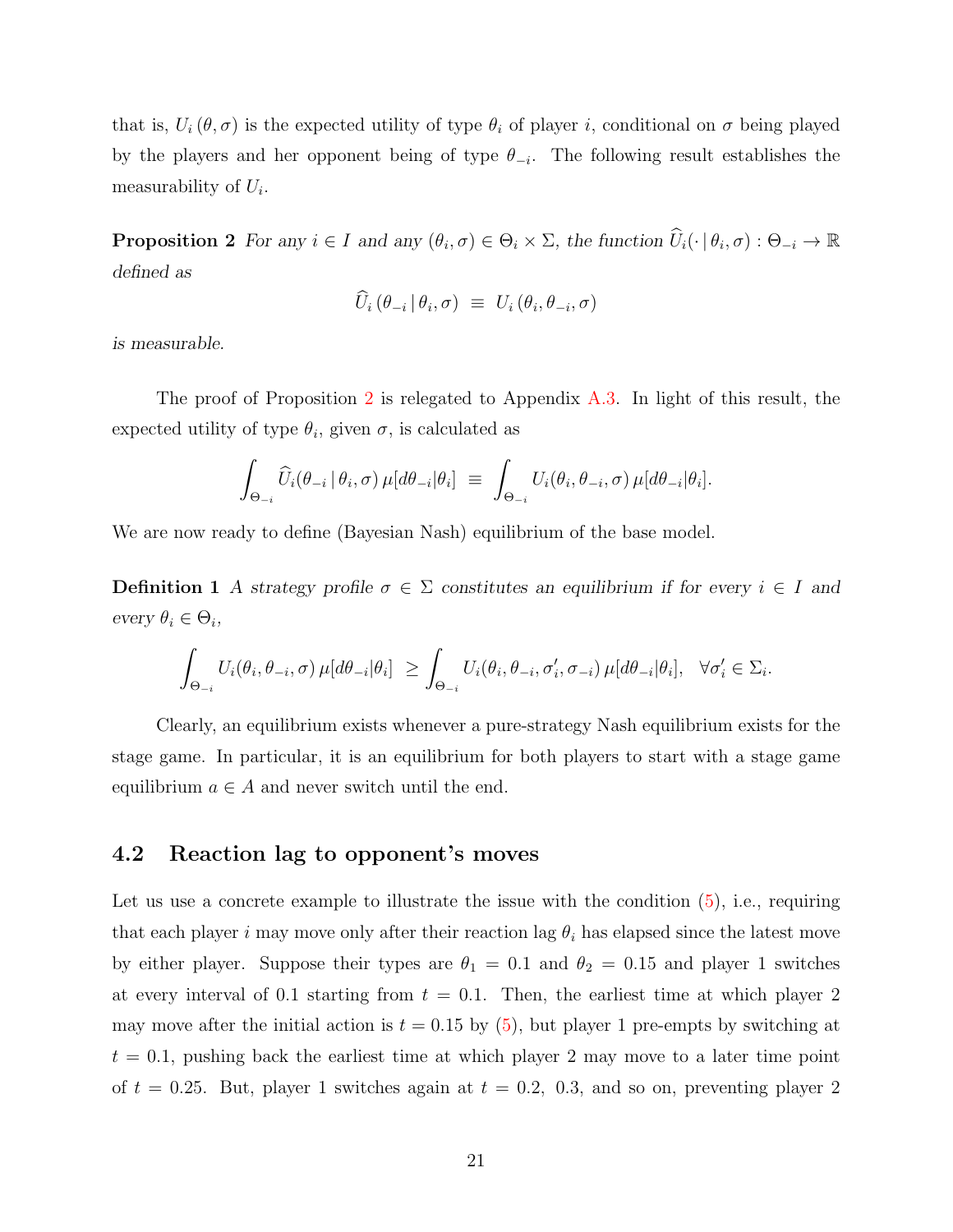that is, $U_i(\theta, \sigma)$ is the expected utility of type $\theta_i$ of player $i$, conditional on $\sigma$ being played by the players and her opponent being of type $\theta_{-i}$. The following result establishes the measurability of $U_i$.

**Proposition 2** *For any $i \in I$ and any $(\theta_i, \sigma) \in \Theta_i \times \Sigma$, the function $\widehat{U}_i(\cdot \,|\, \theta_i, \sigma) : \Theta_{-i} \to \mathbb{R}$ defined as*

$$\widehat{U}_i(\theta_{-i} \,|\, \theta_i, \sigma) \;\equiv\; U_i(\theta_i, \theta_{-i}, \sigma)$$

*is measurable.*

The proof of Proposition 2 is relegated to Appendix A.3. In light of this result, the expected utility of type $\theta_i$, given $\sigma$, is calculated as

$$\int_{\Theta_{-i}} \widehat{U}_i(\theta_{-i} \,|\, \theta_i, \sigma)\, \mu[d\theta_{-i}|\theta_i] \;\equiv\; \int_{\Theta_{-i}} U_i(\theta_i, \theta_{-i}, \sigma)\, \mu[d\theta_{-i}|\theta_i].$$

We are now ready to define (Bayesian Nash) equilibrium of the base model.

**Definition 1** *A strategy profile $\sigma \in \Sigma$ constitutes an equilibrium if for every $i \in I$ and every $\theta_i \in \Theta_i$,*

$$\int_{\Theta_{-i}} U_i(\theta_i, \theta_{-i}, \sigma)\, \mu[d\theta_{-i}|\theta_i] \;\geq \int_{\Theta_{-i}} U_i(\theta_i, \theta_{-i}, \sigma_i', \sigma_{-i})\, \mu[d\theta_{-i}|\theta_i], \quad \forall \sigma_i' \in \Sigma_i.$$

Clearly, an equilibrium exists whenever a pure-strategy Nash equilibrium exists for the stage game. In particular, it is an equilibrium for both players to start with a stage game equilibrium $a \in A$ and never switch until the end.

### 4.2 Reaction lag to opponent's moves

Let us use a concrete example to illustrate the issue with the condition (5), i.e., requiring that each player $i$ may move only after their reaction lag $\theta_i$ has elapsed since the latest move by either player. Suppose their types are $\theta_1 = 0.1$ and $\theta_2 = 0.15$ and player 1 switches at every interval of 0.1 starting from $t = 0.1$. Then, the earliest time at which player 2 may move after the initial action is $t = 0.15$ by (5), but player 1 pre-empts by switching at $t = 0.1$, pushing back the earliest time at which player 2 may move to a later time point of $t = 0.25$. But, player 1 switches again at $t = 0.2$, $0.3$, and so on, preventing player 2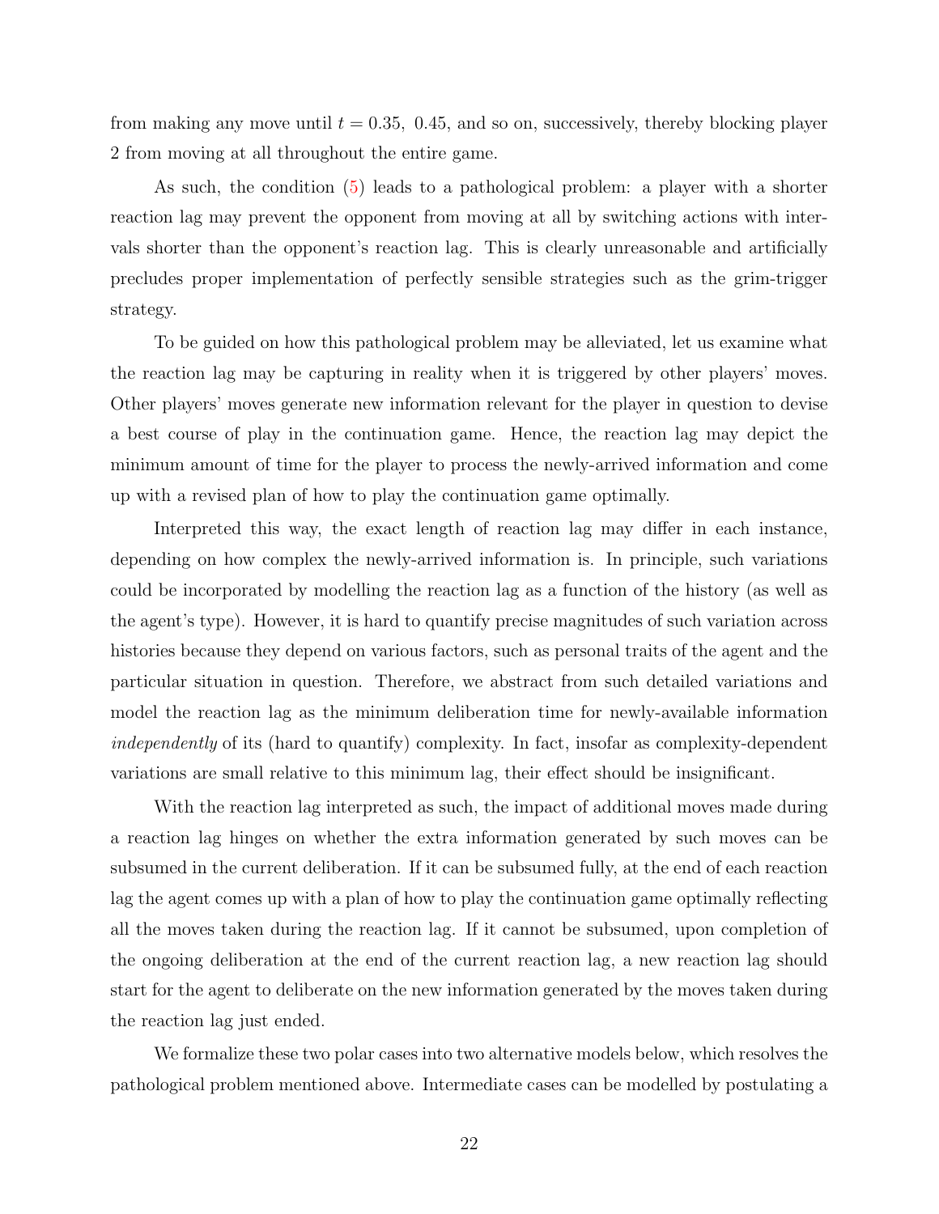from making any move until $t = 0.35,\ 0.45$, and so on, successively, thereby blocking player 2 from moving at all throughout the entire game.

As such, the condition (5) leads to a pathological problem: a player with a shorter reaction lag may prevent the opponent from moving at all by switching actions with intervals shorter than the opponent's reaction lag. This is clearly unreasonable and artificially precludes proper implementation of perfectly sensible strategies such as the grim-trigger strategy.

To be guided on how this pathological problem may be alleviated, let us examine what the reaction lag may be capturing in reality when it is triggered by other players' moves. Other players' moves generate new information relevant for the player in question to devise a best course of play in the continuation game. Hence, the reaction lag may depict the minimum amount of time for the player to process the newly-arrived information and come up with a revised plan of how to play the continuation game optimally.

Interpreted this way, the exact length of reaction lag may differ in each instance, depending on how complex the newly-arrived information is. In principle, such variations could be incorporated by modelling the reaction lag as a function of the history (as well as the agent's type). However, it is hard to quantify precise magnitudes of such variation across histories because they depend on various factors, such as personal traits of the agent and the particular situation in question. Therefore, we abstract from such detailed variations and model the reaction lag as the minimum deliberation time for newly-available information *independently* of its (hard to quantify) complexity. In fact, insofar as complexity-dependent variations are small relative to this minimum lag, their effect should be insignificant.

With the reaction lag interpreted as such, the impact of additional moves made during a reaction lag hinges on whether the extra information generated by such moves can be subsumed in the current deliberation. If it can be subsumed fully, at the end of each reaction lag the agent comes up with a plan of how to play the continuation game optimally reflecting all the moves taken during the reaction lag. If it cannot be subsumed, upon completion of the ongoing deliberation at the end of the current reaction lag, a new reaction lag should start for the agent to deliberate on the new information generated by the moves taken during the reaction lag just ended.

We formalize these two polar cases into two alternative models below, which resolves the pathological problem mentioned above. Intermediate cases can be modelled by postulating a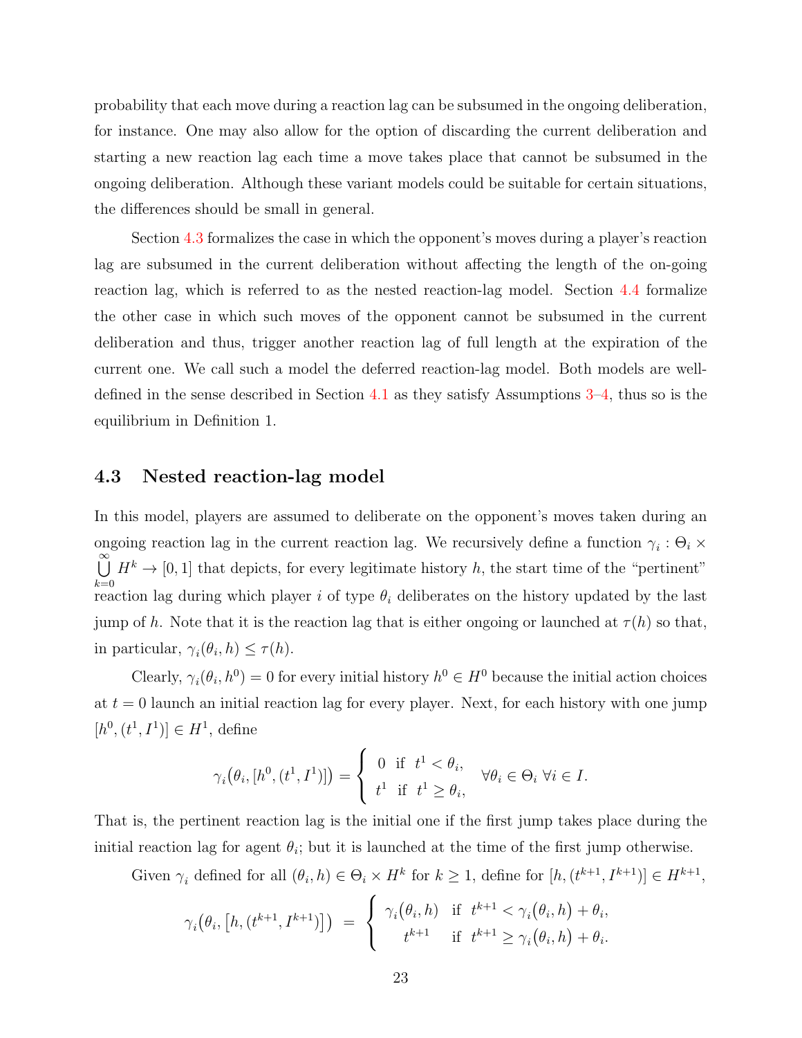probability that each move during a reaction lag can be subsumed in the ongoing deliberation, for instance. One may also allow for the option of discarding the current deliberation and starting a new reaction lag each time a move takes place that cannot be subsumed in the ongoing deliberation. Although these variant models could be suitable for certain situations, the differences should be small in general.

Section 4.3 formalizes the case in which the opponent's moves during a player's reaction lag are subsumed in the current deliberation without affecting the length of the on-going reaction lag, which is referred to as the nested reaction-lag model. Section 4.4 formalize the other case in which such moves of the opponent cannot be subsumed in the current deliberation and thus, trigger another reaction lag of full length at the expiration of the current one. We call such a model the deferred reaction-lag model. Both models are well-defined in the sense described in Section 4.1 as they satisfy Assumptions 3–4, thus so is the equilibrium in Definition 1.

### 4.3 Nested reaction-lag model

In this model, players are assumed to deliberate on the opponent's moves taken during an ongoing reaction lag in the current reaction lag. We recursively define a function $\gamma_i : \Theta_i \times \bigcup_{k=0}^{\infty} H^k \to [0, 1]$ that depicts, for every legitimate history $h$, the start time of the "pertinent" reaction lag during which player $i$ of type $\theta_i$ deliberates on the history updated by the last jump of $h$. Note that it is the reaction lag that is either ongoing or launched at $\tau(h)$ so that, in particular, $\gamma_i(\theta_i, h) \leq \tau(h)$.

Clearly, $\gamma_i(\theta_i, h^0) = 0$ for every initial history $h^0 \in H^0$ because the initial action choices at $t = 0$ launch an initial reaction lag for every player. Next, for each history with one jump $[h^0, (t^1, I^1)] \in H^1$, define

$$\gamma_i\big(\theta_i, [h^0, (t^1, I^1)]\big) = \begin{cases} 0 & \text{if } \ t^1 < \theta_i, \\ t^1 & \text{if } \ t^1 \geq \theta_i, \end{cases} \quad \forall \theta_i \in \Theta_i \ \forall i \in I.$$

That is, the pertinent reaction lag is the initial one if the first jump takes place during the initial reaction lag for agent $\theta_i$; but it is launched at the time of the first jump otherwise.

Given $\gamma_i$ defined for all $(\theta_i, h) \in \Theta_i \times H^k$ for $k \geq 1$, define for $[h, (t^{k+1}, I^{k+1})] \in H^{k+1}$,

$$\gamma_i\big(\theta_i, \big[h, (t^{k+1}, I^{k+1})\big]\big) \ = \ \begin{cases} \gamma_i\big(\theta_i, h\big) & \text{if } \ t^{k+1} < \gamma_i\big(\theta_i, h\big) + \theta_i, \\ t^{k+1} & \text{if } \ t^{k+1} \geq \gamma_i\big(\theta_i, h\big) + \theta_i. \end{cases}$$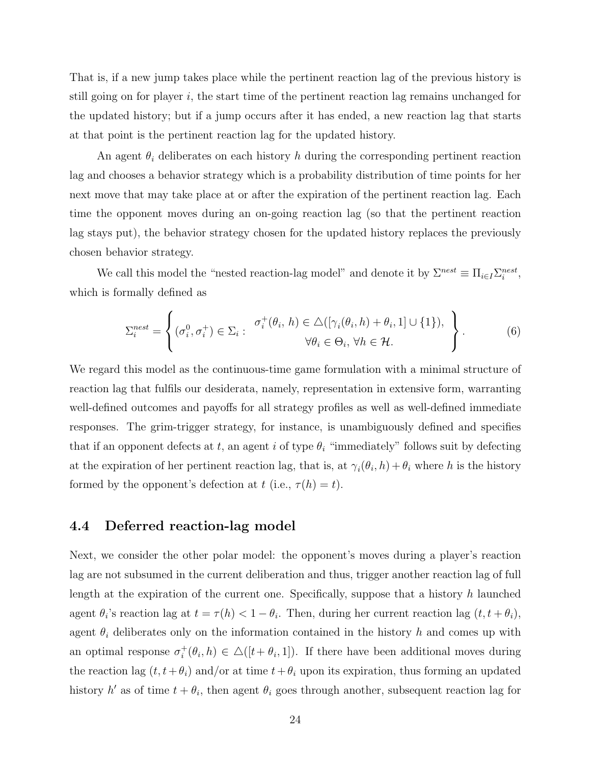That is, if a new jump takes place while the pertinent reaction lag of the previous history is still going on for player $i$, the start time of the pertinent reaction lag remains unchanged for the updated history; but if a jump occurs after it has ended, a new reaction lag that starts at that point is the pertinent reaction lag for the updated history.

An agent $\theta_i$ deliberates on each history $h$ during the corresponding pertinent reaction lag and chooses a behavior strategy which is a probability distribution of time points for her next move that may take place at or after the expiration of the pertinent reaction lag. Each time the opponent moves during an on-going reaction lag (so that the pertinent reaction lag stays put), the behavior strategy chosen for the updated history replaces the previously chosen behavior strategy.

We call this model the "nested reaction-lag model" and denote it by $\Sigma^{nest} \equiv \Pi_{i\in I}\Sigma_i^{nest}$, which is formally defined as

$$\Sigma_i^{nest} = \left\{ (\sigma_i^0, \sigma_i^+) \in \Sigma_i : \begin{array}{c} \sigma_i^+(\theta_i, h) \in \triangle([\gamma_i(\theta_i, h) + \theta_i, 1] \cup \{1\}), \\ \forall \theta_i \in \Theta_i, \, \forall h \in \mathcal{H}. \end{array} \right\}. \tag{6}$$

We regard this model as the continuous-time game formulation with a minimal structure of reaction lag that fulfils our desiderata, namely, representation in extensive form, warranting well-defined outcomes and payoffs for all strategy profiles as well as well-defined immediate responses. The grim-trigger strategy, for instance, is unambiguously defined and specifies that if an opponent defects at $t$, an agent $i$ of type $\theta_i$ "immediately" follows suit by defecting at the expiration of her pertinent reaction lag, that is, at $\gamma_i(\theta_i, h) + \theta_i$ where $h$ is the history formed by the opponent's defection at $t$ (i.e., $\tau(h) = t$).

## 4.4 Deferred reaction-lag model

Next, we consider the other polar model: the opponent's moves during a player's reaction lag are not subsumed in the current deliberation and thus, trigger another reaction lag of full length at the expiration of the current one. Specifically, suppose that a history $h$ launched agent $\theta_i$'s reaction lag at $t = \tau(h) < 1 - \theta_i$. Then, during her current reaction lag $(t, t+\theta_i)$, agent $\theta_i$ deliberates only on the information contained in the history $h$ and comes up with an optimal response $\sigma_i^+(\theta_i, h) \in \triangle([t+\theta_i, 1])$. If there have been additional moves during the reaction lag $(t, t+\theta_i)$ and/or at time $t+\theta_i$ upon its expiration, thus forming an updated history $h'$ as of time $t+\theta_i$, then agent $\theta_i$ goes through another, subsequent reaction lag for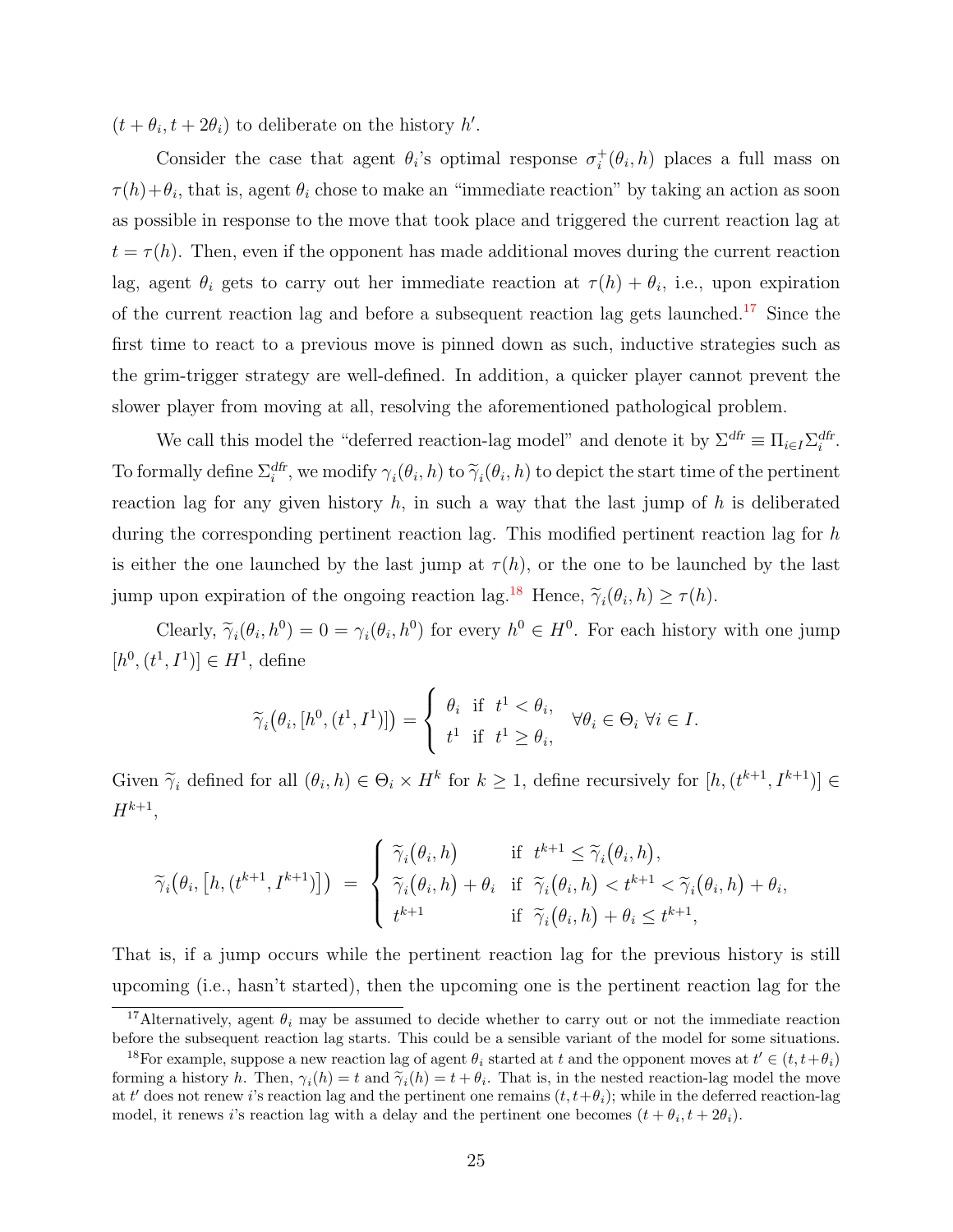$(t+\theta_i, t+2\theta_i)$ to deliberate on the history $h'$.

Consider the case that agent $\theta_i$'s optimal response $\sigma_i^+(\theta_i, h)$ places a full mass on $\tau(h)+\theta_i$, that is, agent $\theta_i$ chose to make an "immediate reaction" by taking an action as soon as possible in response to the move that took place and triggered the current reaction lag at $t=\tau(h)$. Then, even if the opponent has made additional moves during the current reaction lag, agent $\theta_i$ gets to carry out her immediate reaction at $\tau(h)+\theta_i$, i.e., upon expiration of the current reaction lag and before a subsequent reaction lag gets launched.[17] Since the first time to react to a previous move is pinned down as such, inductive strategies such as the grim-trigger strategy are well-defined. In addition, a quicker player cannot prevent the slower player from moving at all, resolving the aforementioned pathological problem.

We call this model the "deferred reaction-lag model" and denote it by $\Sigma^{dfr} \equiv \Pi_{i\in I}\Sigma_i^{dfr}$. To formally define $\Sigma_i^{dfr}$, we modify $\gamma_i(\theta_i, h)$ to $\widetilde{\gamma}_i(\theta_i, h)$ to depict the start time of the pertinent reaction lag for any given history $h$, in such a way that the last jump of $h$ is deliberated during the corresponding pertinent reaction lag. This modified pertinent reaction lag for $h$ is either the one launched by the last jump at $\tau(h)$, or the one to be launched by the last jump upon expiration of the ongoing reaction lag.[18] Hence, $\widetilde{\gamma}_i(\theta_i, h) \geq \tau(h)$.

Clearly, $\widetilde{\gamma}_i(\theta_i, h^0) = 0 = \gamma_i(\theta_i, h^0)$ for every $h^0 \in H^0$. For each history with one jump $[h^0, (t^1, I^1)] \in H^1$, define

$$\widetilde{\gamma}_i\big(\theta_i, [h^0, (t^1, I^1)]\big) = \begin{cases} \theta_i & \text{if } t^1 < \theta_i, \\ t^1 & \text{if } t^1 \geq \theta_i, \end{cases} \quad \forall \theta_i \in \Theta_i \ \forall i \in I.$$

Given $\widetilde{\gamma}_i$ defined for all $(\theta_i, h) \in \Theta_i \times H^k$ for $k \geq 1$, define recursively for $[h, (t^{k+1}, I^{k+1})] \in H^{k+1}$,

$$\widetilde{\gamma}_i\big(\theta_i, \big[h, (t^{k+1}, I^{k+1})\big]\big) \ = \ \begin{cases} \widetilde{\gamma}_i\big(\theta_i, h\big) & \text{if } \ t^{k+1} \leq \widetilde{\gamma}_i\big(\theta_i, h\big), \\ \widetilde{\gamma}_i\big(\theta_i, h\big) + \theta_i & \text{if } \ \widetilde{\gamma}_i\big(\theta_i, h\big) < t^{k+1} < \widetilde{\gamma}_i\big(\theta_i, h\big) + \theta_i, \\ t^{k+1} & \text{if } \ \widetilde{\gamma}_i\big(\theta_i, h\big) + \theta_i \leq t^{k+1}, \end{cases}$$

That is, if a jump occurs while the pertinent reaction lag for the previous history is still upcoming (i.e., hasn't started), then the upcoming one is the pertinent reaction lag for the

[17] Alternatively, agent $\theta_i$ may be assumed to decide whether to carry out or not the immediate reaction before the subsequent reaction lag starts. This could be a sensible variant of the model for some situations.

[18] For example, suppose a new reaction lag of agent $\theta_i$ started at $t$ and the opponent moves at $t' \in (t, t+\theta_i)$ forming a history $h$. Then, $\gamma_i(h) = t$ and $\widetilde{\gamma}_i(h) = t+\theta_i$. That is, in the nested reaction-lag model the move at $t'$ does not renew $i$'s reaction lag and the pertinent one remains $(t, t+\theta_i)$; while in the deferred reaction-lag model, it renews $i$'s reaction lag with a delay and the pertinent one becomes $(t+\theta_i, t+2\theta_i)$.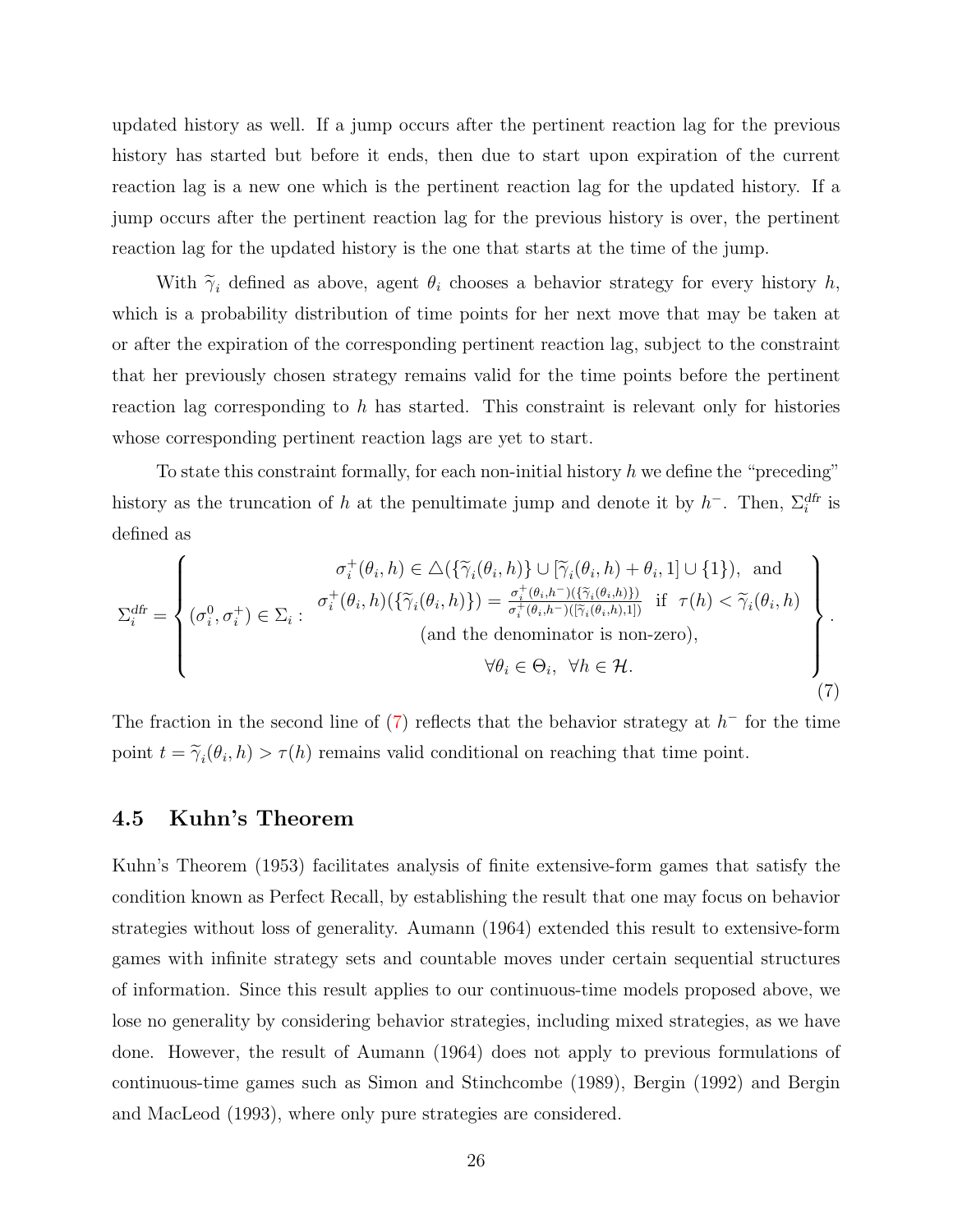updated history as well. If a jump occurs after the pertinent reaction lag for the previous history has started but before it ends, then due to start upon expiration of the current reaction lag is a new one which is the pertinent reaction lag for the updated history. If a jump occurs after the pertinent reaction lag for the previous history is over, the pertinent reaction lag for the updated history is the one that starts at the time of the jump.

With $\widetilde{\gamma}_i$ defined as above, agent $\theta_i$ chooses a behavior strategy for every history $h$, which is a probability distribution of time points for her next move that may be taken at or after the expiration of the corresponding pertinent reaction lag, subject to the constraint that her previously chosen strategy remains valid for the time points before the pertinent reaction lag corresponding to $h$ has started. This constraint is relevant only for histories whose corresponding pertinent reaction lags are yet to start.

To state this constraint formally, for each non-initial history $h$ we define the "preceding" history as the truncation of $h$ at the penultimate jump and denote it by $h^-$. Then, $\Sigma_i^{dfr}$ is defined as

$$
\Sigma_i^{dfr} = \left\{ (\sigma_i^0, \sigma_i^+) \in \Sigma_i : \begin{array}{c} \sigma_i^+(\theta_i, h) \in \triangle(\{\widetilde{\gamma}_i(\theta_i, h)\} \cup [\widetilde{\gamma}_i(\theta_i, h) + \theta_i, 1] \cup \{1\}), \text{ and} \\ \sigma_i^+(\theta_i, h)(\{\widetilde{\gamma}_i(\theta_i, h)\}) = \frac{\sigma_i^+(\theta_i, h^-)(\{\widetilde{\gamma}_i(\theta_i, h)\})}{\sigma_i^+(\theta_i, h^-)([\widetilde{\gamma}_i(\theta_i, h), 1])} \text{ if } \tau(h) < \widetilde{\gamma}_i(\theta_i, h) \\ \text{(and the denominator is non-zero)}, \\ \forall \theta_i \in \Theta_i, \ \forall h \in \mathcal{H}. \end{array} \right\}. \tag{7}
$$

The fraction in the second line of (7) reflects that the behavior strategy at $h^-$ for the time point $t = \widetilde{\gamma}_i(\theta_i, h) > \tau(h)$ remains valid conditional on reaching that time point.

### 4.5 Kuhn's Theorem

Kuhn's Theorem (1953) facilitates analysis of finite extensive-form games that satisfy the condition known as Perfect Recall, by establishing the result that one may focus on behavior strategies without loss of generality. Aumann (1964) extended this result to extensive-form games with infinite strategy sets and countable moves under certain sequential structures of information. Since this result applies to our continuous-time models proposed above, we lose no generality by considering behavior strategies, including mixed strategies, as we have done. However, the result of Aumann (1964) does not apply to previous formulations of continuous-time games such as Simon and Stinchcombe (1989), Bergin (1992) and Bergin and MacLeod (1993), where only pure strategies are considered.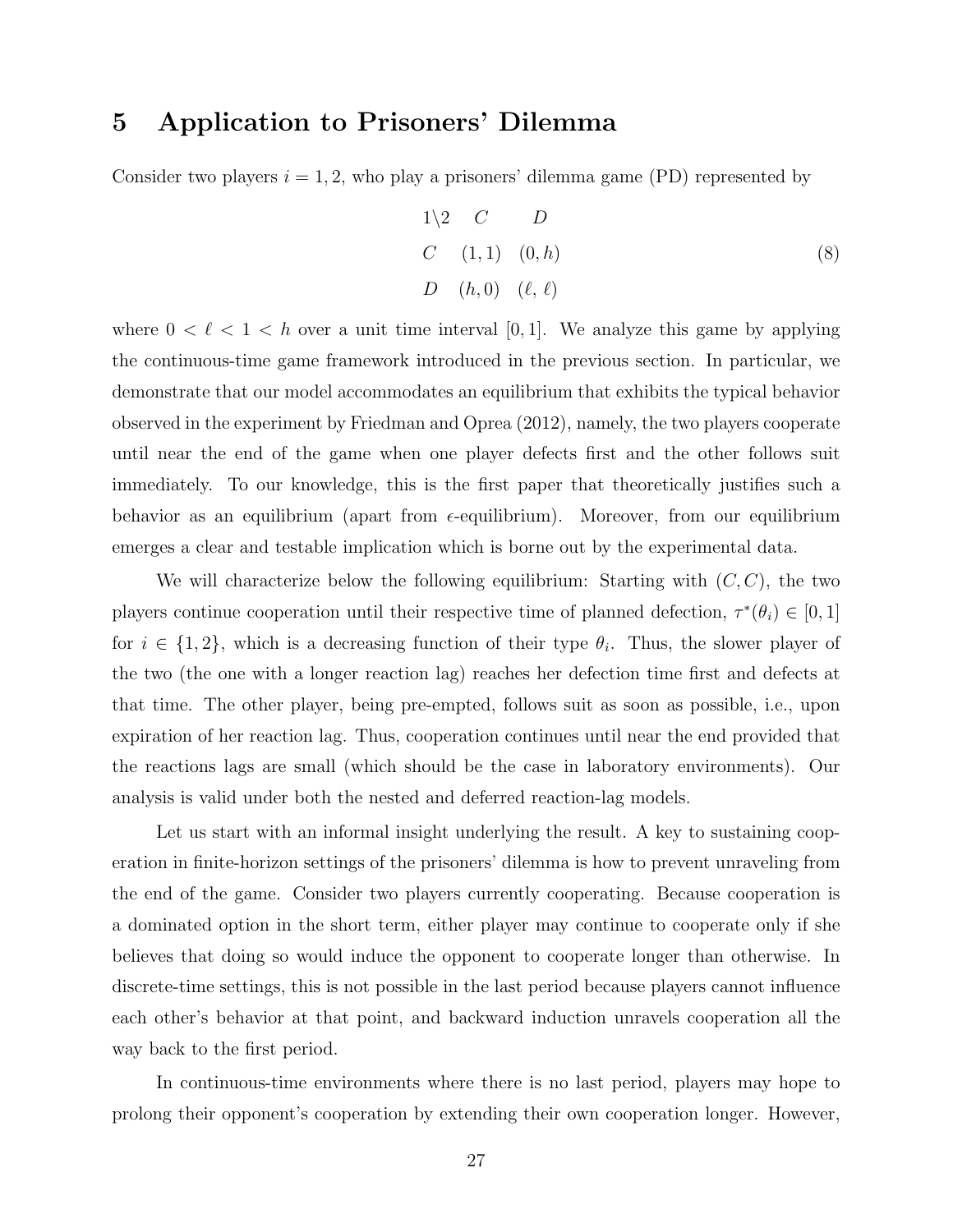## 5 Application to Prisoners' Dilemma

Consider two players $i = 1, 2$, who play a prisoners' dilemma game (PD) represented by

$$
\begin{array}{ccc}
1\backslash 2 & C & D \\
C & (1,1) & (0,h) \\
D & (h,0) & (\ell,\,\ell)
\end{array}
\tag{8}
$$

where $0 < \ell < 1 < h$ over a unit time interval $[0, 1]$. We analyze this game by applying the continuous-time game framework introduced in the previous section. In particular, we demonstrate that our model accommodates an equilibrium that exhibits the typical behavior observed in the experiment by Friedman and Oprea (2012), namely, the two players cooperate until near the end of the game when one player defects first and the other follows suit immediately. To our knowledge, this is the first paper that theoretically justifies such a behavior as an equilibrium (apart from $\epsilon$-equilibrium). Moreover, from our equilibrium emerges a clear and testable implication which is borne out by the experimental data.

We will characterize below the following equilibrium: Starting with $(C, C)$, the two players continue cooperation until their respective time of planned defection, $\tau^*(\theta_i) \in [0, 1]$ for $i \in \{1, 2\}$, which is a decreasing function of their type $\theta_i$. Thus, the slower player of the two (the one with a longer reaction lag) reaches her defection time first and defects at that time. The other player, being pre-empted, follows suit as soon as possible, i.e., upon expiration of her reaction lag. Thus, cooperation continues until near the end provided that the reactions lags are small (which should be the case in laboratory environments). Our analysis is valid under both the nested and deferred reaction-lag models.

Let us start with an informal insight underlying the result. A key to sustaining cooperation in finite-horizon settings of the prisoners' dilemma is how to prevent unraveling from the end of the game. Consider two players currently cooperating. Because cooperation is a dominated option in the short term, either player may continue to cooperate only if she believes that doing so would induce the opponent to cooperate longer than otherwise. In discrete-time settings, this is not possible in the last period because players cannot influence each other's behavior at that point, and backward induction unravels cooperation all the way back to the first period.

In continuous-time environments where there is no last period, players may hope to prolong their opponent's cooperation by extending their own cooperation longer. However,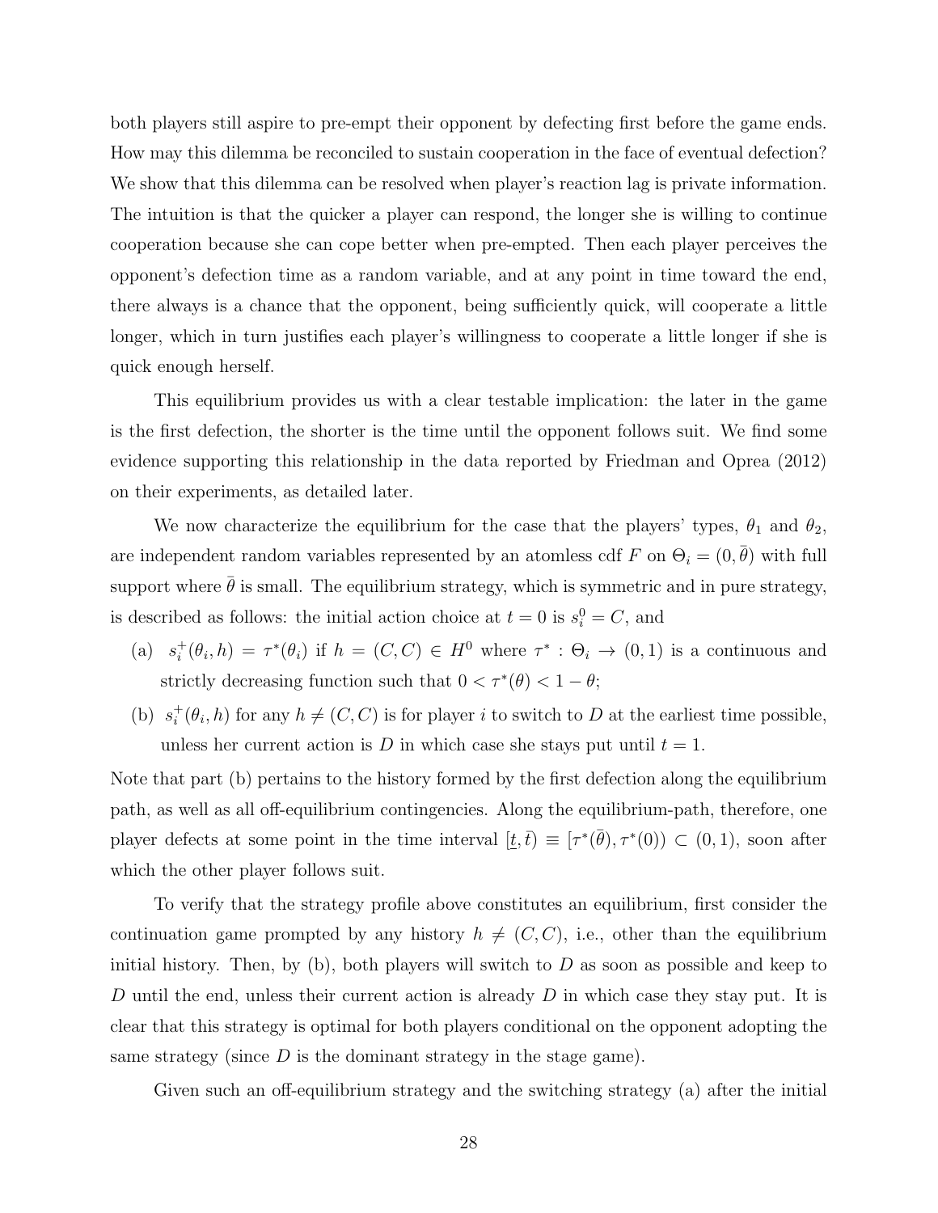both players still aspire to pre-empt their opponent by defecting first before the game ends. How may this dilemma be reconciled to sustain cooperation in the face of eventual defection? We show that this dilemma can be resolved when player's reaction lag is private information. The intuition is that the quicker a player can respond, the longer she is willing to continue cooperation because she can cope better when pre-empted. Then each player perceives the opponent's defection time as a random variable, and at any point in time toward the end, there always is a chance that the opponent, being sufficiently quick, will cooperate a little longer, which in turn justifies each player's willingness to cooperate a little longer if she is quick enough herself.

This equilibrium provides us with a clear testable implication: the later in the game is the first defection, the shorter is the time until the opponent follows suit. We find some evidence supporting this relationship in the data reported by Friedman and Oprea (2012) on their experiments, as detailed later.

We now characterize the equilibrium for the case that the players' types, $\theta_1$ and $\theta_2$, are independent random variables represented by an atomless cdf $F$ on $\Theta_i = (0, \bar{\theta})$ with full support where $\bar{\theta}$ is small. The equilibrium strategy, which is symmetric and in pure strategy, is described as follows: the initial action choice at $t = 0$ is $s_i^0 = C$, and

(a) $s_i^+(\theta_i, h) = \tau^*(\theta_i)$ if $h = (C, C) \in H^0$ where $\tau^* : \Theta_i \to (0, 1)$ is a continuous and strictly decreasing function such that $0 < \tau^*(\theta) < 1 - \theta$;

(b) $s_i^+(\theta_i, h)$ for any $h \neq (C, C)$ is for player $i$ to switch to $D$ at the earliest time possible, unless her current action is $D$ in which case she stays put until $t = 1$.

Note that part (b) pertains to the history formed by the first defection along the equilibrium path, as well as all off-equilibrium contingencies. Along the equilibrium-path, therefore, one player defects at some point in the time interval $[\underline{t}, \bar{t}) \equiv [\tau^*(\bar{\theta}), \tau^*(0)) \subset (0, 1)$, soon after which the other player follows suit.

To verify that the strategy profile above constitutes an equilibrium, first consider the continuation game prompted by any history $h \neq (C, C)$, i.e., other than the equilibrium initial history. Then, by (b), both players will switch to $D$ as soon as possible and keep to $D$ until the end, unless their current action is already $D$ in which case they stay put. It is clear that this strategy is optimal for both players conditional on the opponent adopting the same strategy (since $D$ is the dominant strategy in the stage game).

Given such an off-equilibrium strategy and the switching strategy (a) after the initial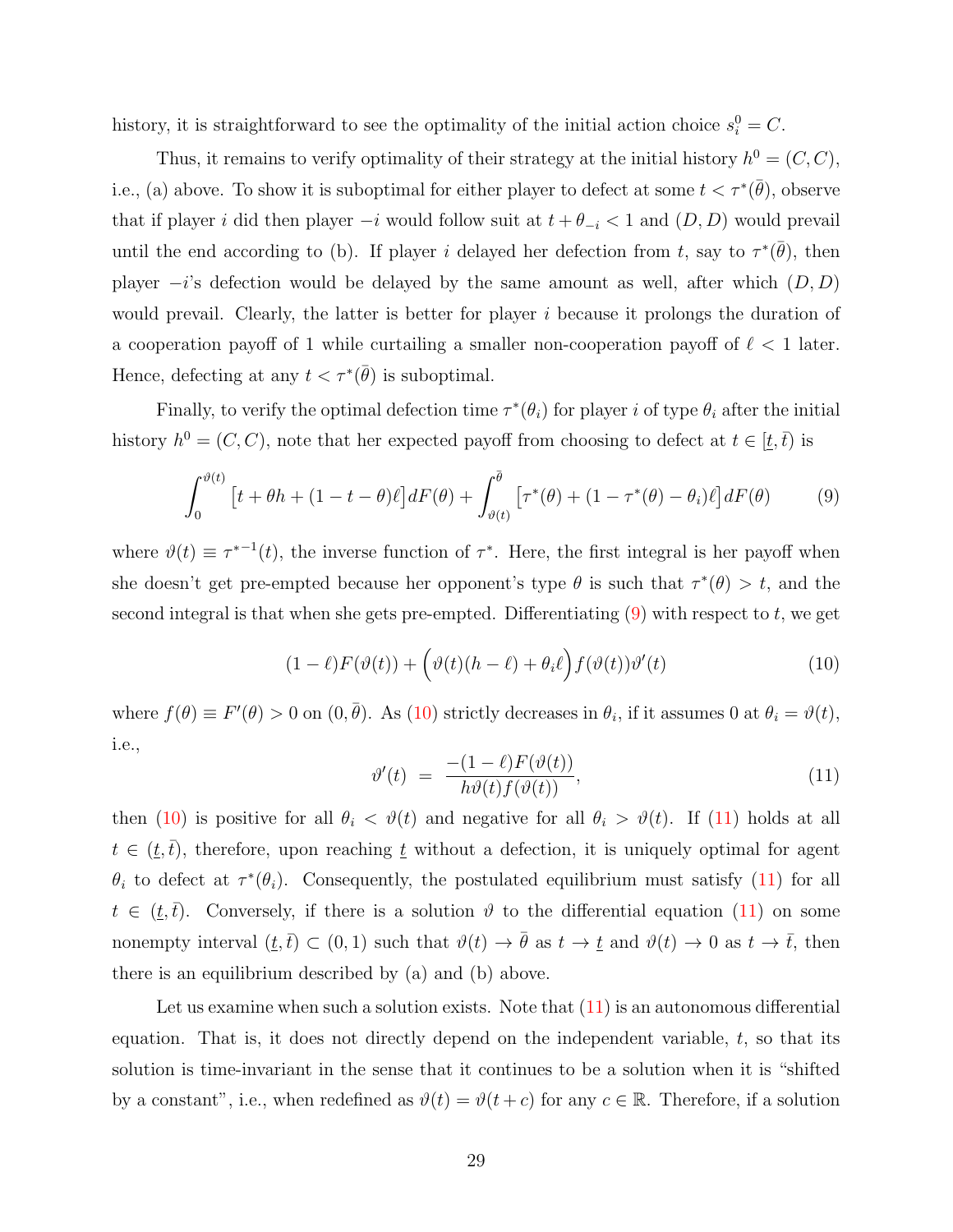history, it is straightforward to see the optimality of the initial action choice $s_i^0 = C$.

Thus, it remains to verify optimality of their strategy at the initial history $h^0 = (C, C)$, i.e., (a) above. To show it is suboptimal for either player to defect at some $t < \tau^*(\bar{\theta})$, observe that if player $i$ did then player $-i$ would follow suit at $t + \theta_{-i} < 1$ and $(D, D)$ would prevail until the end according to (b). If player $i$ delayed her defection from $t$, say to $\tau^*(\bar{\theta})$, then player $-i$'s defection would be delayed by the same amount as well, after which $(D, D)$ would prevail. Clearly, the latter is better for player $i$ because it prolongs the duration of a cooperation payoff of 1 while curtailing a smaller non-cooperation payoff of $\ell < 1$ later. Hence, defecting at any $t < \tau^*(\bar{\theta})$ is suboptimal.

Finally, to verify the optimal defection time $\tau^*(\theta_i)$ for player $i$ of type $\theta_i$ after the initial history $h^0 = (C, C)$, note that her expected payoff from choosing to defect at $t \in [\underline{t}, \bar{t})$ is

$$\int_0^{\vartheta(t)} \big[t + \theta h + (1 - t - \theta)\ell\big] dF(\theta) + \int_{\vartheta(t)}^{\bar{\theta}} \big[\tau^*(\theta) + (1 - \tau^*(\theta) - \theta_i)\ell\big] dF(\theta) \tag{9}$$

where $\vartheta(t) \equiv \tau^{*-1}(t)$, the inverse function of $\tau^*$. Here, the first integral is her payoff when she doesn't get pre-empted because her opponent's type $\theta$ is such that $\tau^*(\theta) > t$, and the second integral is that when she gets pre-empted. Differentiating (9) with respect to $t$, we get

$$(1 - \ell)F(\vartheta(t)) + \Big(\vartheta(t)(h - \ell) + \theta_i \ell\Big) f(\vartheta(t))\vartheta'(t) \tag{10}$$

where $f(\theta) \equiv F'(\theta) > 0$ on $(0, \bar{\theta})$. As (10) strictly decreases in $\theta_i$, if it assumes 0 at $\theta_i = \vartheta(t)$, i.e.,

$$\vartheta'(t) \;=\; \frac{-(1 - \ell)F(\vartheta(t))}{h\vartheta(t)f(\vartheta(t))}, \tag{11}$$

then (10) is positive for all $\theta_i < \vartheta(t)$ and negative for all $\theta_i > \vartheta(t)$. If (11) holds at all $t \in (\underline{t}, \bar{t})$, therefore, upon reaching $\underline{t}$ without a defection, it is uniquely optimal for agent $\theta_i$ to defect at $\tau^*(\theta_i)$. Consequently, the postulated equilibrium must satisfy (11) for all $t \in (\underline{t}, \bar{t})$. Conversely, if there is a solution $\vartheta$ to the differential equation (11) on some nonempty interval $(\underline{t}, \bar{t}) \subset (0, 1)$ such that $\vartheta(t) \to \bar{\theta}$ as $t \to \underline{t}$ and $\vartheta(t) \to 0$ as $t \to \bar{t}$, then there is an equilibrium described by (a) and (b) above.

Let us examine when such a solution exists. Note that (11) is an autonomous differential equation. That is, it does not directly depend on the independent variable, $t$, so that its solution is time-invariant in the sense that it continues to be a solution when it is "shifted by a constant", i.e., when redefined as $\vartheta(t) = \vartheta(t + c)$ for any $c \in \mathbb{R}$. Therefore, if a solution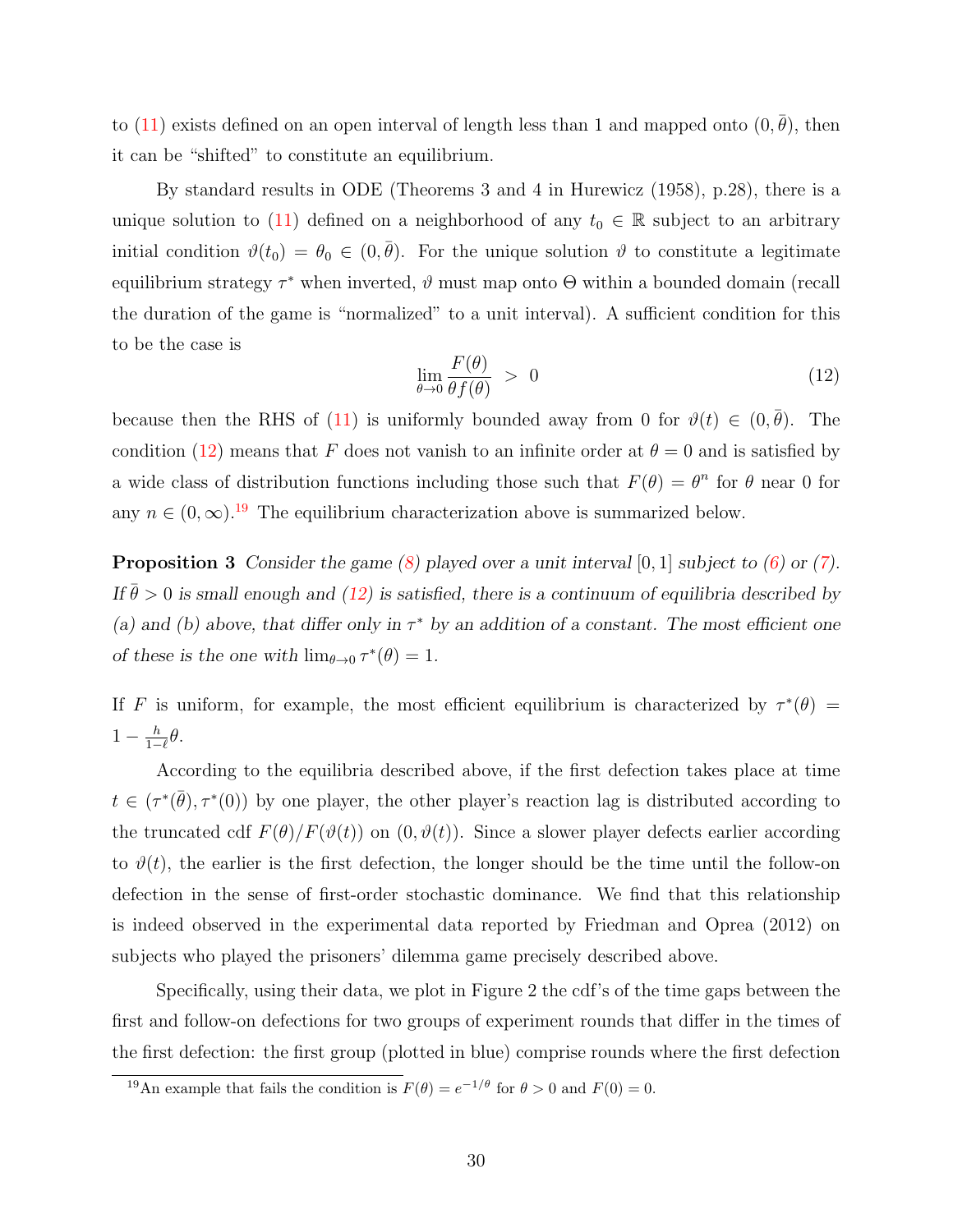to (11) exists defined on an open interval of length less than 1 and mapped onto $(0, \bar{\theta})$, then it can be "shifted" to constitute an equilibrium.

By standard results in ODE (Theorems 3 and 4 in Hurewicz (1958), p.28), there is a unique solution to (11) defined on a neighborhood of any $t_0 \in \mathbb{R}$ subject to an arbitrary initial condition $\vartheta(t_0) = \theta_0 \in (0, \bar{\theta})$. For the unique solution $\vartheta$ to constitute a legitimate equilibrium strategy $\tau^*$ when inverted, $\vartheta$ must map onto $\Theta$ within a bounded domain (recall the duration of the game is "normalized" to a unit interval). A sufficient condition for this to be the case is

$$\lim_{\theta \to 0} \frac{F(\theta)}{\theta f(\theta)} > 0 \tag{12}$$

because then the RHS of (11) is uniformly bounded away from 0 for $\vartheta(t) \in (0, \bar{\theta})$. The condition (12) means that $F$ does not vanish to an infinite order at $\theta = 0$ and is satisfied by a wide class of distribution functions including those such that $F(\theta) = \theta^n$ for $\theta$ near 0 for any $n \in (0, \infty)$.[19] The equilibrium characterization above is summarized below.

**Proposition 3** *Consider the game (8) played over a unit interval $[0, 1]$ subject to (6) or (7). If $\bar{\theta} > 0$ is small enough and (12) is satisfied, there is a continuum of equilibria described by (a) and (b) above, that differ only in $\tau^*$ by an addition of a constant. The most efficient one of these is the one with $\lim_{\theta \to 0} \tau^*(\theta) = 1$.*

If $F$ is uniform, for example, the most efficient equilibrium is characterized by $\tau^*(\theta) = 1 - \frac{h}{1-\ell}\theta$.

According to the equilibria described above, if the first defection takes place at time $t \in (\tau^*(\bar{\theta}), \tau^*(0))$ by one player, the other player's reaction lag is distributed according to the truncated cdf $F(\theta)/F(\vartheta(t))$ on $(0, \vartheta(t))$. Since a slower player defects earlier according to $\vartheta(t)$, the earlier is the first defection, the longer should be the time until the follow-on defection in the sense of first-order stochastic dominance. We find that this relationship is indeed observed in the experimental data reported by Friedman and Oprea (2012) on subjects who played the prisoners' dilemma game precisely described above.

Specifically, using their data, we plot in Figure 2 the cdf's of the time gaps between the first and follow-on defections for two groups of experiment rounds that differ in the times of the first defection: the first group (plotted in blue) comprise rounds where the first defection

[19] An example that fails the condition is $F(\theta) = e^{-1/\theta}$ for $\theta > 0$ and $F(0) = 0$.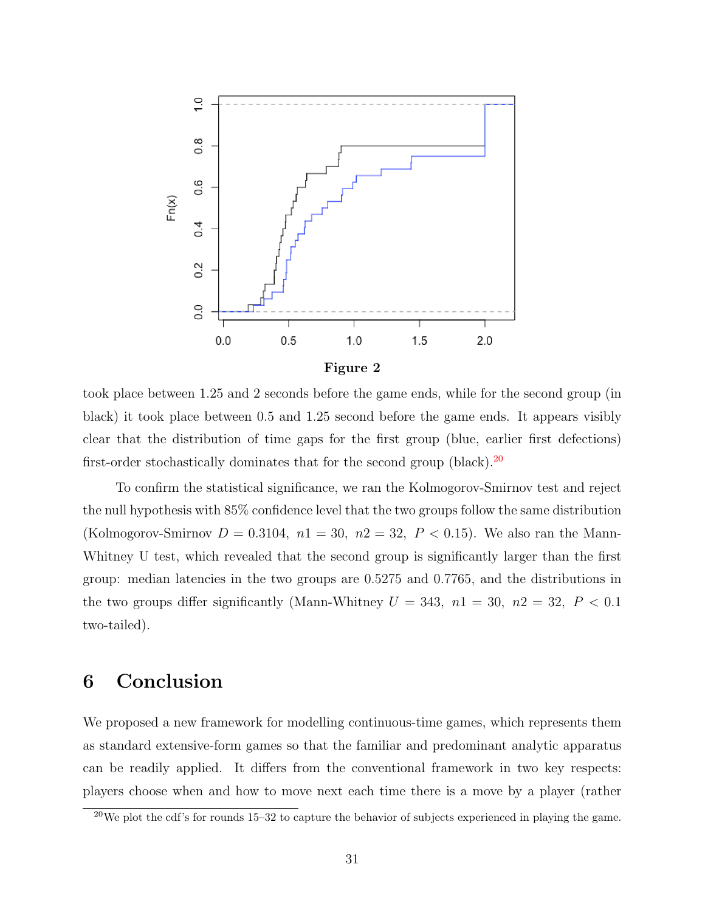**Figure 2**

took place between 1.25 and 2 seconds before the game ends, while for the second group (in black) it took place between 0.5 and 1.25 second before the game ends. It appears visibly clear that the distribution of time gaps for the first group (blue, earlier first defections) first-order stochastically dominates that for the second group (black).[20]

To confirm the statistical significance, we ran the Kolmogorov-Smirnov test and reject the null hypothesis with 85% confidence level that the two groups follow the same distribution (Kolmogorov-Smirnov $D = 0.3104,\ n1 = 30,\ n2 = 32,\ P < 0.15$). We also ran the Mann-Whitney U test, which revealed that the second group is significantly larger than the first group: median latencies in the two groups are 0.5275 and 0.7765, and the distributions in the two groups differ significantly (Mann-Whitney $U = 343,\ n1 = 30,\ n2 = 32,\ P < 0.1$ two-tailed).

# 6 Conclusion

We proposed a new framework for modelling continuous-time games, which represents them as standard extensive-form games so that the familiar and predominant analytic apparatus can be readily applied. It differs from the conventional framework in two key respects: players choose when and how to move next each time there is a move by a player (rather

[20] We plot the cdf's for rounds 15–32 to capture the behavior of subjects experienced in playing the game.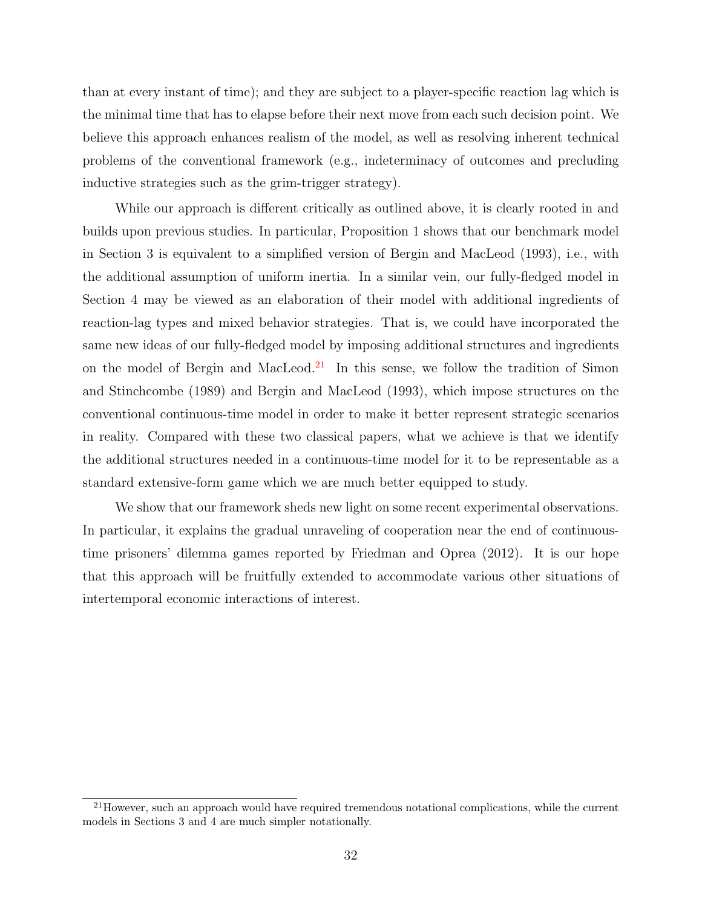than at every instant of time); and they are subject to a player-specific reaction lag which is the minimal time that has to elapse before their next move from each such decision point. We believe this approach enhances realism of the model, as well as resolving inherent technical problems of the conventional framework (e.g., indeterminacy of outcomes and precluding inductive strategies such as the grim-trigger strategy).

While our approach is different critically as outlined above, it is clearly rooted in and builds upon previous studies. In particular, Proposition 1 shows that our benchmark model in Section 3 is equivalent to a simplified version of Bergin and MacLeod (1993), i.e., with the additional assumption of uniform inertia. In a similar vein, our fully-fledged model in Section 4 may be viewed as an elaboration of their model with additional ingredients of reaction-lag types and mixed behavior strategies. That is, we could have incorporated the same new ideas of our fully-fledged model by imposing additional structures and ingredients on the model of Bergin and MacLeod.[21] In this sense, we follow the tradition of Simon and Stinchcombe (1989) and Bergin and MacLeod (1993), which impose structures on the conventional continuous-time model in order to make it better represent strategic scenarios in reality. Compared with these two classical papers, what we achieve is that we identify the additional structures needed in a continuous-time model for it to be representable as a standard extensive-form game which we are much better equipped to study.

We show that our framework sheds new light on some recent experimental observations. In particular, it explains the gradual unraveling of cooperation near the end of continuous-time prisoners' dilemma games reported by Friedman and Oprea (2012). It is our hope that this approach will be fruitfully extended to accommodate various other situations of intertemporal economic interactions of interest.

[21] However, such an approach would have required tremendous notational complications, while the current models in Sections 3 and 4 are much simpler notationally.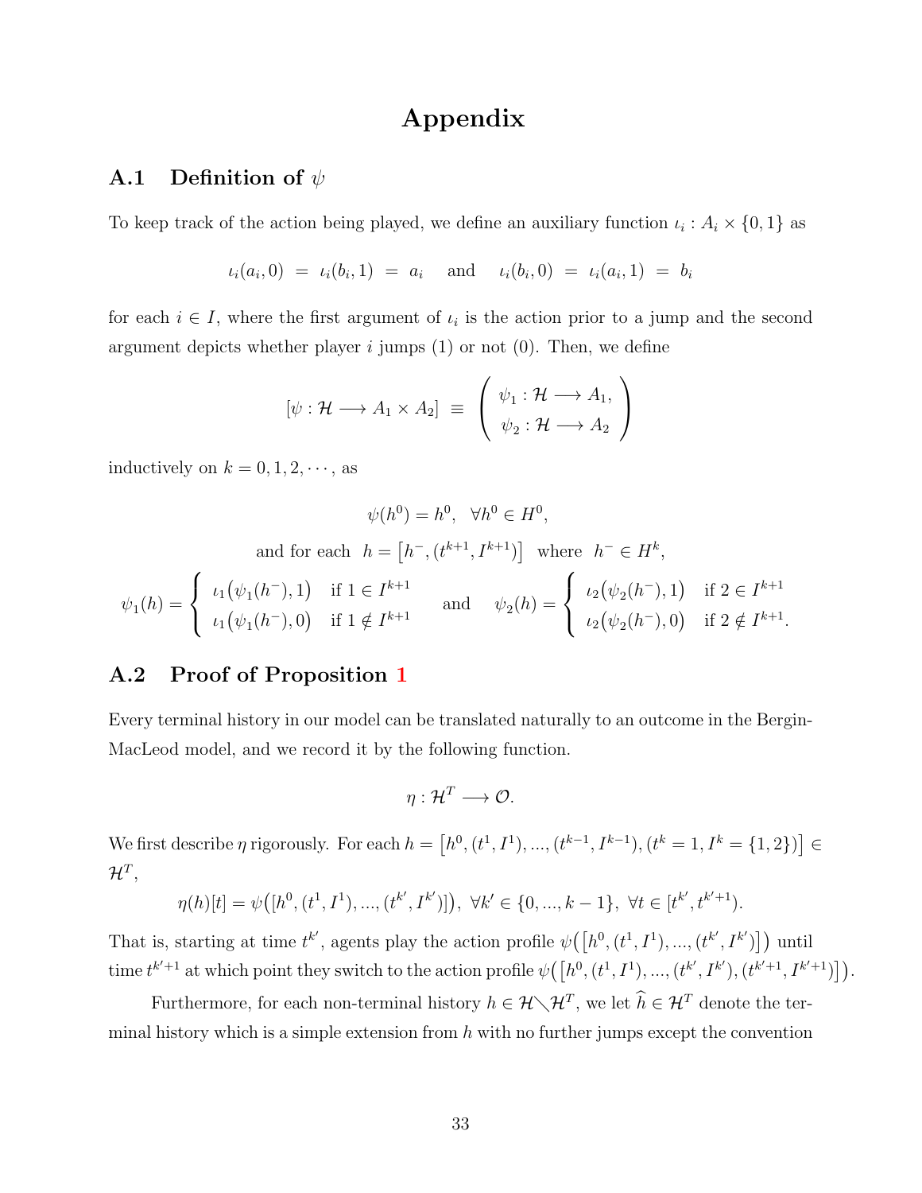# Appendix

## A.1 Definition of $\psi$

To keep track of the action being played, we define an auxiliary function $\iota_i : A_i \times \{0,1\}$ as

$$\iota_i(a_i, 0) \;=\; \iota_i(b_i, 1) \;=\; a_i \quad \text{ and } \quad \iota_i(b_i, 0) \;=\; \iota_i(a_i, 1) \;=\; b_i$$

for each $i \in I$, where the first argument of $\iota_i$ is the action prior to a jump and the second argument depicts whether player $i$ jumps (1) or not (0). Then, we define

$$[\psi : \mathcal{H} \longrightarrow A_1 \times A_2] \;\equiv\; \left( \begin{array}{c} \psi_1 : \mathcal{H} \longrightarrow A_1, \\ \psi_2 : \mathcal{H} \longrightarrow A_2 \end{array} \right)$$

inductively on $k = 0, 1, 2, \cdots$, as

$$\psi(h^0) = h^0, \quad \forall h^0 \in H^0,$$

$$\text{and for each } \; h = \big[h^-, (t^{k+1}, I^{k+1})\big] \; \text{ where } \; h^- \in H^k,$$

$$\psi_1(h) = \begin{cases} \iota_1\big(\psi_1(h^-), 1\big) & \text{if } 1 \in I^{k+1} \\ \iota_1\big(\psi_1(h^-), 0\big) & \text{if } 1 \notin I^{k+1} \end{cases} \quad \text{and} \quad \psi_2(h) = \begin{cases} \iota_2\big(\psi_2(h^-), 1\big) & \text{if } 2 \in I^{k+1} \\ \iota_2\big(\psi_2(h^-), 0\big) & \text{if } 2 \notin I^{k+1}. \end{cases}$$

## A.2 Proof of Proposition 1

Every terminal history in our model can be translated naturally to an outcome in the Bergin-MacLeod model, and we record it by the following function.

$$\eta : \mathcal{H}^T \longrightarrow \mathcal{O}.$$

We first describe $\eta$ rigorously. For each $h = \big[h^0, (t^1, I^1), ..., (t^{k-1}, I^{k-1}), (t^k = 1, I^k = \{1,2\})\big] \in \mathcal{H}^T$,

$$\eta(h)[t] = \psi\big([h^0, (t^1, I^1), ..., (t^{k'}, I^{k'})]\big), \; \forall k' \in \{0, ..., k-1\}, \; \forall t \in [t^{k'}, t^{k'+1}).$$

That is, starting at time $t^{k'}$, agents play the action profile $\psi\big(\big[h^0, (t^1, I^1), ..., (t^{k'}, I^{k'})\big]\big)$ until time $t^{k'+1}$ at which point they switch to the action profile $\psi\big(\big[h^0, (t^1, I^1), ..., (t^{k'}, I^{k'}), (t^{k'+1}, I^{k'+1})\big]\big)$.

Furthermore, for each non-terminal history $h \in \mathcal{H} \diagdown \mathcal{H}^T$, we let $\widehat{h} \in \mathcal{H}^T$ denote the terminal history which is a simple extension from $h$ with no further jumps except the convention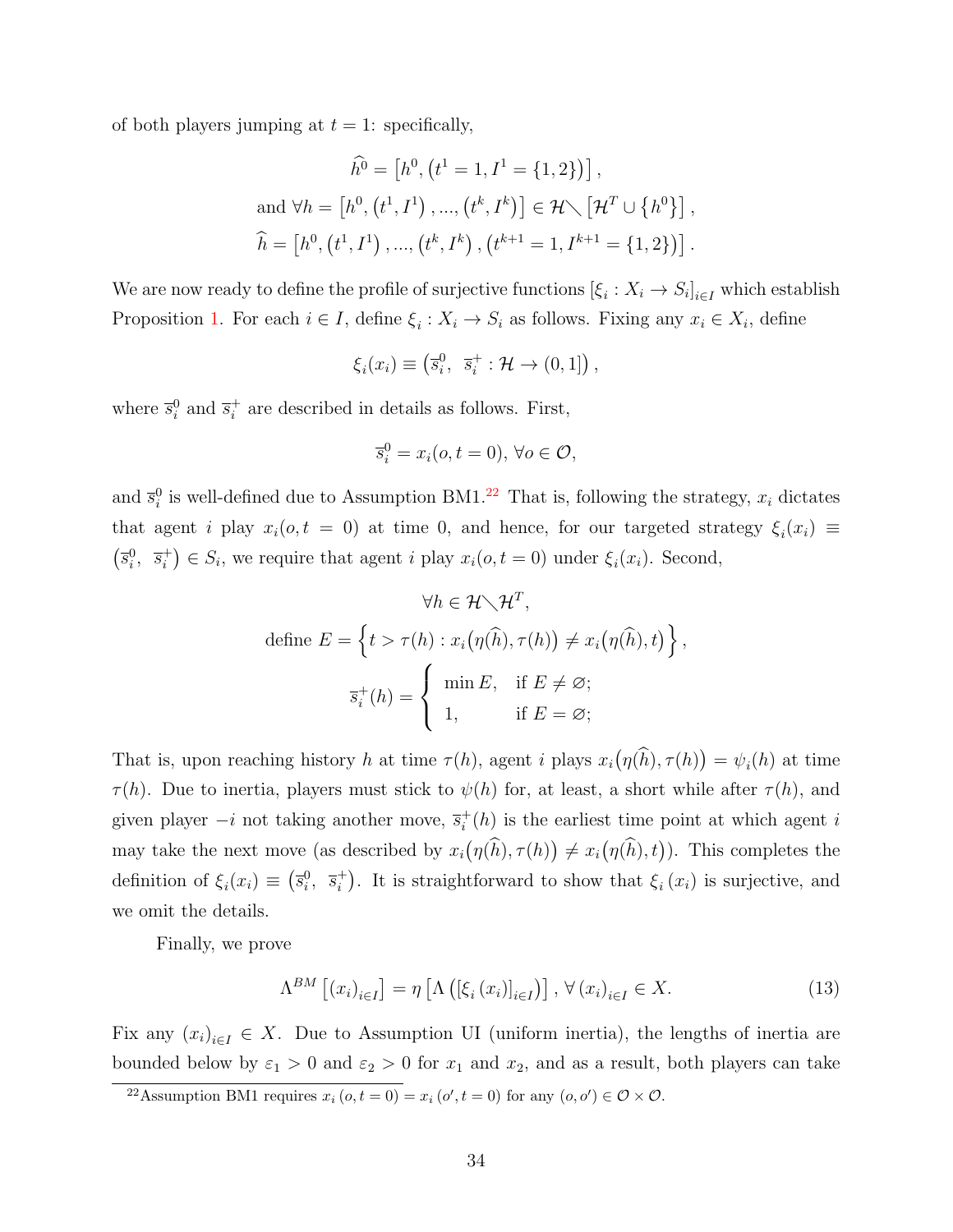of both players jumping at $t = 1$: specifically,

$$\widehat{h^0} = \left[h^0, \left(t^1 = 1, I^1 = \{1, 2\}\right)\right],$$
$$\text{and } \forall h = \left[h^0, \left(t^1, I^1\right), ..., \left(t^k, I^k\right)\right] \in \mathcal{H} \diagdown \left[\mathcal{H}^T \cup \left\{h^0\right\}\right],$$
$$\widehat{h} = \left[h^0, \left(t^1, I^1\right), ..., \left(t^k, I^k\right), \left(t^{k+1} = 1, I^{k+1} = \{1, 2\}\right)\right].$$

We are now ready to define the profile of surjective functions $[\xi_i : X_i \to S_i]_{i \in I}$ which establish Proposition 1. For each $i \in I$, define $\xi_i : X_i \to S_i$ as follows. Fixing any $x_i \in X_i$, define

$$\xi_i(x_i) \equiv \left(\overline{s}_i^0, \ \overline{s}_i^+ : \mathcal{H} \to (0, 1]\right),$$

where $\overline{s}_i^0$ and $\overline{s}_i^+$ are described in details as follows. First,

$$\overline{s}_i^0 = x_i(o, t = 0), \ \forall o \in \mathcal{O},$$

and $\overline{s}_i^0$ is well-defined due to Assumption BM1.[22] That is, following the strategy, $x_i$ dictates that agent $i$ play $x_i(o, t = 0)$ at time 0, and hence, for our targeted strategy $\xi_i(x_i) \equiv \left(\overline{s}_i^0, \ \overline{s}_i^+\right) \in S_i$, we require that agent $i$ play $x_i(o, t = 0)$ under $\xi_i(x_i)$. Second,

$$\forall h \in \mathcal{H} \diagdown \mathcal{H}^T,$$
$$\text{define } E = \left\{t > \tau(h) : x_i\big(\eta(\widehat{h}), \tau(h)\big) \neq x_i\big(\eta(\widehat{h}), t\big)\right\},$$
$$\overline{s}_i^+(h) = \begin{cases} \min E, & \text{if } E \neq \varnothing; \\ 1, & \text{if } E = \varnothing; \end{cases}$$

That is, upon reaching history $h$ at time $\tau(h)$, agent $i$ plays $x_i\big(\eta(\widehat{h}), \tau(h)\big) = \psi_i(h)$ at time $\tau(h)$. Due to inertia, players must stick to $\psi(h)$ for, at least, a short while after $\tau(h)$, and given player $-i$ not taking another move, $\overline{s}_i^+(h)$ is the earliest time point at which agent $i$ may take the next move (as described by $x_i\big(\eta(\widehat{h}), \tau(h)\big) \neq x_i\big(\eta(\widehat{h}), t\big)$). This completes the definition of $\xi_i(x_i) \equiv \left(\overline{s}_i^0, \ \overline{s}_i^+\right)$. It is straightforward to show that $\xi_i(x_i)$ is surjective, and we omit the details.

Finally, we prove

$$\Lambda^{BM}\left[(x_i)_{i \in I}\right] = \eta\left[\Lambda\left(\left[\xi_i(x_i)\right]_{i \in I}\right)\right], \ \forall (x_i)_{i \in I} \in X. \tag{13}$$

Fix any $(x_i)_{i \in I} \in X$. Due to Assumption UI (uniform inertia), the lengths of inertia are bounded below by $\varepsilon_1 > 0$ and $\varepsilon_2 > 0$ for $x_1$ and $x_2$, and as a result, both players can take

[22] Assumption BM1 requires $x_i(o, t = 0) = x_i(o', t = 0)$ for any $(o, o') \in \mathcal{O} \times \mathcal{O}$.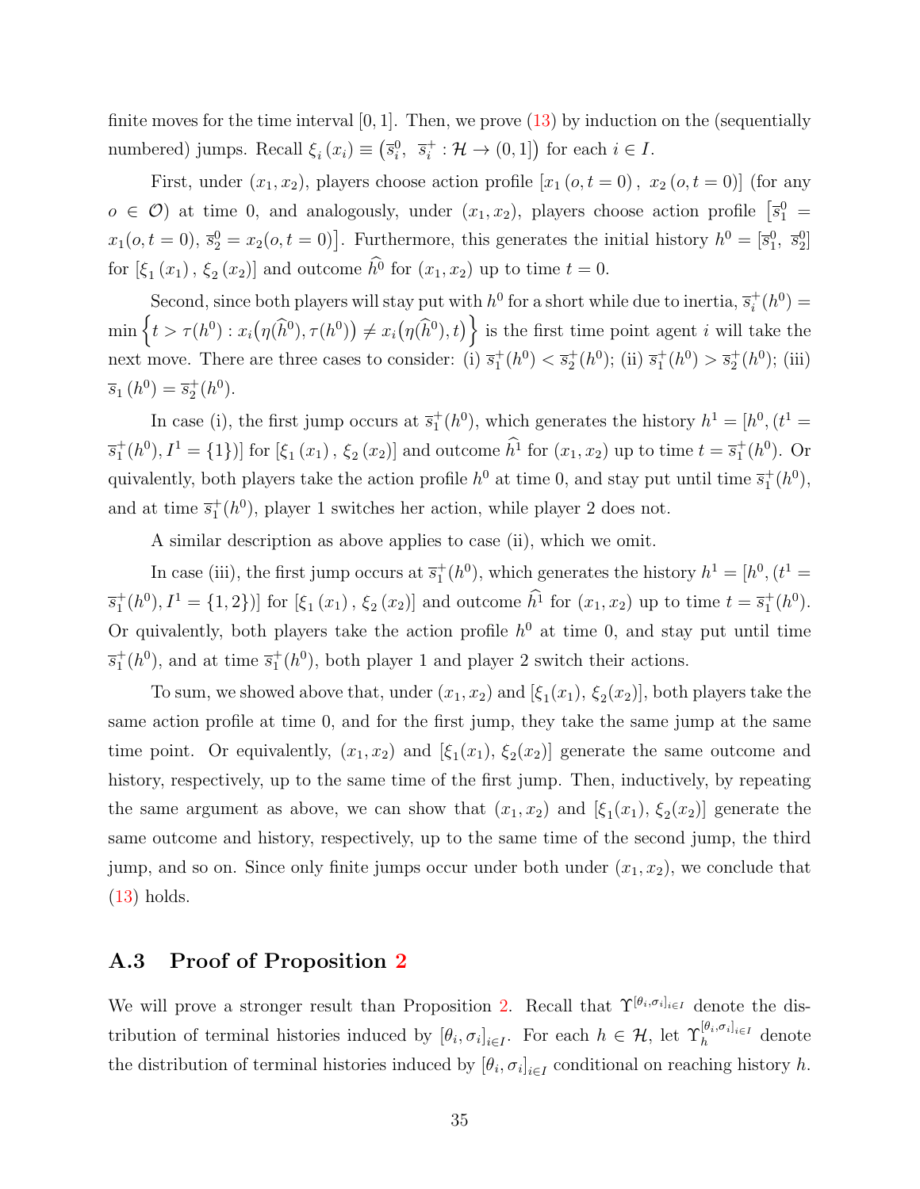finite moves for the time interval $[0, 1]$. Then, we prove (13) by induction on the (sequentially numbered) jumps. Recall $\xi_i(x_i) \equiv \left(\overline{s}_i^0,\ \overline{s}_i^+ : \mathcal{H} \to (0, 1]\right)$ for each $i \in I$.

First, under $(x_1, x_2)$, players choose action profile $[x_1(o, t = 0),\ x_2(o, t = 0)]$ (for any $o \in \mathcal{O}$) at time 0, and analogously, under $(x_1, x_2)$, players choose action profile $\left[\overline{s}_1^0 = x_1(o, t = 0),\ \overline{s}_2^0 = x_2(o, t = 0)\right]$. Furthermore, this generates the initial history $h^0 = [\overline{s}_1^0,\ \overline{s}_2^0]$ for $[\xi_1(x_1), \xi_2(x_2)]$ and outcome $\widehat{h}^0$ for $(x_1, x_2)$ up to time $t = 0$.

Second, since both players will stay put with $h^0$ for a short while due to inertia, $\overline{s}_i^+(h^0) = \min\left\{t > \tau(h^0) : x_i\big(\eta(\widehat{h}^0), \tau(h^0)\big) \neq x_i\big(\eta(\widehat{h}^0), t\big)\right\}$ is the first time point agent $i$ will take the next move. There are three cases to consider: (i) $\overline{s}_1^+(h^0) < \overline{s}_2^+(h^0)$; (ii) $\overline{s}_1^+(h^0) > \overline{s}_2^+(h^0)$; (iii) $\overline{s}_1(h^0) = \overline{s}_2^+(h^0)$.

In case (i), the first jump occurs at $\overline{s}_1^+(h^0)$, which generates the history $h^1 = [h^0, (t^1 = \overline{s}_1^+(h^0), I^1 = \{1\})]$ for $[\xi_1(x_1), \xi_2(x_2)]$ and outcome $\widehat{h}^1$ for $(x_1, x_2)$ up to time $t = \overline{s}_1^+(h^0)$. Or quivalently, both players take the action profile $h^0$ at time 0, and stay put until time $\overline{s}_1^+(h^0)$, and at time $\overline{s}_1^+(h^0)$, player 1 switches her action, while player 2 does not.

A similar description as above applies to case (ii), which we omit.

In case (iii), the first jump occurs at $\overline{s}_1^+(h^0)$, which generates the history $h^1 = [h^0, (t^1 = \overline{s}_1^+(h^0), I^1 = \{1, 2\})]$ for $[\xi_1(x_1), \xi_2(x_2)]$ and outcome $\widehat{h}^1$ for $(x_1, x_2)$ up to time $t = \overline{s}_1^+(h^0)$. Or quivalently, both players take the action profile $h^0$ at time 0, and stay put until time $\overline{s}_1^+(h^0)$, and at time $\overline{s}_1^+(h^0)$, both player 1 and player 2 switch their actions.

To sum, we showed above that, under $(x_1, x_2)$ and $[\xi_1(x_1), \xi_2(x_2)]$, both players take the same action profile at time 0, and for the first jump, they take the same jump at the same time point. Or equivalently, $(x_1, x_2)$ and $[\xi_1(x_1), \xi_2(x_2)]$ generate the same outcome and history, respectively, up to the same time of the first jump. Then, inductively, by repeating the same argument as above, we can show that $(x_1, x_2)$ and $[\xi_1(x_1), \xi_2(x_2)]$ generate the same outcome and history, respectively, up to the same time of the second jump, the third jump, and so on. Since only finite jumps occur under both under $(x_1, x_2)$, we conclude that (13) holds.

## A.3 Proof of Proposition 2

We will prove a stronger result than Proposition 2. Recall that $\Upsilon^{[\theta_i, \sigma_i]_{i \in I}}$ denote the distribution of terminal histories induced by $[\theta_i, \sigma_i]_{i \in I}$. For each $h \in \mathcal{H}$, let $\Upsilon_h^{[\theta_i, \sigma_i]_{i \in I}}$ denote the distribution of terminal histories induced by $[\theta_i, \sigma_i]_{i \in I}$ conditional on reaching history $h$.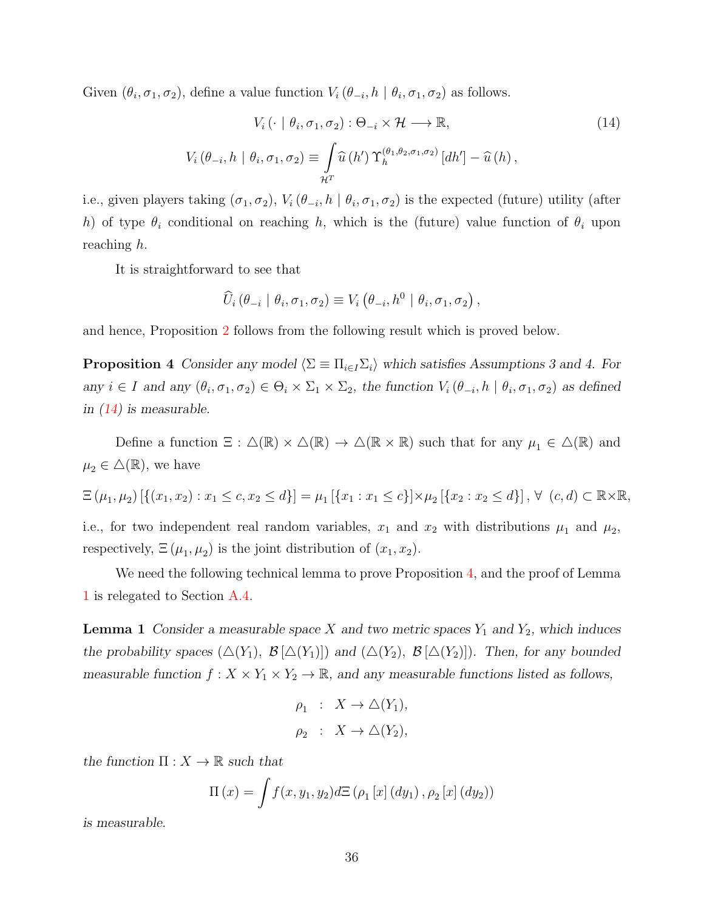Given $(\theta_i, \sigma_1, \sigma_2)$, define a value function $V_i(\theta_{-i}, h \mid \theta_i, \sigma_1, \sigma_2)$ as follows.

$$V_i(\cdot \mid \theta_i, \sigma_1, \sigma_2) : \Theta_{-i} \times \mathcal{H} \longrightarrow \mathbb{R}, \tag{14}$$

$$V_i(\theta_{-i}, h \mid \theta_i, \sigma_1, \sigma_2) \equiv \int_{\mathcal{H}^T} \widehat{u}(h') \Upsilon_h^{(\theta_1, \theta_2, \sigma_1, \sigma_2)}[dh'] - \widehat{u}(h),$$

i.e., given players taking $(\sigma_1, \sigma_2)$, $V_i(\theta_{-i}, h \mid \theta_i, \sigma_1, \sigma_2)$ is the expected (future) utility (after $h$) of type $\theta_i$ conditional on reaching $h$, which is the (future) value function of $\theta_i$ upon reaching $h$.

It is straightforward to see that

$$\widehat{U}_i(\theta_{-i} \mid \theta_i, \sigma_1, \sigma_2) \equiv V_i(\theta_{-i}, h^0 \mid \theta_i, \sigma_1, \sigma_2),$$

and hence, Proposition 2 follows from the following result which is proved below.

**Proposition 4** *Consider any model $\langle \Sigma \equiv \Pi_{i \in I} \Sigma_i \rangle$ which satisfies Assumptions 3 and 4. For any $i \in I$ and any $(\theta_i, \sigma_1, \sigma_2) \in \Theta_i \times \Sigma_1 \times \Sigma_2$, the function $V_i(\theta_{-i}, h \mid \theta_i, \sigma_1, \sigma_2)$ as defined in (14) is measurable.*

Define a function $\Xi : \triangle(\mathbb{R}) \times \triangle(\mathbb{R}) \to \triangle(\mathbb{R} \times \mathbb{R})$ such that for any $\mu_1 \in \triangle(\mathbb{R})$ and $\mu_2 \in \triangle(\mathbb{R})$, we have

$$\Xi(\mu_1, \mu_2)[\{(x_1, x_2) : x_1 \leq c, x_2 \leq d\}] = \mu_1[\{x_1 : x_1 \leq c\}] \times \mu_2[\{x_2 : x_2 \leq d\}], \ \forall \ (c, d) \subset \mathbb{R} \times \mathbb{R},$$

i.e., for two independent real random variables, $x_1$ and $x_2$ with distributions $\mu_1$ and $\mu_2$, respectively, $\Xi(\mu_1, \mu_2)$ is the joint distribution of $(x_1, x_2)$.

We need the following technical lemma to prove Proposition 4, and the proof of Lemma 1 is relegated to Section A.4.

**Lemma 1** *Consider a measurable space $X$ and two metric spaces $Y_1$ and $Y_2$, which induces the probability spaces $(\triangle(Y_1), \mathcal{B}[\triangle(Y_1)])$ and $(\triangle(Y_2), \mathcal{B}[\triangle(Y_2)])$. Then, for any bounded measurable function $f : X \times Y_1 \times Y_2 \to \mathbb{R}$, and any measurable functions listed as follows,*

$$\rho_1 : X \to \triangle(Y_1),$$
$$\rho_2 : X \to \triangle(Y_2),$$

*the function $\Pi : X \to \mathbb{R}$ such that*

$$\Pi(x) = \int f(x, y_1, y_2) d\Xi(\rho_1[x](dy_1), \rho_2[x](dy_2))$$

*is measurable.*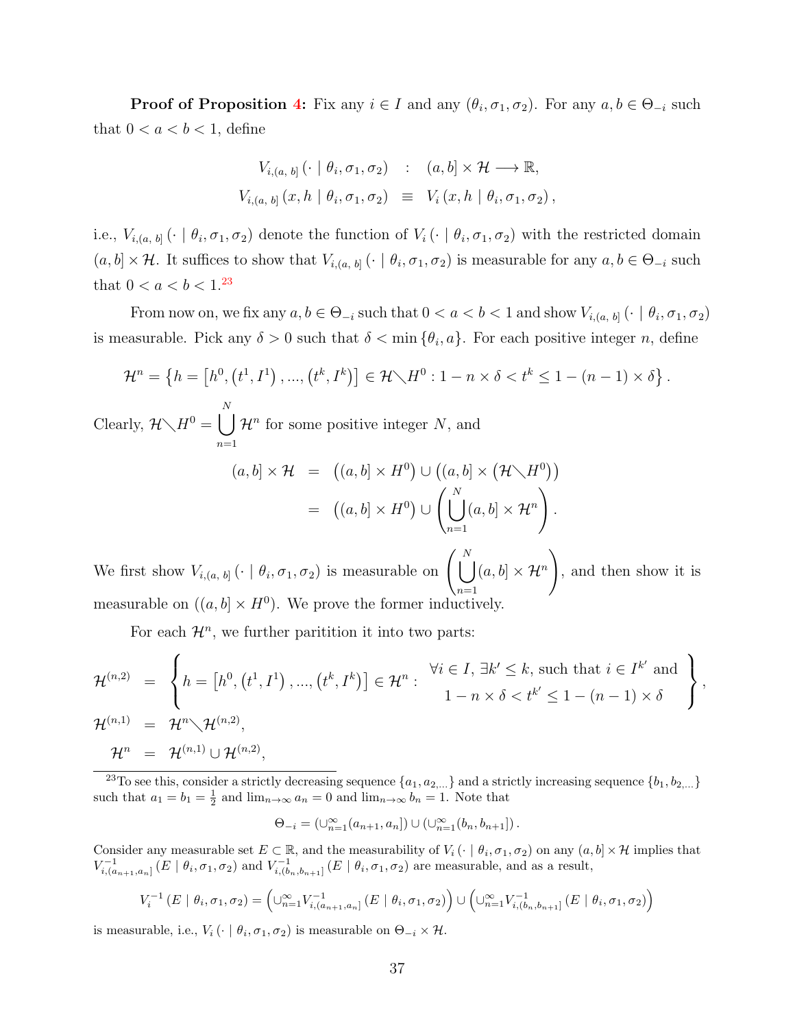**Proof of Proposition 4:** Fix any $i \in I$ and any $(\theta_i, \sigma_1, \sigma_2)$. For any $a, b \in \Theta_{-i}$ such that $0 < a < b < 1$, define

$$
\begin{aligned}
V_{i,(a,\, b]}(\cdot \mid \theta_i, \sigma_1, \sigma_2) \quad &: \quad (a, b] \times \mathcal{H} \longrightarrow \mathbb{R}, \\
V_{i,(a,\, b]}(x, h \mid \theta_i, \sigma_1, \sigma_2) \quad &\equiv \quad V_i(x, h \mid \theta_i, \sigma_1, \sigma_2),
\end{aligned}
$$

i.e., $V_{i,(a,\, b]}(\cdot \mid \theta_i, \sigma_1, \sigma_2)$ denote the function of $V_i(\cdot \mid \theta_i, \sigma_1, \sigma_2)$ with the restricted domain $(a, b] \times \mathcal{H}$. It suffices to show that $V_{i,(a,\, b]}(\cdot \mid \theta_i, \sigma_1, \sigma_2)$ is measurable for any $a, b \in \Theta_{-i}$ such that $0 < a < b < 1$.[23]

From now on, we fix any $a, b \in \Theta_{-i}$ such that $0 < a < b < 1$ and show $V_{i,(a,\, b]}(\cdot \mid \theta_i, \sigma_1, \sigma_2)$ is measurable. Pick any $\delta > 0$ such that $\delta < \min\{\theta_i, a\}$. For each positive integer $n$, define

$$
\mathcal{H}^n = \left\{ h = \left[h^0, \left(t^1, I^1\right), ..., \left(t^k, I^k\right)\right] \in \mathcal{H} \diagdown H^0 : 1 - n \times \delta < t^k \leq 1 - (n-1) \times \delta \right\}.
$$

Clearly, $\mathcal{H} \diagdown H^0 = \bigcup_{n=1}^{N} \mathcal{H}^n$ for some positive integer $N$, and

$$
\begin{aligned}
(a, b] \times \mathcal{H} \quad &= \quad \left((a, b] \times H^0\right) \cup \left((a, b] \times \left(\mathcal{H} \diagdown H^0\right)\right) \\
&= \quad \left((a, b] \times H^0\right) \cup \left(\bigcup_{n=1}^{N} (a, b] \times \mathcal{H}^n\right).
\end{aligned}
$$

We first show $V_{i,(a,\, b]}(\cdot \mid \theta_i, \sigma_1, \sigma_2)$ is measurable on $\left(\bigcup_{n=1}^{N} (a, b] \times \mathcal{H}^n\right)$, and then show it is measurable on $\left((a, b] \times H^0\right)$. We prove the former inductively.

For each $\mathcal{H}^n$, we further paritition it into two parts:

$$
\begin{aligned}
\mathcal{H}^{(n,2)} \quad &= \quad \left\{ h = \left[h^0, \left(t^1, I^1\right), ..., \left(t^k, I^k\right)\right] \in \mathcal{H}^n : \begin{array}{c} \forall i \in I, \ \exists k' \leq k, \text{ such that } i \in I^{k'} \text{ and} \\ 1 - n \times \delta < t^{k'} \leq 1 - (n-1) \times \delta \end{array} \right\}, \\
\mathcal{H}^{(n,1)} \quad &= \quad \mathcal{H}^n \diagdown \mathcal{H}^{(n,2)}, \\
\mathcal{H}^n \quad &= \quad \mathcal{H}^{(n,1)} \cup \mathcal{H}^{(n,2)},
\end{aligned}
$$

---

[23] To see this, consider a strictly decreasing sequence $\{a_1, a_{2,...}\}$ and a strictly increasing sequence $\{b_1, b_{2,...}\}$ such that $a_1 = b_1 = \frac{1}{2}$ and $\lim_{n\to\infty} a_n = 0$ and $\lim_{n\to\infty} b_n = 1$. Note that

$$
\Theta_{-i} = \left(\cup_{n=1}^{\infty} (a_{n+1}, a_n]\right) \cup \left(\cup_{n=1}^{\infty} (b_n, b_{n+1}]\right).
$$

Consider any measurable set $E \subset \mathbb{R}$, and the measurability of $V_i(\cdot \mid \theta_i, \sigma_1, \sigma_2)$ on any $(a, b] \times \mathcal{H}$ implies that $V_{i,(a_{n+1}, a_n]}^{-1}(E \mid \theta_i, \sigma_1, \sigma_2)$ and $V_{i,(b_n, b_{n+1}]}^{-1}(E \mid \theta_i, \sigma_1, \sigma_2)$ are measurable, and as a result,

$$
V_i^{-1}(E \mid \theta_i, \sigma_1, \sigma_2) = \left(\cup_{n=1}^{\infty} V_{i,(a_{n+1}, a_n]}^{-1}(E \mid \theta_i, \sigma_1, \sigma_2)\right) \cup \left(\cup_{n=1}^{\infty} V_{i,(b_n, b_{n+1}]}^{-1}(E \mid \theta_i, \sigma_1, \sigma_2)\right)
$$

is measurable, i.e., $V_i(\cdot \mid \theta_i, \sigma_1, \sigma_2)$ is measurable on $\Theta_{-i} \times \mathcal{H}$.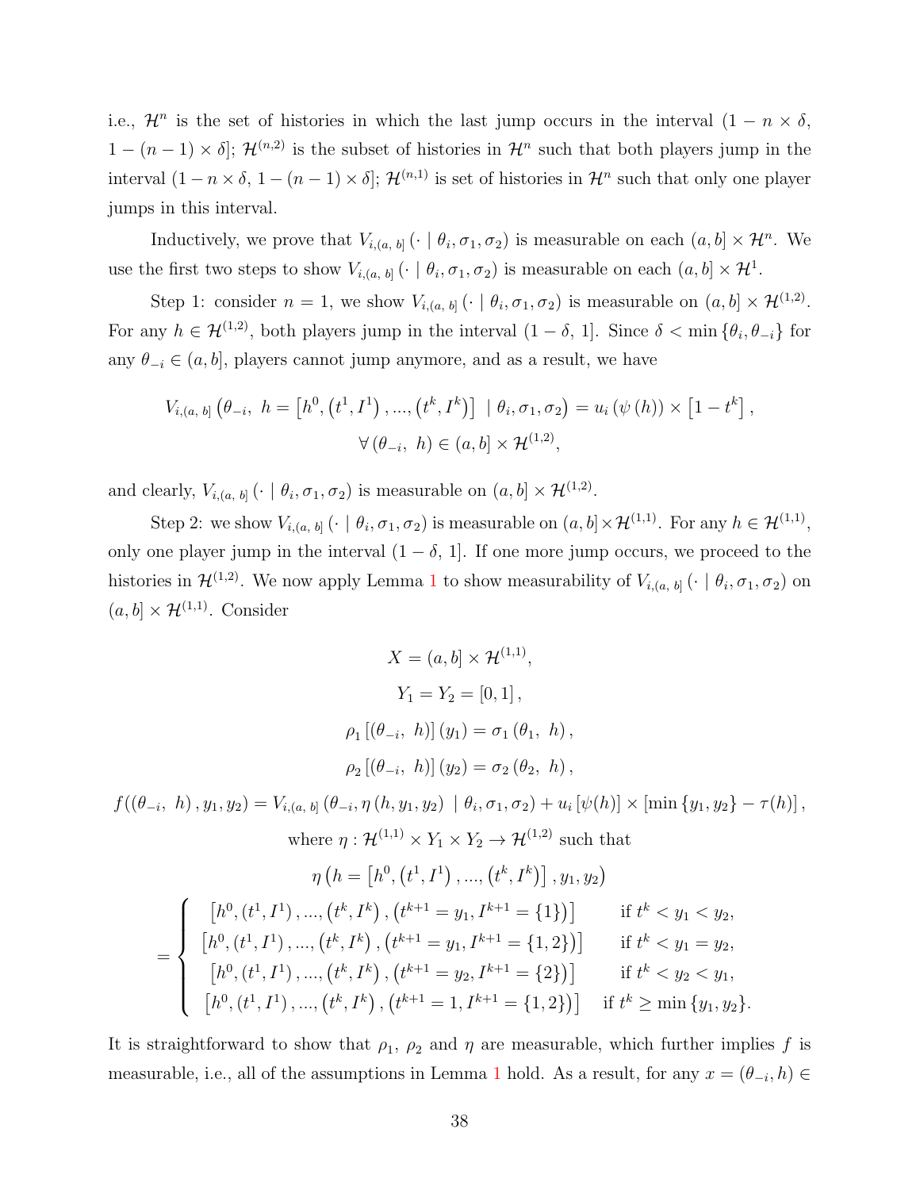i.e., $\mathcal{H}^n$ is the set of histories in which the last jump occurs in the interval $(1 - n \times \delta,$ $1-(n-1)\times\delta]$; $\mathcal{H}^{(n,2)}$ is the subset of histories in $\mathcal{H}^n$ such that both players jump in the interval $(1-n\times\delta,\ 1-(n-1)\times\delta]$; $\mathcal{H}^{(n,1)}$ is set of histories in $\mathcal{H}^n$ such that only one player jumps in this interval.

Inductively, we prove that $V_{i,(a,\,b]}\left(\cdot \mid \theta_i, \sigma_1, \sigma_2\right)$ is measurable on each $(a,b]\times\mathcal{H}^n$. We use the first two steps to show $V_{i,(a,\,b]}\left(\cdot \mid \theta_i, \sigma_1, \sigma_2\right)$ is measurable on each $(a,b]\times\mathcal{H}^1$.

Step 1: consider $n=1$, we show $V_{i,(a,\,b]}\left(\cdot \mid \theta_i, \sigma_1, \sigma_2\right)$ is measurable on $(a,b]\times\mathcal{H}^{(1,2)}$. For any $h\in\mathcal{H}^{(1,2)}$, both players jump in the interval $(1-\delta,\,1]$. Since $\delta<\min\{\theta_i,\theta_{-i}\}$ for any $\theta_{-i}\in(a,b]$, players cannot jump anymore, and as a result, we have

$$V_{i,(a,\,b]}\left(\theta_{-i},\ h=\left[h^0,\left(t^1,I^1\right),...,\left(t^k,I^k\right)\right]\ \mid \theta_i,\sigma_1,\sigma_2\right)=u_i\left(\psi\left(h\right)\right)\times\left[1-t^k\right],$$
$$\forall\left(\theta_{-i},\ h\right)\in(a,b]\times\mathcal{H}^{(1,2)},$$

and clearly, $V_{i,(a,\,b]}\left(\cdot \mid \theta_i, \sigma_1, \sigma_2\right)$ is measurable on $(a,b]\times\mathcal{H}^{(1,2)}$.

Step 2: we show $V_{i,(a,\,b]}\left(\cdot \mid \theta_i, \sigma_1, \sigma_2\right)$ is measurable on $(a,b]\times\mathcal{H}^{(1,1)}$. For any $h\in\mathcal{H}^{(1,1)}$, only one player jump in the interval $(1-\delta,\,1]$. If one more jump occurs, we proceed to the histories in $\mathcal{H}^{(1,2)}$. We now apply Lemma 1 to show measurability of $V_{i,(a,\,b]}\left(\cdot \mid \theta_i, \sigma_1, \sigma_2\right)$ on $(a,b]\times\mathcal{H}^{(1,1)}$. Consider

$$X=(a,b]\times\mathcal{H}^{(1,1)},$$
$$Y_1=Y_2=[0,1],$$
$$\rho_1\left[\left(\theta_{-i},\ h\right)\right]\left(y_1\right)=\sigma_1\left(\theta_1,\ h\right),$$
$$\rho_2\left[\left(\theta_{-i},\ h\right)\right]\left(y_2\right)=\sigma_2\left(\theta_2,\ h\right),$$
$$f(\left(\theta_{-i},\ h\right),y_1,y_2)=V_{i,(a,\,b]}\left(\theta_{-i},\eta\left(h,y_1,y_2\right)\ \mid \theta_i,\sigma_1,\sigma_2\right)+u_i\left[\psi(h)\right]\times\left[\min\left\{y_1,y_2\right\}-\tau(h)\right],$$
where $\eta:\mathcal{H}^{(1,1)}\times Y_1\times Y_2\to\mathcal{H}^{(1,2)}$ such that
$$\eta\left(h=\left[h^0,\left(t^1,I^1\right),...,\left(t^k,I^k\right)\right],y_1,y_2\right)$$
$$=\begin{cases}\left[h^0,\left(t^1,I^1\right),...,\left(t^k,I^k\right),\left(t^{k+1}=y_1,I^{k+1}=\{1\}\right)\right] & \text{if } t^k<y_1<y_2,\\ \left[h^0,\left(t^1,I^1\right),...,\left(t^k,I^k\right),\left(t^{k+1}=y_1,I^{k+1}=\{1,2\}\right)\right] & \text{if } t^k<y_1=y_2,\\ \left[h^0,\left(t^1,I^1\right),...,\left(t^k,I^k\right),\left(t^{k+1}=y_2,I^{k+1}=\{2\}\right)\right] & \text{if } t^k<y_2<y_1,\\ \left[h^0,\left(t^1,I^1\right),...,\left(t^k,I^k\right),\left(t^{k+1}=1,I^{k+1}=\{1,2\}\right)\right] & \text{if } t^k\geq\min\{y_1,y_2\}.\end{cases}$$

It is straightforward to show that $\rho_1$, $\rho_2$ and $\eta$ are measurable, which further implies $f$ is measurable, i.e., all of the assumptions in Lemma 1 hold. As a result, for any $x=(\theta_{-i},h)\in$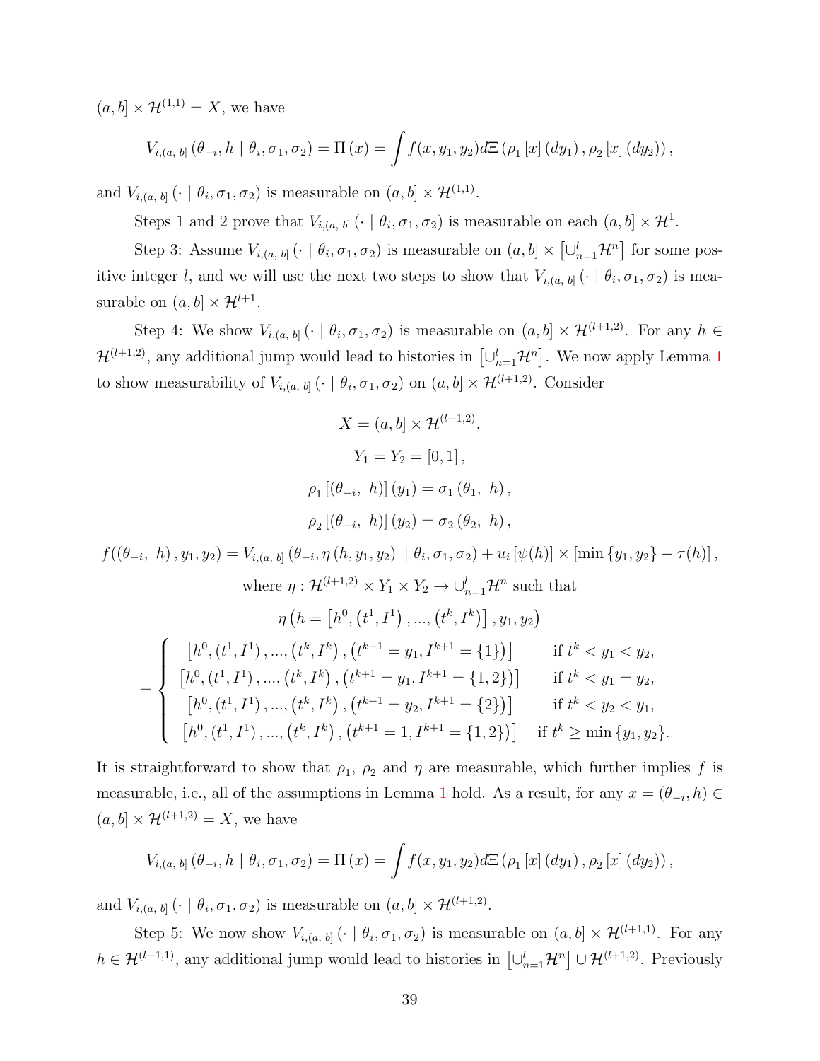$(a, b] \times \mathcal{H}^{(1,1)} = X$, we have

$$V_{i,(a,\, b]}\left(\theta_{-i}, h \mid \theta_i, \sigma_1, \sigma_2\right) = \Pi\left(x\right) = \int f(x, y_1, y_2) d\Xi\left(\rho_1\left[x\right]\left(dy_1\right), \rho_2\left[x\right]\left(dy_2\right)\right),$$

and $V_{i,(a,\, b]}\left(\cdot \mid \theta_i, \sigma_1, \sigma_2\right)$ is measurable on $(a, b] \times \mathcal{H}^{(1,1)}$.

Steps 1 and 2 prove that $V_{i,(a,\, b]}\left(\cdot \mid \theta_i, \sigma_1, \sigma_2\right)$ is measurable on each $(a, b] \times \mathcal{H}^1$.

Step 3: Assume $V_{i,(a,\, b]}\left(\cdot \mid \theta_i, \sigma_1, \sigma_2\right)$ is measurable on $(a, b] \times \left[\cup_{n=1}^{l} \mathcal{H}^n\right]$ for some positive integer $l$, and we will use the next two steps to show that $V_{i,(a,\, b]}\left(\cdot \mid \theta_i, \sigma_1, \sigma_2\right)$ is measurable on $(a, b] \times \mathcal{H}^{l+1}$.

Step 4: We show $V_{i,(a,\, b]}\left(\cdot \mid \theta_i, \sigma_1, \sigma_2\right)$ is measurable on $(a, b] \times \mathcal{H}^{(l+1,2)}$. For any $h \in \mathcal{H}^{(l+1,2)}$, any additional jump would lead to histories in $\left[\cup_{n=1}^{l} \mathcal{H}^n\right]$. We now apply Lemma 1 to show measurability of $V_{i,(a,\, b]}\left(\cdot \mid \theta_i, \sigma_1, \sigma_2\right)$ on $(a, b] \times \mathcal{H}^{(l+1,2)}$. Consider

$$X = (a, b] \times \mathcal{H}^{(l+1,2)},$$

$$Y_1 = Y_2 = [0, 1],$$

$$\rho_1\left[\left(\theta_{-i},\ h\right)\right]\left(y_1\right) = \sigma_1\left(\theta_1,\ h\right),$$

$$\rho_2\left[\left(\theta_{-i},\ h\right)\right]\left(y_2\right) = \sigma_2\left(\theta_2,\ h\right),$$

$$f(\left(\theta_{-i},\ h\right), y_1, y_2) = V_{i,(a,\, b]}\left(\theta_{-i}, \eta\left(h, y_1, y_2\right) \ \mid \theta_i, \sigma_1, \sigma_2\right) + u_i\left[\psi(h)\right] \times \left[\min\left\{y_1, y_2\right\} - \tau(h)\right],$$

$$\text{where } \eta : \mathcal{H}^{(l+1,2)} \times Y_1 \times Y_2 \to \cup_{n=1}^{l} \mathcal{H}^n \text{ such that}$$

$$\eta\left(h = \left[h^0, \left(t^1, I^1\right), ..., \left(t^k, I^k\right)\right], y_1, y_2\right)$$

$$= \begin{cases} \left[h^0, \left(t^1, I^1\right), ..., \left(t^k, I^k\right), \left(t^{k+1} = y_1, I^{k+1} = \{1\}\right)\right] & \text{if } t^k < y_1 < y_2, \\ \left[h^0, \left(t^1, I^1\right), ..., \left(t^k, I^k\right), \left(t^{k+1} = y_1, I^{k+1} = \{1, 2\}\right)\right] & \text{if } t^k < y_1 = y_2, \\ \left[h^0, \left(t^1, I^1\right), ..., \left(t^k, I^k\right), \left(t^{k+1} = y_2, I^{k+1} = \{2\}\right)\right] & \text{if } t^k < y_2 < y_1, \\ \left[h^0, \left(t^1, I^1\right), ..., \left(t^k, I^k\right), \left(t^{k+1} = 1, I^{k+1} = \{1, 2\}\right)\right] & \text{if } t^k \geq \min\left\{y_1, y_2\right\}. \end{cases}$$

It is straightforward to show that $\rho_1$, $\rho_2$ and $\eta$ are measurable, which further implies $f$ is measurable, i.e., all of the assumptions in Lemma 1 hold. As a result, for any $x = (\theta_{-i}, h) \in (a, b] \times \mathcal{H}^{(l+1,2)} = X$, we have

$$V_{i,(a,\, b]}\left(\theta_{-i}, h \mid \theta_i, \sigma_1, \sigma_2\right) = \Pi\left(x\right) = \int f(x, y_1, y_2) d\Xi\left(\rho_1\left[x\right]\left(dy_1\right), \rho_2\left[x\right]\left(dy_2\right)\right),$$

and $V_{i,(a,\, b]}\left(\cdot \mid \theta_i, \sigma_1, \sigma_2\right)$ is measurable on $(a, b] \times \mathcal{H}^{(l+1,2)}$.

Step 5: We now show $V_{i,(a,\, b]}\left(\cdot \mid \theta_i, \sigma_1, \sigma_2\right)$ is measurable on $(a, b] \times \mathcal{H}^{(l+1,1)}$. For any $h \in \mathcal{H}^{(l+1,1)}$, any additional jump would lead to histories in $\left[\cup_{n=1}^{l} \mathcal{H}^n\right] \cup \mathcal{H}^{(l+1,2)}$. Previously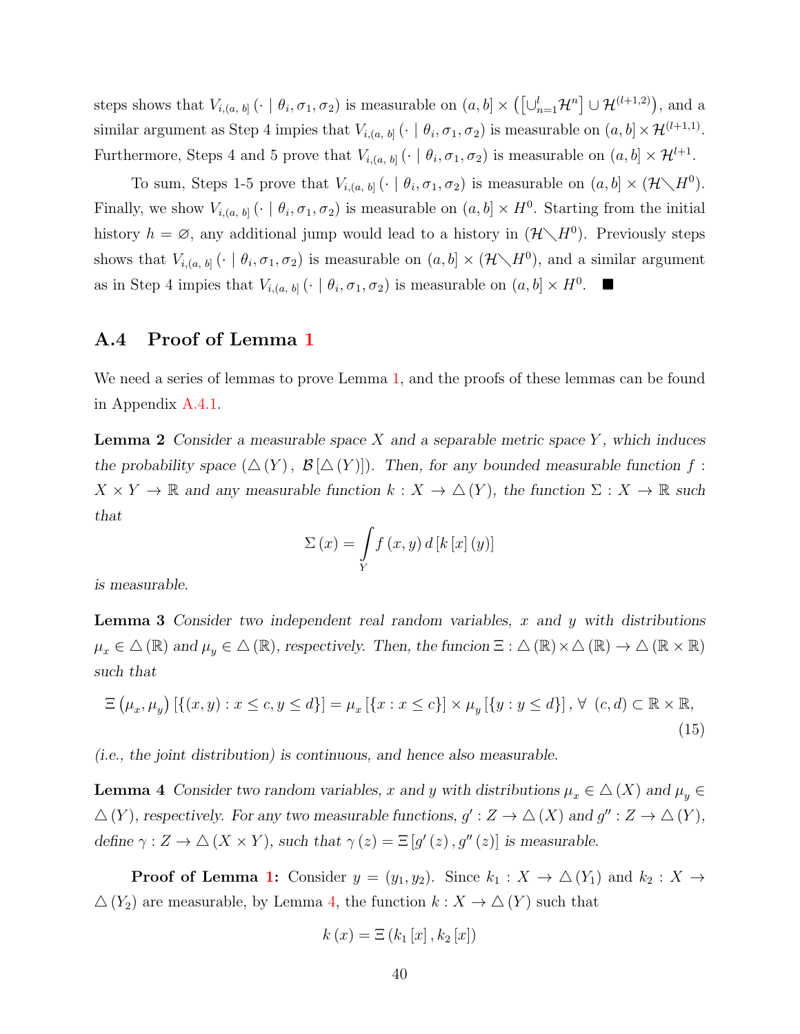steps shows that $V_{i,(a,\,b]}(\cdot \mid \theta_i, \sigma_1, \sigma_2)$ is measurable on $(a,b] \times \left(\left[\cup_{n=1}^{l} \mathcal{H}^n\right] \cup \mathcal{H}^{(l+1,2)}\right)$, and a similar argument as Step 4 impies that $V_{i,(a,\,b]}(\cdot \mid \theta_i, \sigma_1, \sigma_2)$ is measurable on $(a,b] \times \mathcal{H}^{(l+1,1)}$. Furthermore, Steps 4 and 5 prove that $V_{i,(a,\,b]}(\cdot \mid \theta_i, \sigma_1, \sigma_2)$ is measurable on $(a,b] \times \mathcal{H}^{l+1}$.

To sum, Steps 1-5 prove that $V_{i,(a,\,b]}(\cdot \mid \theta_i, \sigma_1, \sigma_2)$ is measurable on $(a,b] \times (\mathcal{H} \diagdown H^0)$. Finally, we show $V_{i,(a,\,b]}(\cdot \mid \theta_i, \sigma_1, \sigma_2)$ is measurable on $(a,b] \times H^0$. Starting from the initial history $h = \varnothing$, any additional jump would lead to a history in $(\mathcal{H} \diagdown H^0)$. Previously steps shows that $V_{i,(a,\,b]}(\cdot \mid \theta_i, \sigma_1, \sigma_2)$ is measurable on $(a,b] \times (\mathcal{H} \diagdown H^0)$, and a similar argument as in Step 4 impies that $V_{i,(a,\,b]}(\cdot \mid \theta_i, \sigma_1, \sigma_2)$ is measurable on $(a,b] \times H^0$. ■

## A.4 Proof of Lemma 1

We need a series of lemmas to prove Lemma 1, and the proofs of these lemmas can be found in Appendix A.4.1.

**Lemma 2** *Consider a measurable space $X$ and a separable metric space $Y$, which induces the probability space $(\triangle(Y), \mathcal{B}[\triangle(Y)])$. Then, for any bounded measurable function $f : X \times Y \to \mathbb{R}$ and any measurable function $k : X \to \triangle(Y)$, the function $\Sigma : X \to \mathbb{R}$ such that*

$$\Sigma(x) = \int_Y f(x,y)\, d\left[k[x](y)\right]$$

*is measurable.*

**Lemma 3** *Consider two independent real random variables, $x$ and $y$ with distributions $\mu_x \in \triangle(\mathbb{R})$ and $\mu_y \in \triangle(\mathbb{R})$, respectively. Then, the funcion $\Xi : \triangle(\mathbb{R}) \times \triangle(\mathbb{R}) \to \triangle(\mathbb{R} \times \mathbb{R})$ such that*

$$\Xi\left(\mu_x, \mu_y\right)\left[\{(x,y) : x \le c, y \le d\}\right] = \mu_x\left[\{x : x \le c\}\right] \times \mu_y\left[\{y : y \le d\}\right],\ \forall\ (c,d) \subset \mathbb{R} \times \mathbb{R}, \tag{15}$$

*(i.e., the joint distribution) is continuous, and hence also measurable.*

**Lemma 4** *Consider two random variables, $x$ and $y$ with distributions $\mu_x \in \triangle(X)$ and $\mu_y \in \triangle(Y)$, respectively. For any two measurable functions, $g' : Z \to \triangle(X)$ and $g'' : Z \to \triangle(Y)$, define $\gamma : Z \to \triangle(X \times Y)$, such that $\gamma(z) = \Xi\left[g'(z), g''(z)\right]$ is measurable.*

**Proof of Lemma 1:** Consider $y = (y_1, y_2)$. Since $k_1 : X \to \triangle(Y_1)$ and $k_2 : X \to \triangle(Y_2)$ are measurable, by Lemma 4, the function $k : X \to \triangle(Y)$ such that

$$k(x) = \Xi\left(k_1[x], k_2[x]\right)$$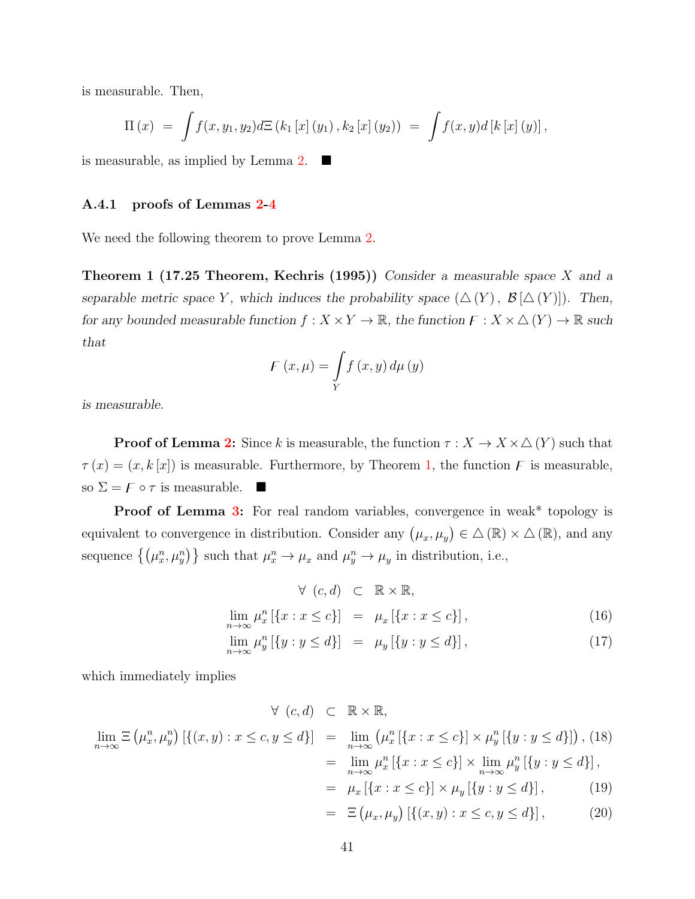is measurable. Then,

$$\Pi(x) = \int f(x, y_1, y_2) d\Xi(k_1[x](y_1), k_2[x](y_2)) = \int f(x, y) d[k[x](y)],$$

is measurable, as implied by Lemma 2. ■

### A.4.1 proofs of Lemmas 2-4

We need the following theorem to prove Lemma 2.

**Theorem 1 (17.25 Theorem, Kechris (1995))** *Consider a measurable space $X$ and a separable metric space $Y$, which induces the probability space $(\triangle(Y), \mathcal{B}[\triangle(Y)])$. Then, for any bounded measurable function $f : X \times Y \to \mathbb{R}$, the function $F : X \times \triangle(Y) \to \mathbb{R}$ such that*

$$F(x, \mu) = \int_Y f(x, y) d\mu(y)$$

*is measurable.*

**Proof of Lemma 2:** Since $k$ is measurable, the function $\tau : X \to X \times \triangle(Y)$ such that $\tau(x) = (x, k[x])$ is measurable. Furthermore, by Theorem 1, the function $F$ is measurable, so $\Sigma = F \circ \tau$ is measurable. ■

**Proof of Lemma 3:** For real random variables, convergence in weak* topology is equivalent to convergence in distribution. Consider any $(\mu_x, \mu_y) \in \triangle(\mathbb{R}) \times \triangle(\mathbb{R})$, and any sequence $\{(\mu_x^n, \mu_y^n)\}$ such that $\mu_x^n \to \mu_x$ and $\mu_y^n \to \mu_y$ in distribution, i.e.,

$$\begin{aligned}
\forall \ (c, d) &\subset \mathbb{R} \times \mathbb{R}, \\
\lim_{n\to\infty} \mu_x^n [\{x : x \le c\}] &= \mu_x [\{x : x \le c\}], \qquad (16) \\
\lim_{n\to\infty} \mu_y^n [\{y : y \le d\}] &= \mu_y [\{y : y \le d\}], \qquad (17)
\end{aligned}$$

which immediately implies

$$\begin{aligned}
\forall \ (c, d) &\subset \mathbb{R} \times \mathbb{R}, \\
\lim_{n\to\infty} \Xi(\mu_x^n, \mu_y^n) [\{(x, y) : x \le c, y \le d\}] &= \lim_{n\to\infty} (\mu_x^n [\{x : x \le c\}] \times \mu_y^n [\{y : y \le d\}]), \qquad (18) \\
&= \lim_{n\to\infty} \mu_x^n [\{x : x \le c\}] \times \lim_{n\to\infty} \mu_y^n [\{y : y \le d\}], \\
&= \mu_x [\{x : x \le c\}] \times \mu_y [\{y : y \le d\}], \qquad (19) \\
&= \Xi(\mu_x, \mu_y) [\{(x, y) : x \le c, y \le d\}], \qquad (20)
\end{aligned}$$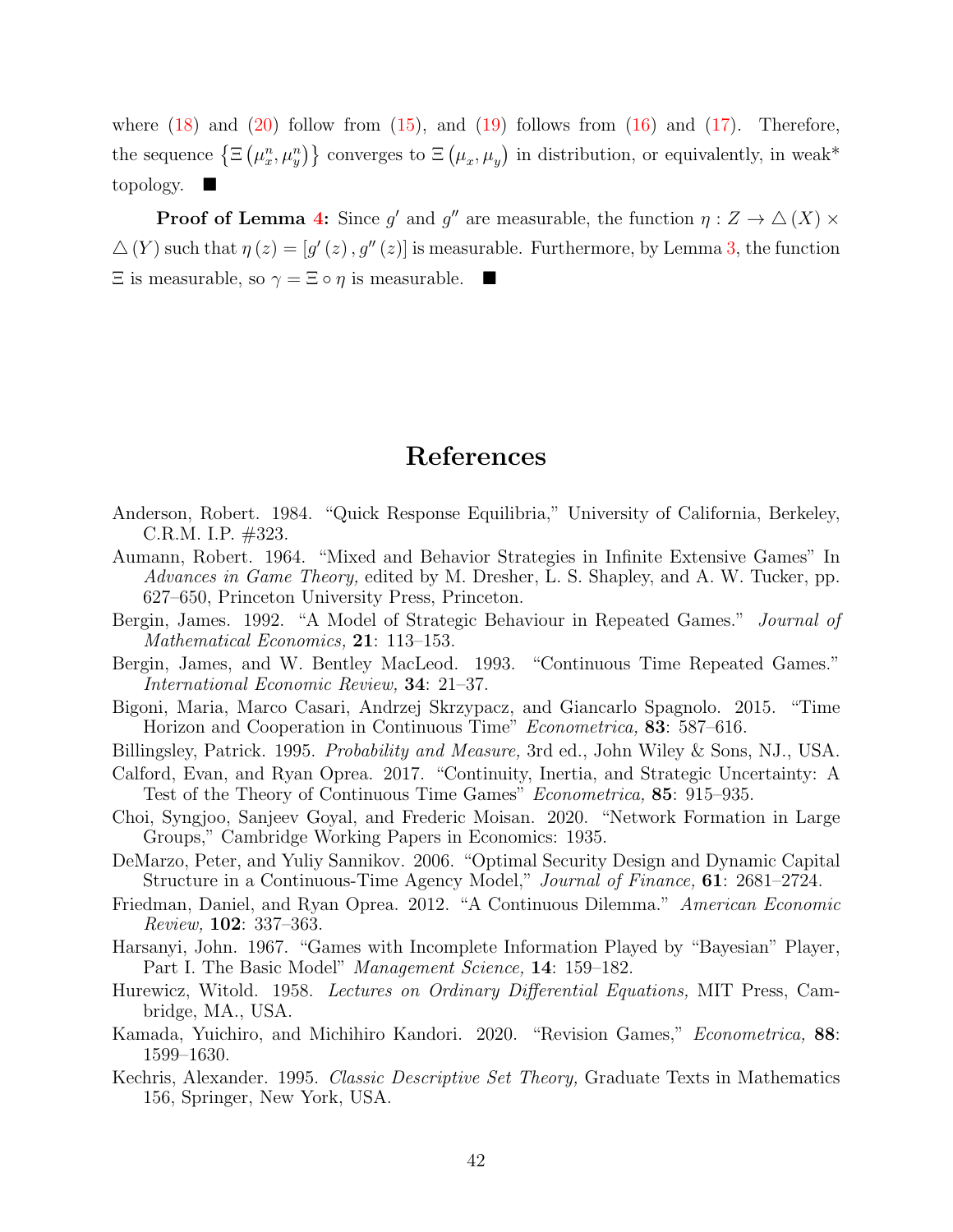where (18) and (20) follow from (15), and (19) follows from (16) and (17). Therefore, the sequence $\{\Xi(\mu_x^n, \mu_y^n)\}$ converges to $\Xi(\mu_x, \mu_y)$ in distribution, or equivalently, in weak* topology. ■

**Proof of Lemma 4:** Since $g'$ and $g''$ are measurable, the function $\eta : Z \to \triangle(X) \times \triangle(Y)$ such that $\eta(z) = [g'(z), g''(z)]$ is measurable. Furthermore, by Lemma 3, the function $\Xi$ is measurable, so $\gamma = \Xi \circ \eta$ is measurable. ■

# References

Anderson, Robert. 1984. "Quick Response Equilibria," University of California, Berkeley, C.R.M. I.P. #323.

Aumann, Robert. 1964. "Mixed and Behavior Strategies in Infinite Extensive Games" In *Advances in Game Theory,* edited by M. Dresher, L. S. Shapley, and A. W. Tucker, pp. 627–650, Princeton University Press, Princeton.

Bergin, James. 1992. "A Model of Strategic Behaviour in Repeated Games." *Journal of Mathematical Economics,* **21**: 113–153.

Bergin, James, and W. Bentley MacLeod. 1993. "Continuous Time Repeated Games." *International Economic Review,* **34**: 21–37.

Bigoni, Maria, Marco Casari, Andrzej Skrzypacz, and Giancarlo Spagnolo. 2015. "Time Horizon and Cooperation in Continuous Time" *Econometrica,* **83**: 587–616.

Billingsley, Patrick. 1995. *Probability and Measure,* 3rd ed., John Wiley & Sons, NJ., USA.

Calford, Evan, and Ryan Oprea. 2017. "Continuity, Inertia, and Strategic Uncertainty: A Test of the Theory of Continuous Time Games" *Econometrica,* **85**: 915–935.

Choi, Syngjoo, Sanjeev Goyal, and Frederic Moisan. 2020. "Network Formation in Large Groups," Cambridge Working Papers in Economics: 1935.

DeMarzo, Peter, and Yuliy Sannikov. 2006. "Optimal Security Design and Dynamic Capital Structure in a Continuous-Time Agency Model," *Journal of Finance,* **61**: 2681–2724.

Friedman, Daniel, and Ryan Oprea. 2012. "A Continuous Dilemma." *American Economic Review,* **102**: 337–363.

Harsanyi, John. 1967. "Games with Incomplete Information Played by "Bayesian" Player, Part I. The Basic Model" *Management Science,* **14**: 159–182.

Hurewicz, Witold. 1958. *Lectures on Ordinary Differential Equations,* MIT Press, Cambridge, MA., USA.

Kamada, Yuichiro, and Michihiro Kandori. 2020. "Revision Games," *Econometrica,* **88**: 1599–1630.

Kechris, Alexander. 1995. *Classic Descriptive Set Theory,* Graduate Texts in Mathematics 156, Springer, New York, USA.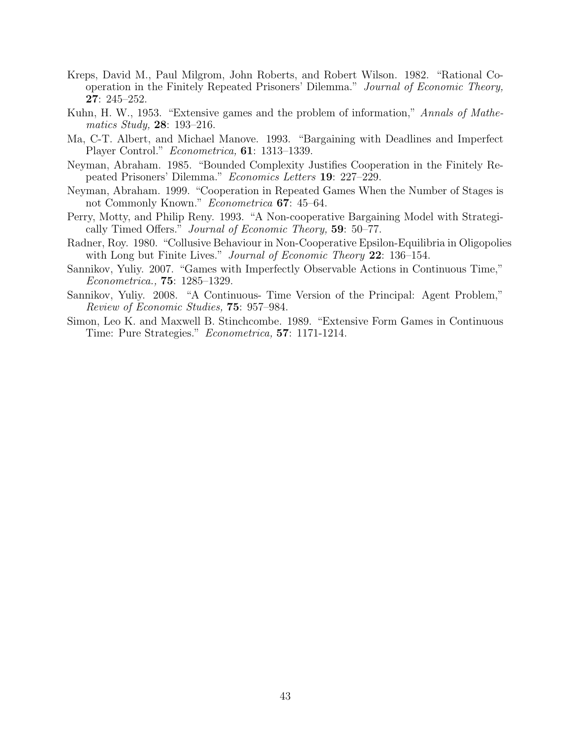Kreps, David M., Paul Milgrom, John Roberts, and Robert Wilson. 1982. "Rational Cooperation in the Finitely Repeated Prisoners' Dilemma." *Journal of Economic Theory,* **27**: 245–252.

Kuhn, H. W., 1953. "Extensive games and the problem of information," *Annals of Mathematics Study,* **28**: 193–216.

Ma, C-T. Albert, and Michael Manove. 1993. "Bargaining with Deadlines and Imperfect Player Control." *Econometrica,* **61**: 1313–1339.

Neyman, Abraham. 1985. "Bounded Complexity Justifies Cooperation in the Finitely Repeated Prisoners' Dilemma." *Economics Letters* **19**: 227–229.

Neyman, Abraham. 1999. "Cooperation in Repeated Games When the Number of Stages is not Commonly Known." *Econometrica* **67**: 45–64.

Perry, Motty, and Philip Reny. 1993. "A Non-cooperative Bargaining Model with Strategically Timed Offers." *Journal of Economic Theory,* **59**: 50–77.

Radner, Roy. 1980. "Collusive Behaviour in Non-Cooperative Epsilon-Equilibria in Oligopolies with Long but Finite Lives." *Journal of Economic Theory* **22**: 136–154.

Sannikov, Yuliy. 2007. "Games with Imperfectly Observable Actions in Continuous Time," *Econometrica.,* **75**: 1285–1329.

Sannikov, Yuliy. 2008. "A Continuous- Time Version of the Principal: Agent Problem," *Review of Economic Studies,* **75**: 957–984.

Simon, Leo K. and Maxwell B. Stinchcombe. 1989. "Extensive Form Games in Continuous Time: Pure Strategies." *Econometrica,* **57**: 1171-1214.